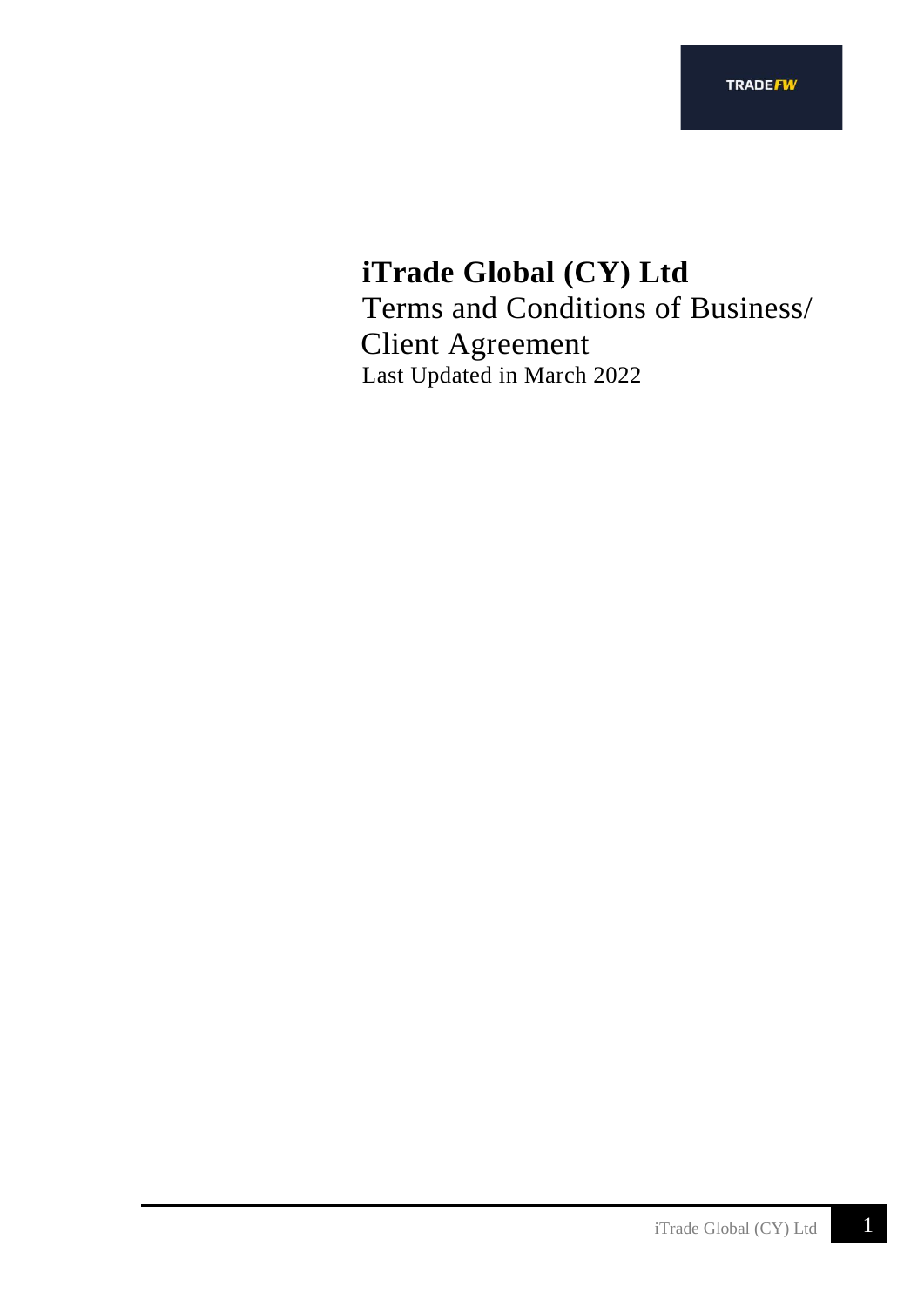TRADEFW

# iTrade Global (CY) Ltd

Terms and Conditions of Business/ Client Agreement

Last Updated in March 2022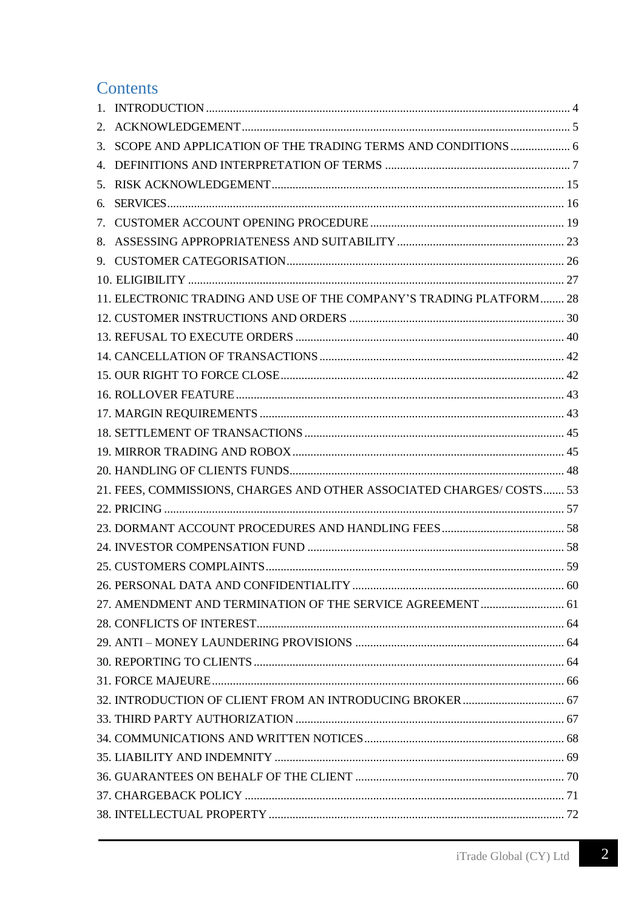# Contents

1. INTRODUCTION ........ 4
2. ACKNOWLEDGEMENT ........ 5
3. SCOPE AND APPLICATION OF THE TRADING TERMS AND CONDITIONS ........ 6
4. DEFINITIONS AND INTERPRETATION OF TERMS ........ 7
5. RISK ACKNOWLEDGEMENT ........ 15
6. SERVICES ........ 16
7. CUSTOMER ACCOUNT OPENING PROCEDURE ........ 19
8. ASSESSING APPROPRIATENESS AND SUITABILITY ........ 23
9. CUSTOMER CATEGORISATION ........ 26
10. ELIGIBILITY ........ 27
11. ELECTRONIC TRADING AND USE OF THE COMPANY'S TRADING PLATFORM ........ 28
12. CUSTOMER INSTRUCTIONS AND ORDERS ........ 30
13. REFUSAL TO EXECUTE ORDERS ........ 40
14. CANCELLATION OF TRANSACTIONS ........ 42
15. OUR RIGHT TO FORCE CLOSE ........ 42
16. ROLLOVER FEATURE ........ 43
17. MARGIN REQUIREMENTS ........ 43
18. SETTLEMENT OF TRANSACTIONS ........ 45
19. MIRROR TRADING AND ROBOX ........ 45
20. HANDLING OF CLIENTS FUNDS ........ 48
21. FEES, COMMISSIONS, CHARGES AND OTHER ASSOCIATED CHARGES/ COSTS ........ 53
22. PRICING ........ 57
23. DORMANT ACCOUNT PROCEDURES AND HANDLING FEES ........ 58
24. INVESTOR COMPENSATION FUND ........ 58
25. CUSTOMERS COMPLAINTS ........ 59
26. PERSONAL DATA AND CONFIDENTIALITY ........ 60
27. AMENDMENT AND TERMINATION OF THE SERVICE AGREEMENT ........ 61
28. CONFLICTS OF INTEREST ........ 64
29. ANTI – MONEY LAUNDERING PROVISIONS ........ 64
30. REPORTING TO CLIENTS ........ 64
31. FORCE MAJEURE ........ 66
32. INTRODUCTION OF CLIENT FROM AN INTRODUCING BROKER ........ 67
33. THIRD PARTY AUTHORIZATION ........ 67
34. COMMUNICATIONS AND WRITTEN NOTICES ........ 68
35. LIABILITY AND INDEMNITY ........ 69
36. GUARANTEES ON BEHALF OF THE CLIENT ........ 70
37. CHARGEBACK POLICY ........ 71
38. INTELLECTUAL PROPERTY ........ 72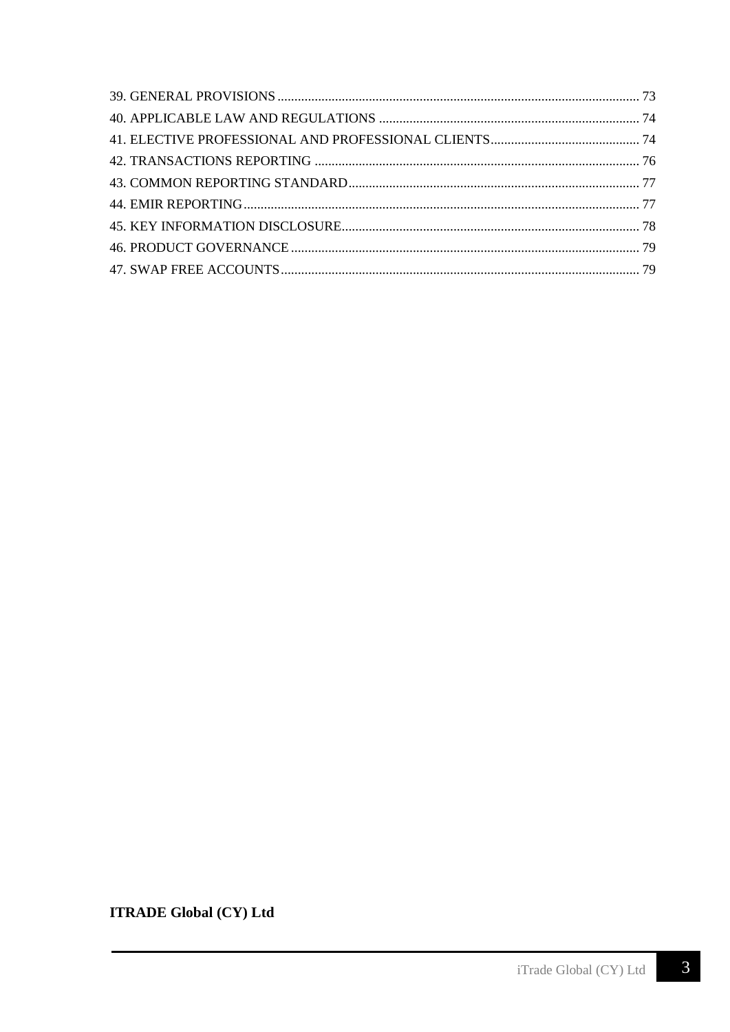39. GENERAL PROVISIONS ........................................................................................................... 73
40. APPLICABLE LAW AND REGULATIONS ............................................................................ 74
41. ELECTIVE PROFESSIONAL AND PROFESSIONAL CLIENTS............................................ 74
42. TRANSACTIONS REPORTING ................................................................................................ 76
43. COMMON REPORTING STANDARD...................................................................................... 77
44. EMIR REPORTING..................................................................................................................... 77
45. KEY INFORMATION DISCLOSURE........................................................................................ 78
46. PRODUCT GOVERNANCE ....................................................................................................... 79
47. SWAP FREE ACCOUNTS.......................................................................................................... 79

**ITRADE Global (CY) Ltd**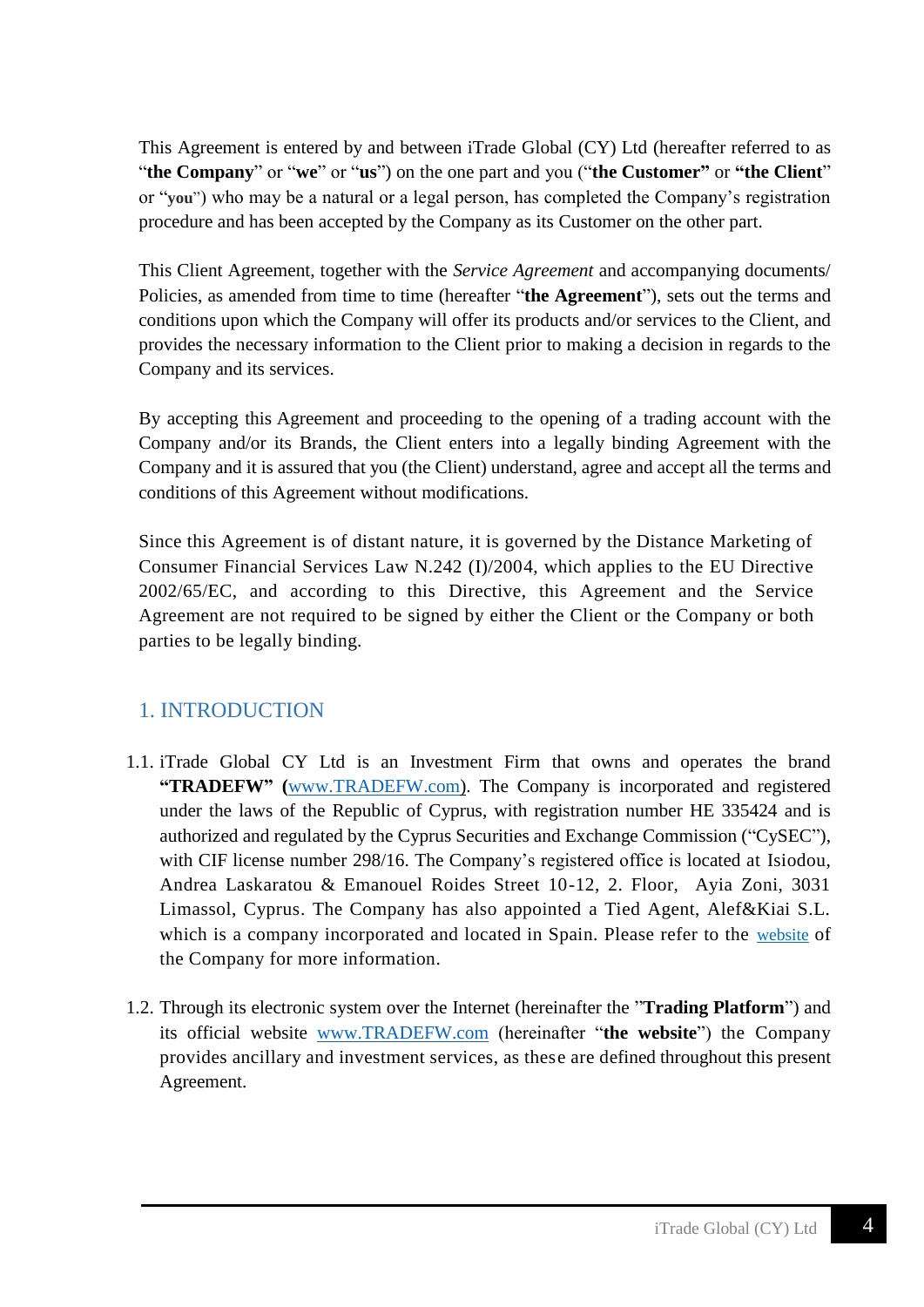This Agreement is entered by and between iTrade Global (CY) Ltd (hereafter referred to as "**the Company**" or "**we**" or "**us**") on the one part and you ("**the Customer"** or **"the Client**" or "**you**") who may be a natural or a legal person, has completed the Company's registration procedure and has been accepted by the Company as its Customer on the other part.

This Client Agreement, together with the *Service Agreement* and accompanying documents/ Policies, as amended from time to time (hereafter "**the Agreement**"), sets out the terms and conditions upon which the Company will offer its products and/or services to the Client, and provides the necessary information to the Client prior to making a decision in regards to the Company and its services.

By accepting this Agreement and proceeding to the opening of a trading account with the Company and/or its Brands, the Client enters into a legally binding Agreement with the Company and it is assured that you (the Client) understand, agree and accept all the terms and conditions of this Agreement without modifications.

Since this Agreement is of distant nature, it is governed by the Distance Marketing of Consumer Financial Services Law N.242 (I)/2004, which applies to the EU Directive 2002/65/EC, and according to this Directive, this Agreement and the Service Agreement are not required to be signed by either the Client or the Company or both parties to be legally binding.

## 1. INTRODUCTION

1.1. iTrade Global CY Ltd is an Investment Firm that owns and operates the brand **"TRADEFW" (**[www.TRADEFW.com](www.TRADEFW.com)). The Company is incorporated and registered under the laws of the Republic of Cyprus, with registration number HE 335424 and is authorized and regulated by the Cyprus Securities and Exchange Commission ("CySEC"), with CIF license number 298/16. The Company's registered office is located at Isiodou, Andrea Laskaratou & Emanouel Roides Street 10-12, 2. Floor, Ayia Zoni, 3031 Limassol, Cyprus. The Company has also appointed a Tied Agent, Alef&Kiai S.L. which is a company incorporated and located in Spain. Please refer to the website of the Company for more information.

1.2. Through its electronic system over the Internet (hereinafter the "**Trading Platform**") and its official website [www.TRADEFW.com](www.TRADEFW.com) (hereinafter "**the website**") the Company provides ancillary and investment services, as these are defined throughout this present Agreement.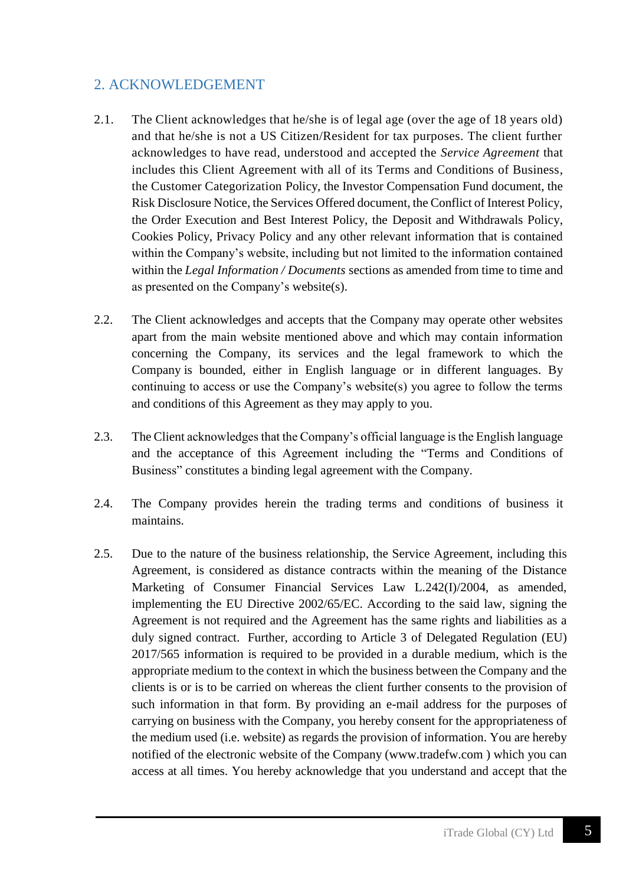## 2. ACKNOWLEDGEMENT

2.1. The Client acknowledges that he/she is of legal age (over the age of 18 years old) and that he/she is not a US Citizen/Resident for tax purposes. The client further acknowledges to have read, understood and accepted the *Service Agreement* that includes this Client Agreement with all of its Terms and Conditions of Business, the Customer Categorization Policy, the Investor Compensation Fund document, the Risk Disclosure Notice, the Services Offered document, the Conflict of Interest Policy, the Order Execution and Best Interest Policy, the Deposit and Withdrawals Policy, Cookies Policy, Privacy Policy and any other relevant information that is contained within the Company's website, including but not limited to the information contained within the *Legal Information / Documents* sections as amended from time to time and as presented on the Company's website(s).

2.2. The Client acknowledges and accepts that the Company may operate other websites apart from the main website mentioned above and which may contain information concerning the Company, its services and the legal framework to which the Company is bounded, either in English language or in different languages. By continuing to access or use the Company's website(s) you agree to follow the terms and conditions of this Agreement as they may apply to you.

2.3. The Client acknowledges that the Company's official language is the English language and the acceptance of this Agreement including the "Terms and Conditions of Business" constitutes a binding legal agreement with the Company.

2.4. The Company provides herein the trading terms and conditions of business it maintains.

2.5. Due to the nature of the business relationship, the Service Agreement, including this Agreement, is considered as distance contracts within the meaning of the Distance Marketing of Consumer Financial Services Law L.242(I)/2004, as amended, implementing the EU Directive 2002/65/EC. According to the said law, signing the Agreement is not required and the Agreement has the same rights and liabilities as a duly signed contract. Further, according to Article 3 of Delegated Regulation (EU) 2017/565 information is required to be provided in a durable medium, which is the appropriate medium to the context in which the business between the Company and the clients is or is to be carried on whereas the client further consents to the provision of such information in that form. By providing an e-mail address for the purposes of carrying on business with the Company, you hereby consent for the appropriateness of the medium used (i.e. website) as regards the provision of information. You are hereby notified of the electronic website of the Company (www.tradefw.com ) which you can access at all times. You hereby acknowledge that you understand and accept that the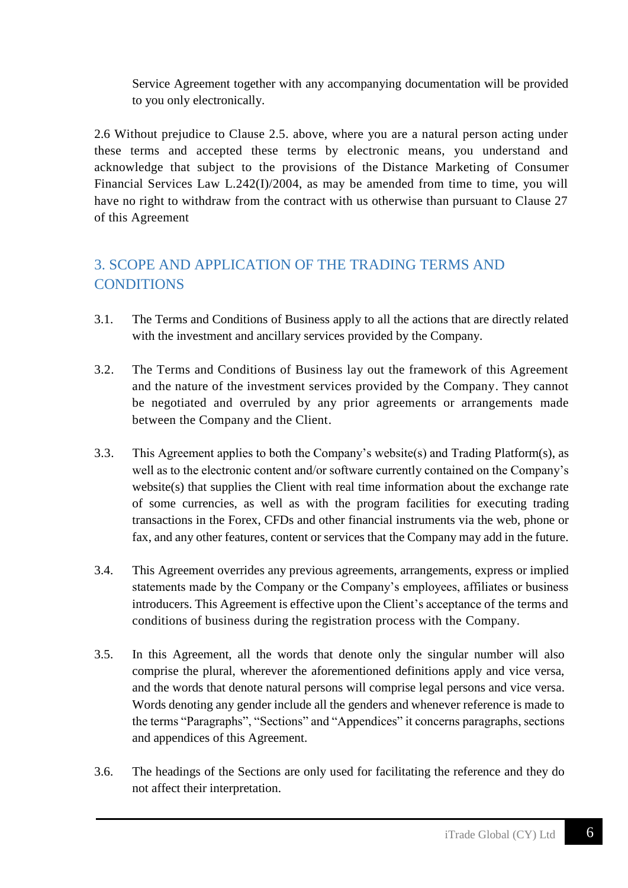Service Agreement together with any accompanying documentation will be provided to you only electronically.

2.6 Without prejudice to Clause 2.5. above, where you are a natural person acting under these terms and accepted these terms by electronic means, you understand and acknowledge that subject to the provisions of the Distance Marketing of Consumer Financial Services Law L.242(I)/2004, as may be amended from time to time, you will have no right to withdraw from the contract with us otherwise than pursuant to Clause 27 of this Agreement

## 3. SCOPE AND APPLICATION OF THE TRADING TERMS AND CONDITIONS

3.1. The Terms and Conditions of Business apply to all the actions that are directly related with the investment and ancillary services provided by the Company.

3.2. The Terms and Conditions of Business lay out the framework of this Agreement and the nature of the investment services provided by the Company. They cannot be negotiated and overruled by any prior agreements or arrangements made between the Company and the Client.

3.3. This Agreement applies to both the Company's website(s) and Trading Platform(s), as well as to the electronic content and/or software currently contained on the Company's website(s) that supplies the Client with real time information about the exchange rate of some currencies, as well as with the program facilities for executing trading transactions in the Forex, CFDs and other financial instruments via the web, phone or fax, and any other features, content or services that the Company may add in the future.

3.4. This Agreement overrides any previous agreements, arrangements, express or implied statements made by the Company or the Company's employees, affiliates or business introducers. This Agreement is effective upon the Client's acceptance of the terms and conditions of business during the registration process with the Company.

3.5. In this Agreement, all the words that denote only the singular number will also comprise the plural, wherever the aforementioned definitions apply and vice versa, and the words that denote natural persons will comprise legal persons and vice versa. Words denoting any gender include all the genders and whenever reference is made to the terms "Paragraphs", "Sections" and "Appendices" it concerns paragraphs, sections and appendices of this Agreement.

3.6. The headings of the Sections are only used for facilitating the reference and they do not affect their interpretation.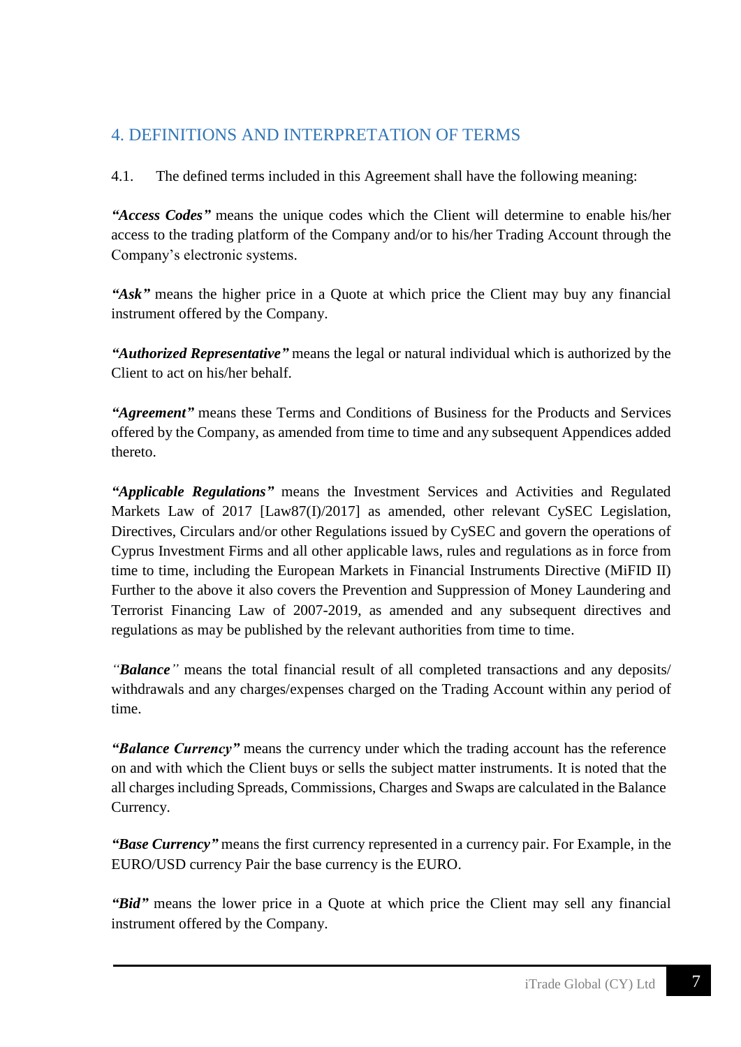## 4. DEFINITIONS AND INTERPRETATION OF TERMS

4.1. The defined terms included in this Agreement shall have the following meaning:

***"Access Codes"*** means the unique codes which the Client will determine to enable his/her access to the trading platform of the Company and/or to his/her Trading Account through the Company's electronic systems.

***"Ask"*** means the higher price in a Quote at which price the Client may buy any financial instrument offered by the Company.

***"Authorized Representative"*** means the legal or natural individual which is authorized by the Client to act on his/her behalf.

***"Agreement"*** means these Terms and Conditions of Business for the Products and Services offered by the Company, as amended from time to time and any subsequent Appendices added thereto.

***"Applicable Regulations"*** means the Investment Services and Activities and Regulated Markets Law of 2017 [Law87(I)/2017] as amended, other relevant CySEC Legislation, Directives, Circulars and/or other Regulations issued by CySEC and govern the operations of Cyprus Investment Firms and all other applicable laws, rules and regulations as in force from time to time, including the European Markets in Financial Instruments Directive (MiFID II) Further to the above it also covers the Prevention and Suppression of Money Laundering and Terrorist Financing Law of 2007-2019, as amended and any subsequent directives and regulations as may be published by the relevant authorities from time to time.

*"**Balance**"* means the total financial result of all completed transactions and any deposits/ withdrawals and any charges/expenses charged on the Trading Account within any period of time.

***"Balance Currency"*** means the currency under which the trading account has the reference on and with which the Client buys or sells the subject matter instruments. It is noted that the all charges including Spreads, Commissions, Charges and Swaps are calculated in the Balance Currency.

***"Base Currency"*** means the first currency represented in a currency pair. For Example, in the EURO/USD currency Pair the base currency is the EURO.

***"Bid"*** means the lower price in a Quote at which price the Client may sell any financial instrument offered by the Company.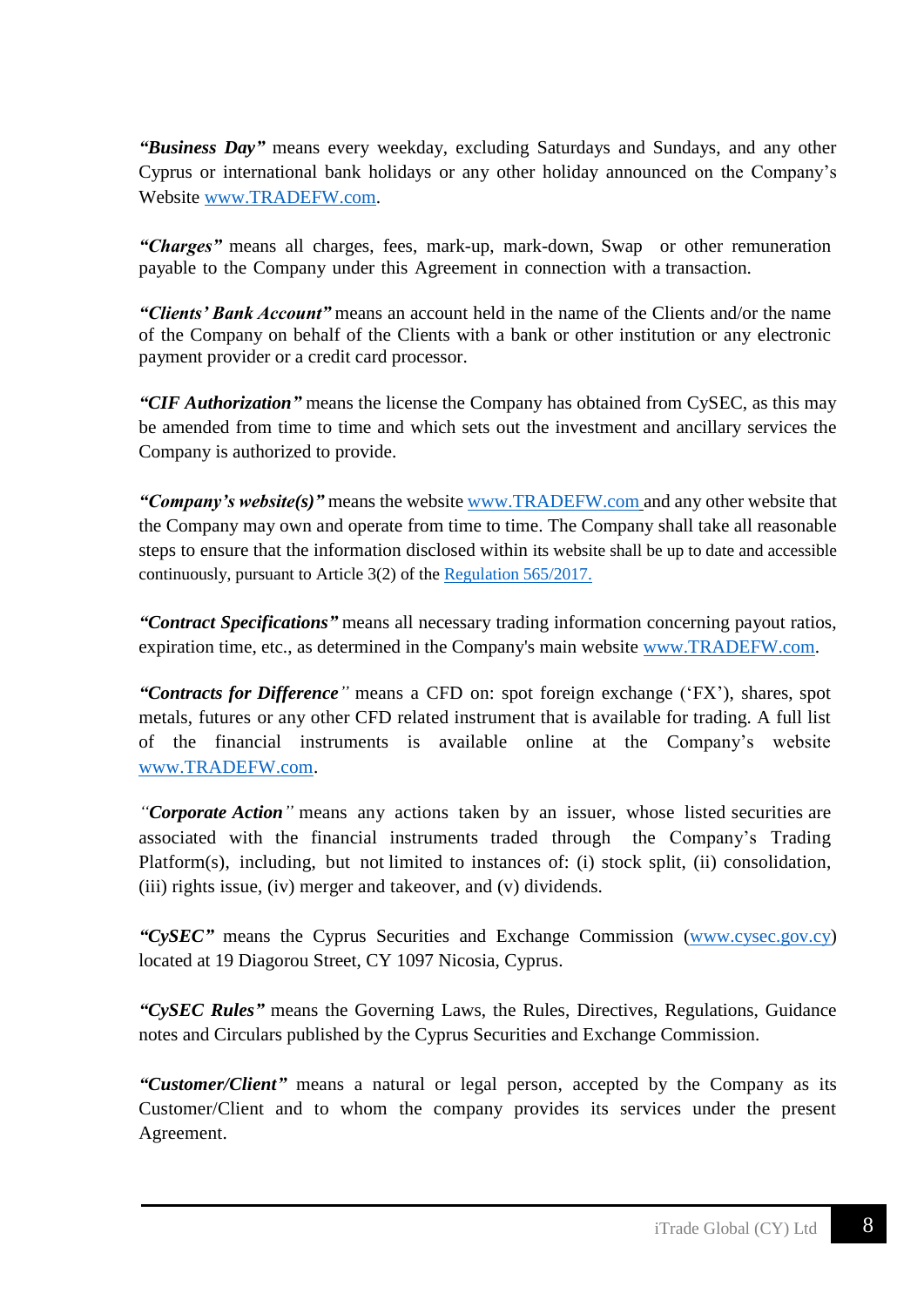***"Business Day"*** means every weekday, excluding Saturdays and Sundays, and any other Cyprus or international bank holidays or any other holiday announced on the Company's Website www.TRADEFW.com.

***"Charges"*** means all charges, fees, mark-up, mark-down, Swap or other remuneration payable to the Company under this Agreement in connection with a transaction.

***"Clients' Bank Account"*** means an account held in the name of the Clients and/or the name of the Company on behalf of the Clients with a bank or other institution or any electronic payment provider or a credit card processor.

***"CIF Authorization"*** means the license the Company has obtained from CySEC, as this may be amended from time to time and which sets out the investment and ancillary services the Company is authorized to provide.

***"Company's website(s)"*** means the website www.TRADEFW.com and any other website that the Company may own and operate from time to time. The Company shall take all reasonable steps to ensure that the information disclosed within its website shall be up to date and accessible continuously, pursuant to Article 3(2) of the Regulation 565/2017.

***"Contract Specifications"*** means all necessary trading information concerning payout ratios, expiration time, etc., as determined in the Company's main website www.TRADEFW.com.

***"Contracts for Difference"*** means a CFD on: spot foreign exchange ('FX'), shares, spot metals, futures or any other CFD related instrument that is available for trading. A full list of the financial instruments is available online at the Company's website www.TRADEFW.com.

***"Corporate Action"*** means any actions taken by an issuer, whose listed securities are associated with the financial instruments traded through the Company's Trading Platform(s), including, but not limited to instances of: (i) stock split, (ii) consolidation, (iii) rights issue, (iv) merger and takeover, and (v) dividends.

***"CySEC"*** means the Cyprus Securities and Exchange Commission (www.cysec.gov.cy) located at 19 Diagorou Street, CY 1097 Nicosia, Cyprus.

***"CySEC Rules"*** means the Governing Laws, the Rules, Directives, Regulations, Guidance notes and Circulars published by the Cyprus Securities and Exchange Commission.

***"Customer/Client"*** means a natural or legal person, accepted by the Company as its Customer/Client and to whom the company provides its services under the present Agreement.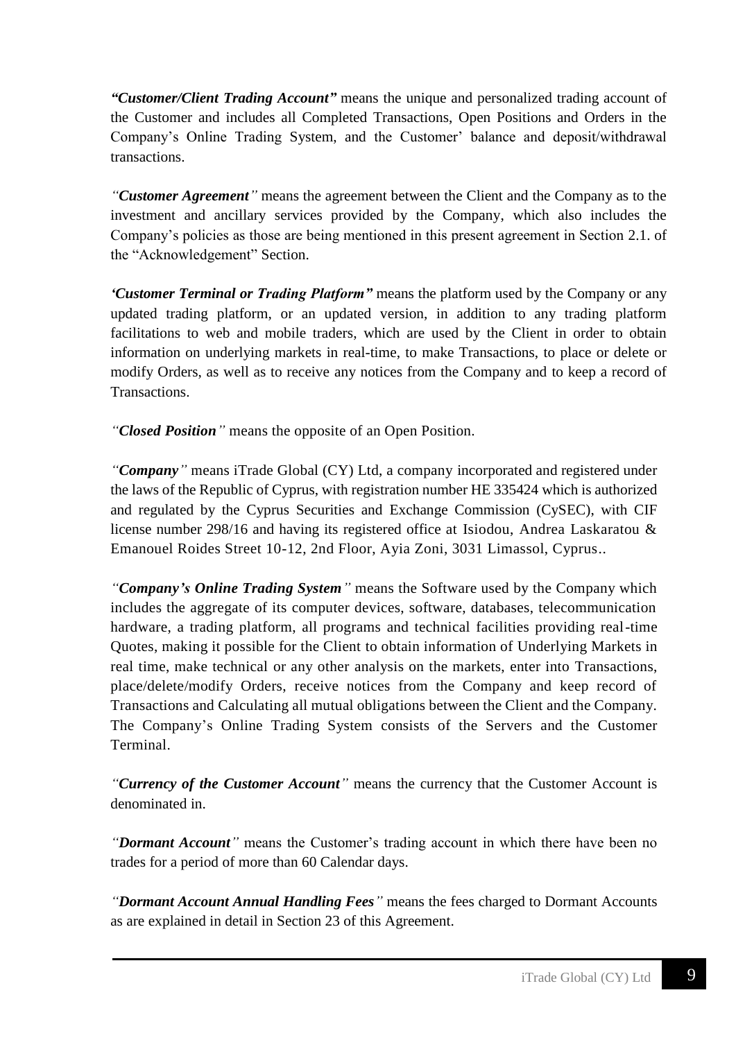***"Customer/Client Trading Account"*** means the unique and personalized trading account of the Customer and includes all Completed Transactions, Open Positions and Orders in the Company's Online Trading System, and the Customer' balance and deposit/withdrawal transactions.

*"**Customer Agreement**"* means the agreement between the Client and the Company as to the investment and ancillary services provided by the Company, which also includes the Company's policies as those are being mentioned in this present agreement in Section 2.1. of the "Acknowledgement" Section.

***'Customer Terminal or Trading Platform"*** means the platform used by the Company or any updated trading platform, or an updated version, in addition to any trading platform facilitations to web and mobile traders, which are used by the Client in order to obtain information on underlying markets in real-time, to make Transactions, to place or delete or modify Orders, as well as to receive any notices from the Company and to keep a record of Transactions.

*"**Closed Position**"* means the opposite of an Open Position.

*"**Company**"* means iTrade Global (CY) Ltd, a company incorporated and registered under the laws of the Republic of Cyprus, with registration number HE 335424 which is authorized and regulated by the Cyprus Securities and Exchange Commission (CySEC), with CIF license number 298/16 and having its registered office at Isiodou, Andrea Laskaratou & Emanouel Roides Street 10-12, 2nd Floor, Ayia Zoni, 3031 Limassol, Cyprus..

*"**Company's Online Trading System**"* means the Software used by the Company which includes the aggregate of its computer devices, software, databases, telecommunication hardware, a trading platform, all programs and technical facilities providing real-time Quotes, making it possible for the Client to obtain information of Underlying Markets in real time, make technical or any other analysis on the markets, enter into Transactions, place/delete/modify Orders, receive notices from the Company and keep record of Transactions and Calculating all mutual obligations between the Client and the Company. The Company's Online Trading System consists of the Servers and the Customer Terminal.

*"**Currency of the Customer Account**"* means the currency that the Customer Account is denominated in.

*"**Dormant Account**"* means the Customer's trading account in which there have been no trades for a period of more than 60 Calendar days.

*"**Dormant Account Annual Handling Fees**"* means the fees charged to Dormant Accounts as are explained in detail in Section 23 of this Agreement.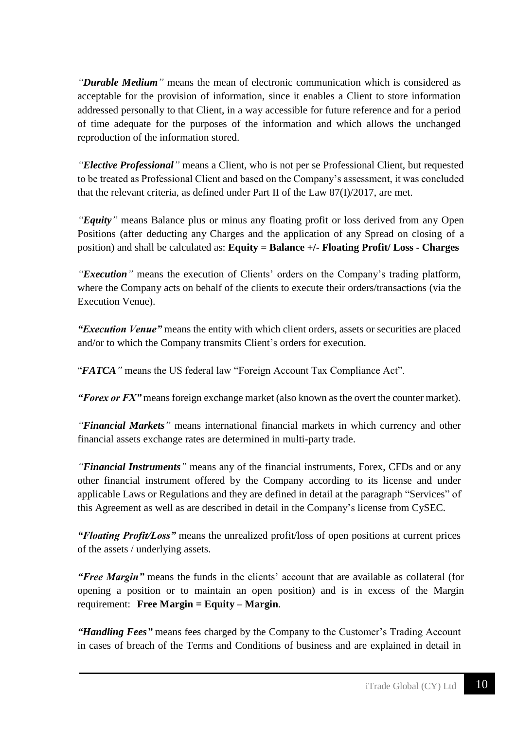*"**Durable Medium**"* means the mean of electronic communication which is considered as acceptable for the provision of information, since it enables a Client to store information addressed personally to that Client, in a way accessible for future reference and for a period of time adequate for the purposes of the information and which allows the unchanged reproduction of the information stored.

*"**Elective Professional**"* means a Client, who is not per se Professional Client, but requested to be treated as Professional Client and based on the Company's assessment, it was concluded that the relevant criteria, as defined under Part II of the Law 87(I)/2017, are met.

*"**Equity**"* means Balance plus or minus any floating profit or loss derived from any Open Positions (after deducting any Charges and the application of any Spread on closing of a position) and shall be calculated as: **Equity = Balance +/- Floating Profit/ Loss - Charges**

*"**Execution**"* means the execution of Clients' orders on the Company's trading platform, where the Company acts on behalf of the clients to execute their orders/transactions (via the Execution Venue).

***"Execution Venue"*** means the entity with which client orders, assets or securities are placed and/or to which the Company transmits Client's orders for execution.

"***FATCA***" means the US federal law "Foreign Account Tax Compliance Act".

***"Forex or FX"*** means foreign exchange market (also known as the overt the counter market).

*"**Financial Markets**"* means international financial markets in which currency and other financial assets exchange rates are determined in multi-party trade.

*"**Financial Instruments**"* means any of the financial instruments, Forex, CFDs and or any other financial instrument offered by the Company according to its license and under applicable Laws or Regulations and they are defined in detail at the paragraph "Services" of this Agreement as well as are described in detail in the Company's license from CySEC.

***"Floating Profit/Loss"*** means the unrealized profit/loss of open positions at current prices of the assets / underlying assets.

***"Free Margin"*** means the funds in the clients' account that are available as collateral (for opening a position or to maintain an open position) and is in excess of the Margin requirement: **Free Margin = Equity – Margin**.

***"Handling Fees"*** means fees charged by the Company to the Customer's Trading Account in cases of breach of the Terms and Conditions of business and are explained in detail in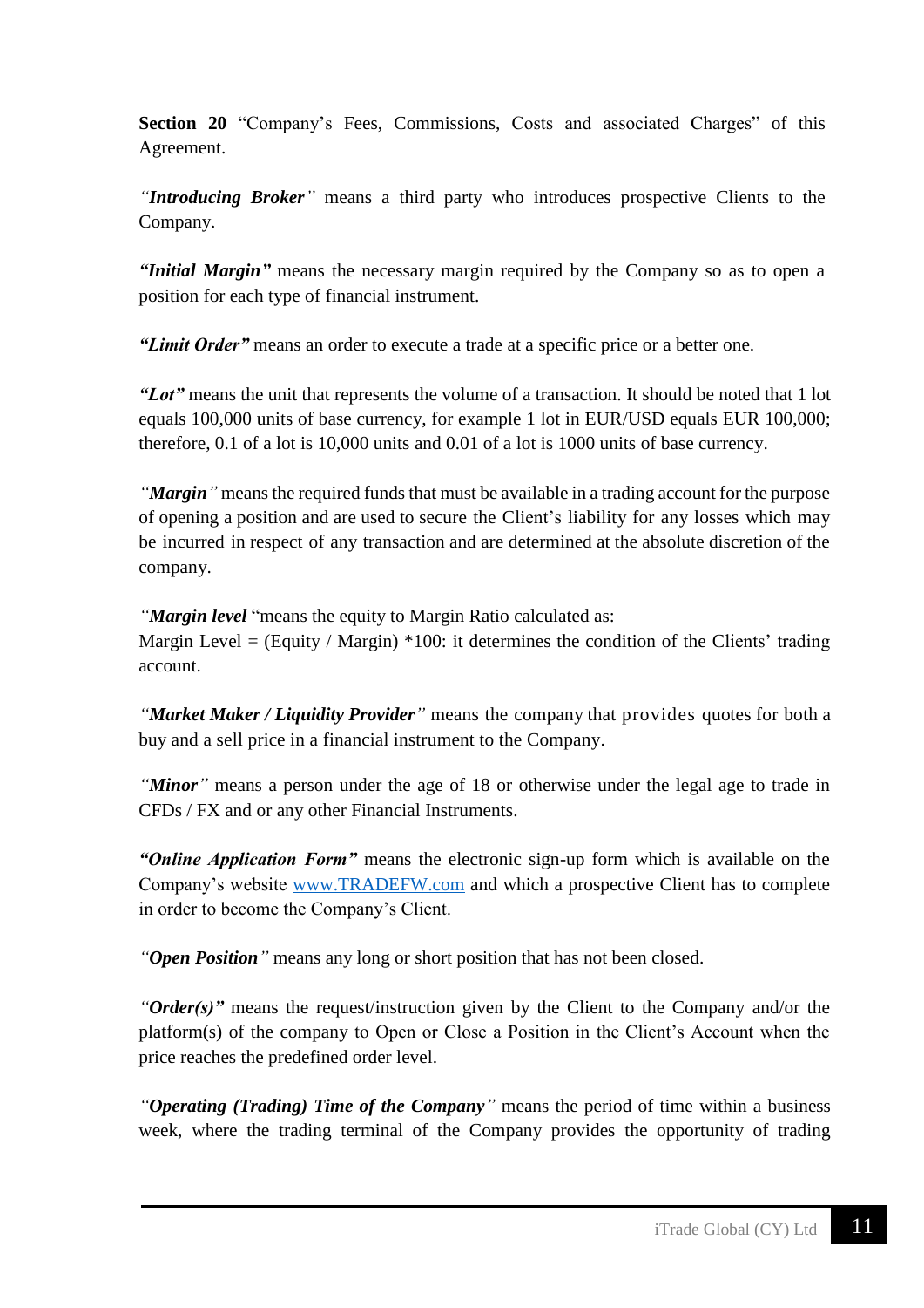**Section 20** "Company's Fees, Commissions, Costs and associated Charges" of this Agreement.

*"**Introducing Broker**"* means a third party who introduces prospective Clients to the Company.

***"Initial Margin"*** means the necessary margin required by the Company so as to open a position for each type of financial instrument.

***"Limit Order"*** means an order to execute a trade at a specific price or a better one.

***"Lot"*** means the unit that represents the volume of a transaction. It should be noted that 1 lot equals 100,000 units of base currency, for example 1 lot in EUR/USD equals EUR 100,000; therefore, 0.1 of a lot is 10,000 units and 0.01 of a lot is 1000 units of base currency.

*"**Margin**"* means the required funds that must be available in a trading account for the purpose of opening a position and are used to secure the Client's liability for any losses which may be incurred in respect of any transaction and are determined at the absolute discretion of the company.

*"**Margin level**"* means the equity to Margin Ratio calculated as:
Margin Level = (Equity / Margin) *100: it determines the condition of the Clients' trading account.

*"**Market Maker / Liquidity Provider**"* means the company that provides quotes for both a buy and a sell price in a financial instrument to the Company.

*"**Minor**"* means a person under the age of 18 or otherwise under the legal age to trade in CFDs / FX and or any other Financial Instruments.

***"Online Application Form"*** means the electronic sign-up form which is available on the Company's website [www.TRADEFW.com](http://www.TRADEFW.com) and which a prospective Client has to complete in order to become the Company's Client.

*"**Open Position**"* means any long or short position that has not been closed.

*"**Order(s)**"* means the request/instruction given by the Client to the Company and/or the platform(s) of the company to Open or Close a Position in the Client's Account when the price reaches the predefined order level.

*"**Operating (Trading) Time of the Company**"* means the period of time within a business week, where the trading terminal of the Company provides the opportunity of trading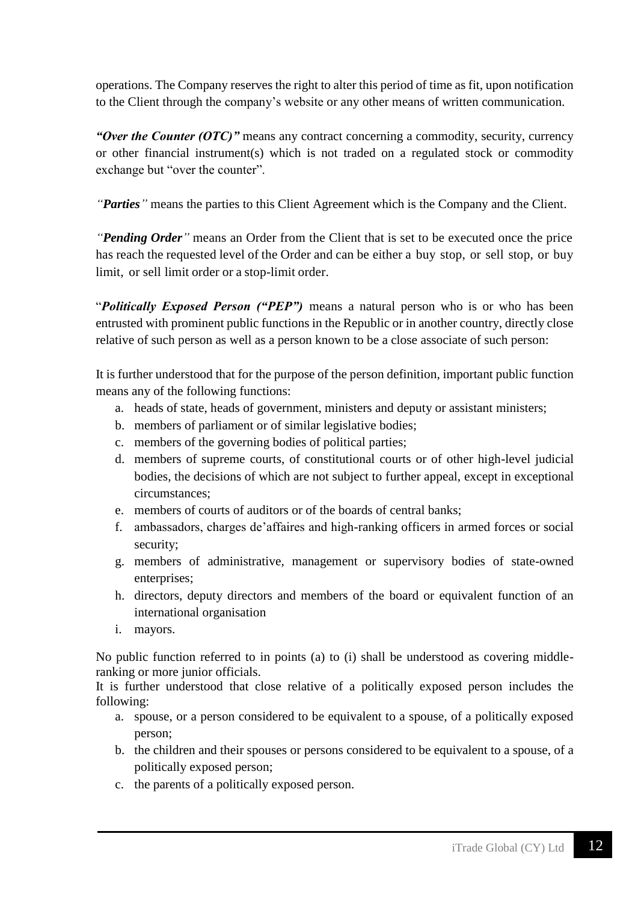operations. The Company reserves the right to alter this period of time as fit, upon notification to the Client through the company's website or any other means of written communication.

***"Over the Counter (OTC)"*** means any contract concerning a commodity, security, currency or other financial instrument(s) which is not traded on a regulated stock or commodity exchange but "over the counter".

*"**Parties**"* means the parties to this Client Agreement which is the Company and the Client.

*"**Pending Order**"* means an Order from the Client that is set to be executed once the price has reach the requested level of the Order and can be either a buy stop, or sell stop, or buy limit, or sell limit order or a stop-limit order.

"***Politically Exposed Person ("PEP")*** means a natural person who is or who has been entrusted with prominent public functions in the Republic or in another country, directly close relative of such person as well as a person known to be a close associate of such person:

It is further understood that for the purpose of the person definition, important public function means any of the following functions:

a. heads of state, heads of government, ministers and deputy or assistant ministers;
b. members of parliament or of similar legislative bodies;
c. members of the governing bodies of political parties;
d. members of supreme courts, of constitutional courts or of other high-level judicial bodies, the decisions of which are not subject to further appeal, except in exceptional circumstances;
e. members of courts of auditors or of the boards of central banks;
f. ambassadors, charges de'affaires and high-ranking officers in armed forces or social security;
g. members of administrative, management or supervisory bodies of state-owned enterprises;
h. directors, deputy directors and members of the board or equivalent function of an international organisation
i. mayors.

No public function referred to in points (a) to (i) shall be understood as covering middle-ranking or more junior officials.

It is further understood that close relative of a politically exposed person includes the following:

a. spouse, or a person considered to be equivalent to a spouse, of a politically exposed person;
b. the children and their spouses or persons considered to be equivalent to a spouse, of a politically exposed person;
c. the parents of a politically exposed person.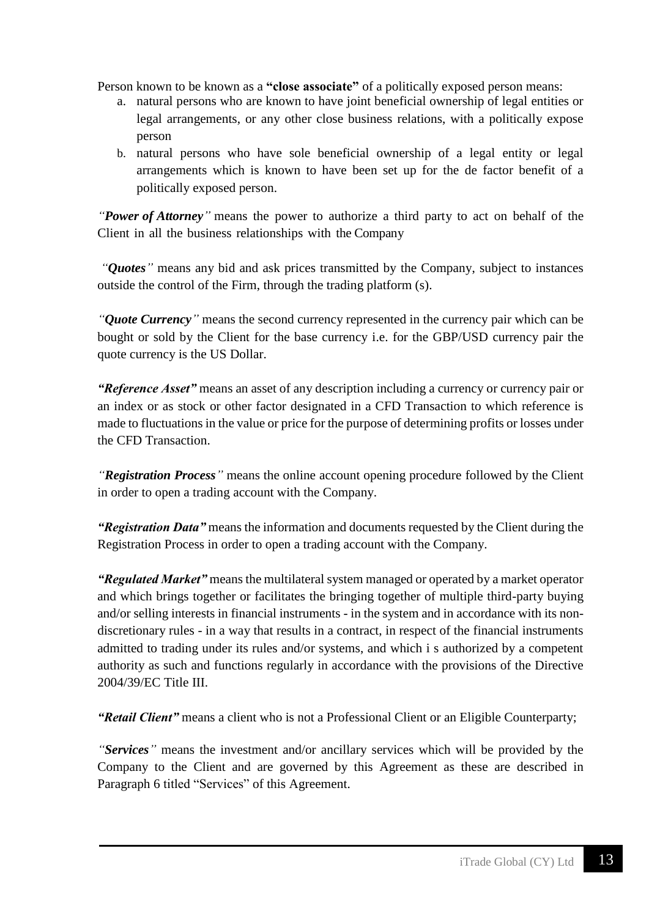Person known to be known as a **"close associate"** of a politically exposed person means:

a. natural persons who are known to have joint beneficial ownership of legal entities or legal arrangements, or any other close business relations, with a politically expose person
b. natural persons who have sole beneficial ownership of a legal entity or legal arrangements which is known to have been set up for the de factor benefit of a politically exposed person.

*"**Power of Attorney**"* means the power to authorize a third party to act on behalf of the Client in all the business relationships with the Company

*"**Quotes**"* means any bid and ask prices transmitted by the Company, subject to instances outside the control of the Firm, through the trading platform (s).

*"**Quote Currency**"* means the second currency represented in the currency pair which can be bought or sold by the Client for the base currency i.e. for the GBP/USD currency pair the quote currency is the US Dollar.

***"Reference Asset"*** means an asset of any description including a currency or currency pair or an index or as stock or other factor designated in a CFD Transaction to which reference is made to fluctuations in the value or price for the purpose of determining profits or losses under the CFD Transaction.

*"**Registration Process**"* means the online account opening procedure followed by the Client in order to open a trading account with the Company.

***"Registration Data"*** means the information and documents requested by the Client during the Registration Process in order to open a trading account with the Company.

***"Regulated Market"*** means the multilateral system managed or operated by a market operator and which brings together or facilitates the bringing together of multiple third-party buying and/or selling interests in financial instruments - in the system and in accordance with its non-discretionary rules - in a way that results in a contract, in respect of the financial instruments admitted to trading under its rules and/or systems, and which i s authorized by a competent authority as such and functions regularly in accordance with the provisions of the Directive 2004/39/EC Title III.

***"Retail Client"*** means a client who is not a Professional Client or an Eligible Counterparty;

*"**Services**"* means the investment and/or ancillary services which will be provided by the Company to the Client and are governed by this Agreement as these are described in Paragraph 6 titled "Services" of this Agreement.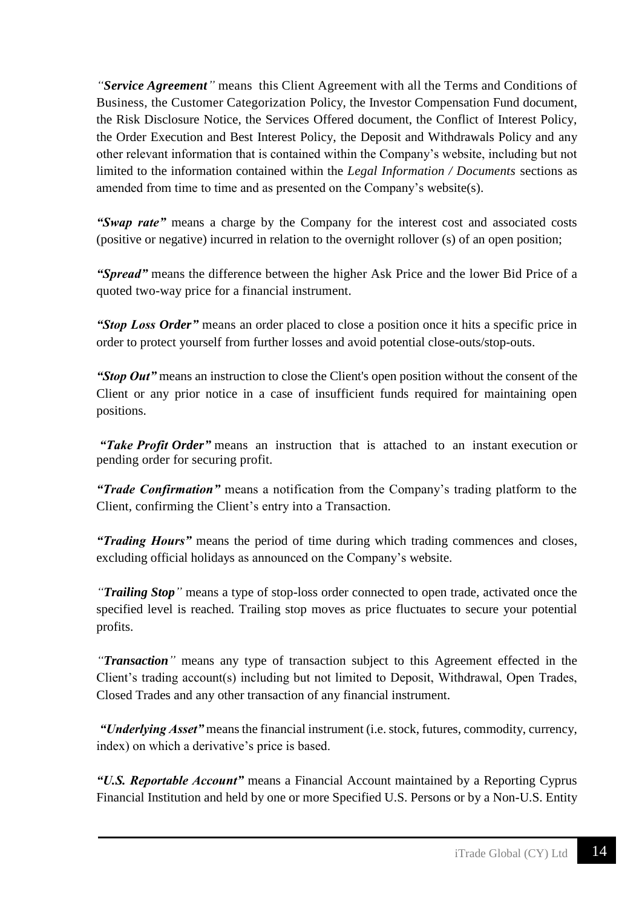*“Service Agreement”* means this Client Agreement with all the Terms and Conditions of Business, the Customer Categorization Policy, the Investor Compensation Fund document, the Risk Disclosure Notice, the Services Offered document, the Conflict of Interest Policy, the Order Execution and Best Interest Policy, the Deposit and Withdrawals Policy and any other relevant information that is contained within the Company’s website, including but not limited to the information contained within the *Legal Information / Documents* sections as amended from time to time and as presented on the Company’s website(s).

***“Swap rate”*** means a charge by the Company for the interest cost and associated costs (positive or negative) incurred in relation to the overnight rollover (s) of an open position;

***“Spread”*** means the difference between the higher Ask Price and the lower Bid Price of a quoted two-way price for a financial instrument.

***“Stop Loss Order”*** means an order placed to close a position once it hits a specific price in order to protect yourself from further losses and avoid potential close-outs/stop-outs.

***“Stop Out”*** means an instruction to close the Client's open position without the consent of the Client or any prior notice in a case of insufficient funds required for maintaining open positions.

***“Take Profit Order”*** means an instruction that is attached to an instant execution or pending order for securing profit.

***“Trade Confirmation”*** means a notification from the Company’s trading platform to the Client, confirming the Client’s entry into a Transaction.

***“Trading Hours”*** means the period of time during which trading commences and closes, excluding official holidays as announced on the Company’s website.

*“**Trailing Stop**”* means a type of stop-loss order connected to open trade, activated once the specified level is reached. Trailing stop moves as price fluctuates to secure your potential profits.

*“**Transaction**”* means any type of transaction subject to this Agreement effected in the Client’s trading account(s) including but not limited to Deposit, Withdrawal, Open Trades, Closed Trades and any other transaction of any financial instrument.

***“Underlying Asset”*** means the financial instrument (i.e. stock, futures, commodity, currency, index) on which a derivative’s price is based.

***“U.S. Reportable Account”*** means a Financial Account maintained by a Reporting Cyprus Financial Institution and held by one or more Specified U.S. Persons or by a Non-U.S. Entity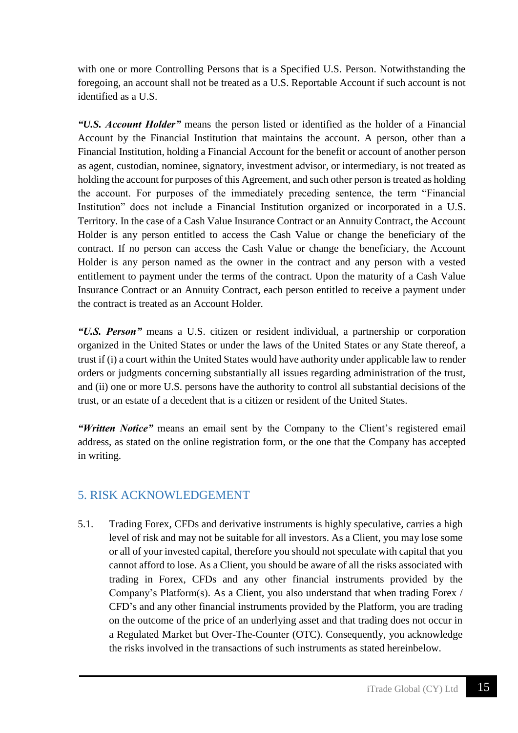with one or more Controlling Persons that is a Specified U.S. Person. Notwithstanding the foregoing, an account shall not be treated as a U.S. Reportable Account if such account is not identified as a U.S.

***"U.S. Account Holder"*** means the person listed or identified as the holder of a Financial Account by the Financial Institution that maintains the account. A person, other than a Financial Institution, holding a Financial Account for the benefit or account of another person as agent, custodian, nominee, signatory, investment advisor, or intermediary, is not treated as holding the account for purposes of this Agreement, and such other person is treated as holding the account. For purposes of the immediately preceding sentence, the term "Financial Institution" does not include a Financial Institution organized or incorporated in a U.S. Territory. In the case of a Cash Value Insurance Contract or an Annuity Contract, the Account Holder is any person entitled to access the Cash Value or change the beneficiary of the contract. If no person can access the Cash Value or change the beneficiary, the Account Holder is any person named as the owner in the contract and any person with a vested entitlement to payment under the terms of the contract. Upon the maturity of a Cash Value Insurance Contract or an Annuity Contract, each person entitled to receive a payment under the contract is treated as an Account Holder.

***"U.S. Person"*** means a U.S. citizen or resident individual, a partnership or corporation organized in the United States or under the laws of the United States or any State thereof, a trust if (i) a court within the United States would have authority under applicable law to render orders or judgments concerning substantially all issues regarding administration of the trust, and (ii) one or more U.S. persons have the authority to control all substantial decisions of the trust, or an estate of a decedent that is a citizen or resident of the United States.

***"Written Notice"*** means an email sent by the Company to the Client's registered email address, as stated on the online registration form, or the one that the Company has accepted in writing.

## 5. RISK ACKNOWLEDGEMENT

5.1. Trading Forex, CFDs and derivative instruments is highly speculative, carries a high level of risk and may not be suitable for all investors. As a Client, you may lose some or all of your invested capital, therefore you should not speculate with capital that you cannot afford to lose. As a Client, you should be aware of all the risks associated with trading in Forex, CFDs and any other financial instruments provided by the Company's Platform(s). As a Client, you also understand that when trading Forex / CFD's and any other financial instruments provided by the Platform, you are trading on the outcome of the price of an underlying asset and that trading does not occur in a Regulated Market but Over-The-Counter (OTC). Consequently, you acknowledge the risks involved in the transactions of such instruments as stated hereinbelow.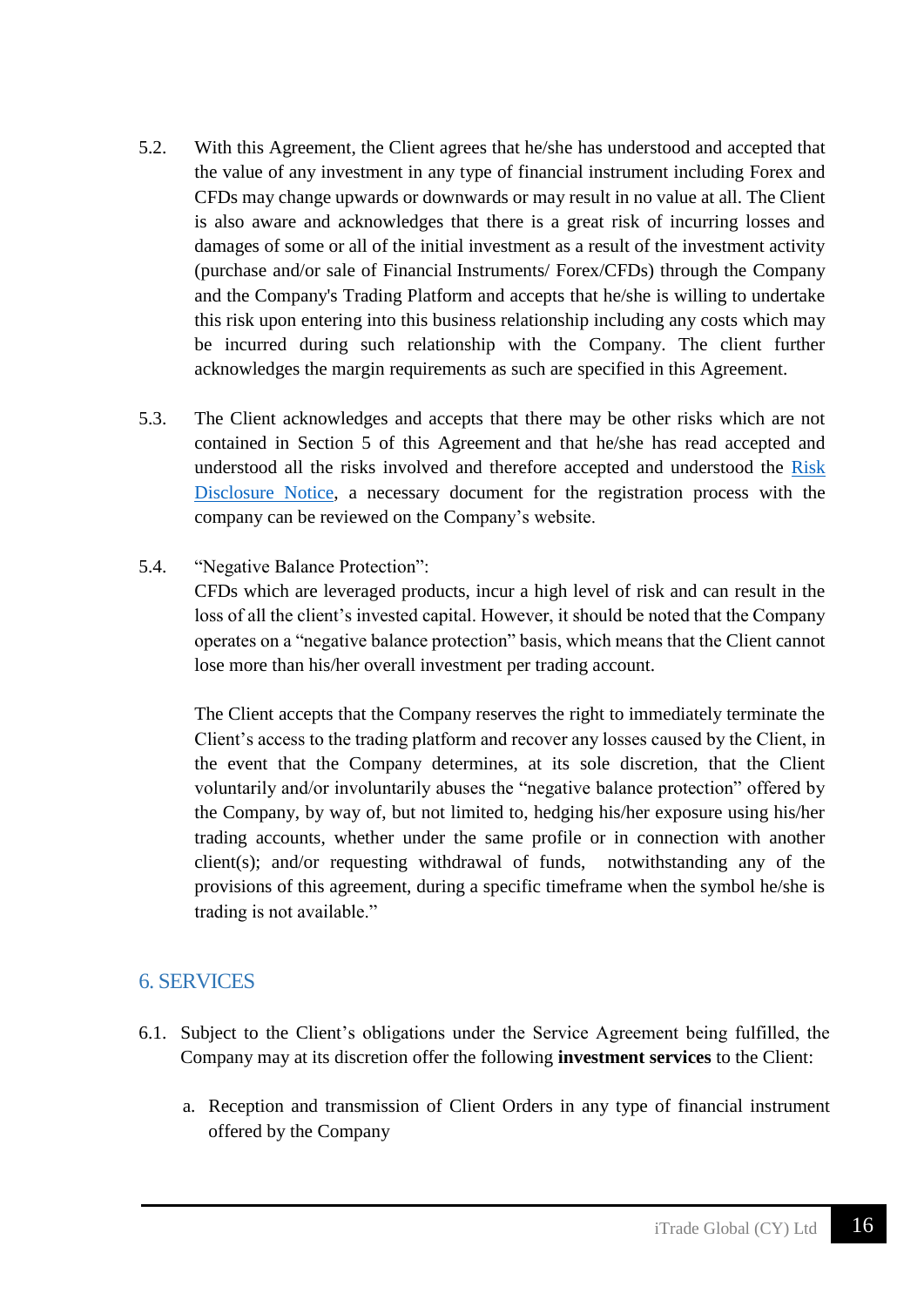5.2. With this Agreement, the Client agrees that he/she has understood and accepted that the value of any investment in any type of financial instrument including Forex and CFDs may change upwards or downwards or may result in no value at all. The Client is also aware and acknowledges that there is a great risk of incurring losses and damages of some or all of the initial investment as a result of the investment activity (purchase and/or sale of Financial Instruments/ Forex/CFDs) through the Company and the Company's Trading Platform and accepts that he/she is willing to undertake this risk upon entering into this business relationship including any costs which may be incurred during such relationship with the Company. The client further acknowledges the margin requirements as such are specified in this Agreement.

5.3. The Client acknowledges and accepts that there may be other risks which are not contained in Section 5 of this Agreement and that he/she has read accepted and understood all the risks involved and therefore accepted and understood the Risk Disclosure Notice, a necessary document for the registration process with the company can be reviewed on the Company's website.

5.4. "Negative Balance Protection":
CFDs which are leveraged products, incur a high level of risk and can result in the loss of all the client's invested capital. However, it should be noted that the Company operates on a "negative balance protection" basis, which means that the Client cannot lose more than his/her overall investment per trading account.

The Client accepts that the Company reserves the right to immediately terminate the Client's access to the trading platform and recover any losses caused by the Client, in the event that the Company determines, at its sole discretion, that the Client voluntarily and/or involuntarily abuses the "negative balance protection" offered by the Company, by way of, but not limited to, hedging his/her exposure using his/her trading accounts, whether under the same profile or in connection with another client(s); and/or requesting withdrawal of funds, notwithstanding any of the provisions of this agreement, during a specific timeframe when the symbol he/she is trading is not available."

## 6. SERVICES

6.1. Subject to the Client's obligations under the Service Agreement being fulfilled, the Company may at its discretion offer the following **investment services** to the Client:

a. Reception and transmission of Client Orders in any type of financial instrument offered by the Company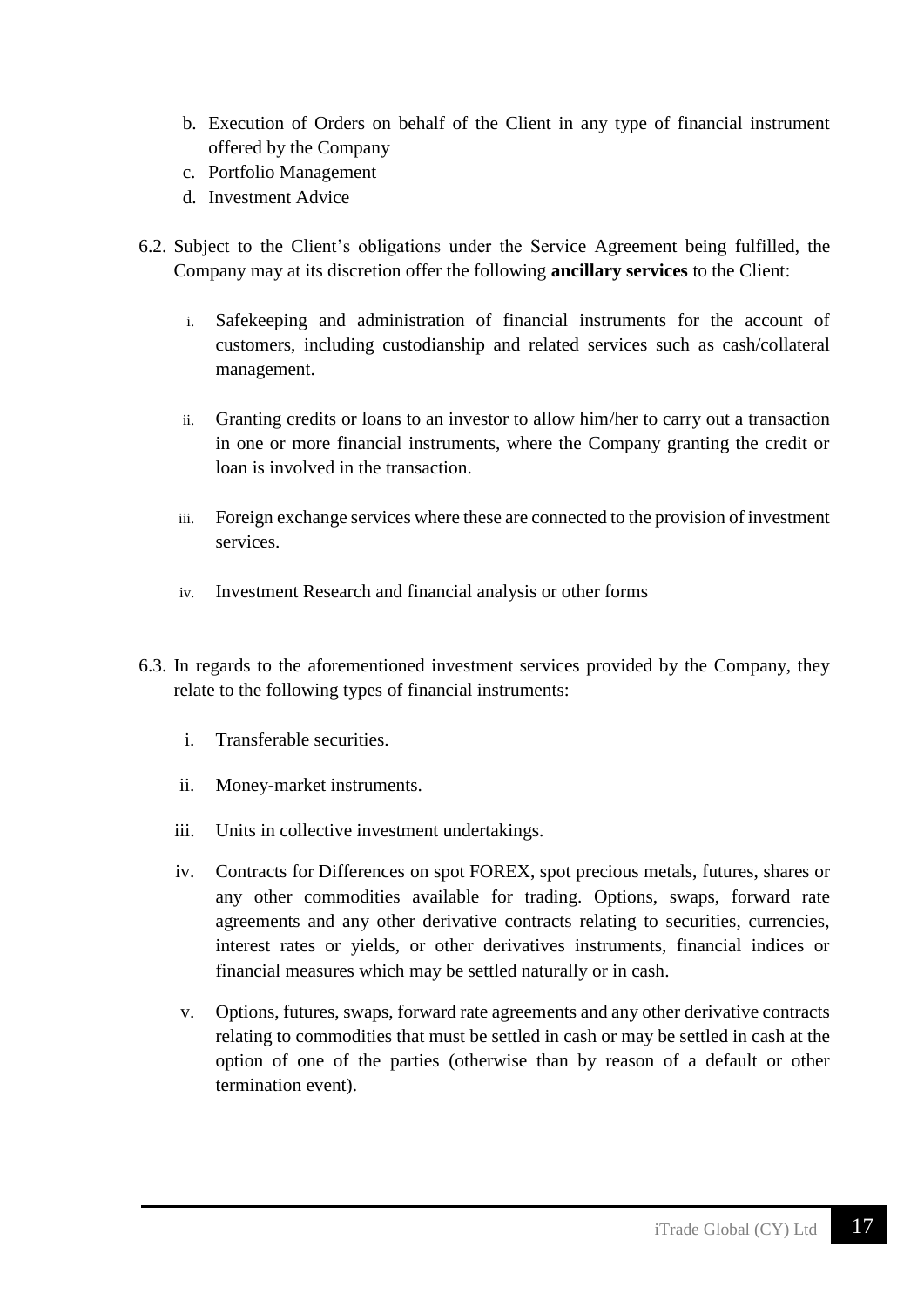b. Execution of Orders on behalf of the Client in any type of financial instrument offered by the Company
c. Portfolio Management
d. Investment Advice

6.2. Subject to the Client's obligations under the Service Agreement being fulfilled, the Company may at its discretion offer the following **ancillary services** to the Client:

i. Safekeeping and administration of financial instruments for the account of customers, including custodianship and related services such as cash/collateral management.

ii. Granting credits or loans to an investor to allow him/her to carry out a transaction in one or more financial instruments, where the Company granting the credit or loan is involved in the transaction.

iii. Foreign exchange services where these are connected to the provision of investment services.

iv. Investment Research and financial analysis or other forms

6.3. In regards to the aforementioned investment services provided by the Company, they relate to the following types of financial instruments:

i. Transferable securities.

ii. Money-market instruments.

iii. Units in collective investment undertakings.

iv. Contracts for Differences on spot FOREX, spot precious metals, futures, shares or any other commodities available for trading. Options, swaps, forward rate agreements and any other derivative contracts relating to securities, currencies, interest rates or yields, or other derivatives instruments, financial indices or financial measures which may be settled naturally or in cash.

v. Options, futures, swaps, forward rate agreements and any other derivative contracts relating to commodities that must be settled in cash or may be settled in cash at the option of one of the parties (otherwise than by reason of a default or other termination event).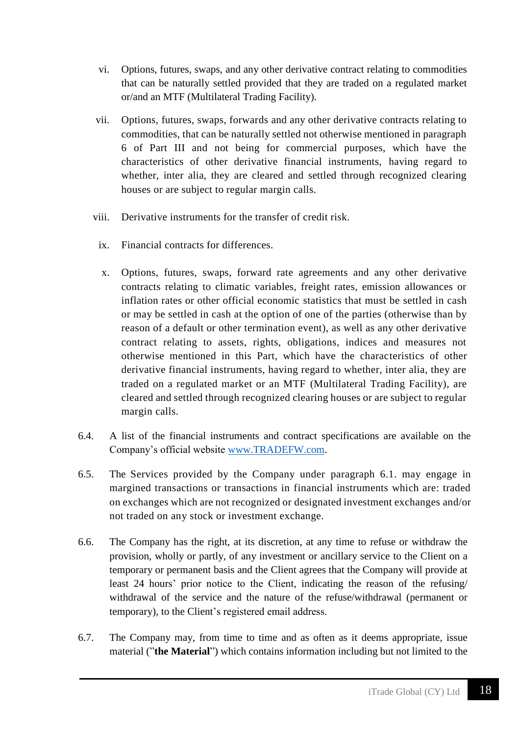vi. Options, futures, swaps, and any other derivative contract relating to commodities that can be naturally settled provided that they are traded on a regulated market or/and an MTF (Multilateral Trading Facility).

vii. Options, futures, swaps, forwards and any other derivative contracts relating to commodities, that can be naturally settled not otherwise mentioned in paragraph 6 of Part III and not being for commercial purposes, which have the characteristics of other derivative financial instruments, having regard to whether, inter alia, they are cleared and settled through recognized clearing houses or are subject to regular margin calls.

viii. Derivative instruments for the transfer of credit risk.

ix. Financial contracts for differences.

x. Options, futures, swaps, forward rate agreements and any other derivative contracts relating to climatic variables, freight rates, emission allowances or inflation rates or other official economic statistics that must be settled in cash or may be settled in cash at the option of one of the parties (otherwise than by reason of a default or other termination event), as well as any other derivative contract relating to assets, rights, obligations, indices and measures not otherwise mentioned in this Part, which have the characteristics of other derivative financial instruments, having regard to whether, inter alia, they are traded on a regulated market or an MTF (Multilateral Trading Facility), are cleared and settled through recognized clearing houses or are subject to regular margin calls.

6.4. A list of the financial instruments and contract specifications are available on the Company's official website [www.TRADEFW.com](http://www.TRADEFW.com).

6.5. The Services provided by the Company under paragraph 6.1. may engage in margined transactions or transactions in financial instruments which are: traded on exchanges which are not recognized or designated investment exchanges and/or not traded on any stock or investment exchange.

6.6. The Company has the right, at its discretion, at any time to refuse or withdraw the provision, wholly or partly, of any investment or ancillary service to the Client on a temporary or permanent basis and the Client agrees that the Company will provide at least 24 hours' prior notice to the Client, indicating the reason of the refusing/ withdrawal of the service and the nature of the refuse/withdrawal (permanent or temporary), to the Client's registered email address.

6.7. The Company may, from time to time and as often as it deems appropriate, issue material ("**the Material**") which contains information including but not limited to the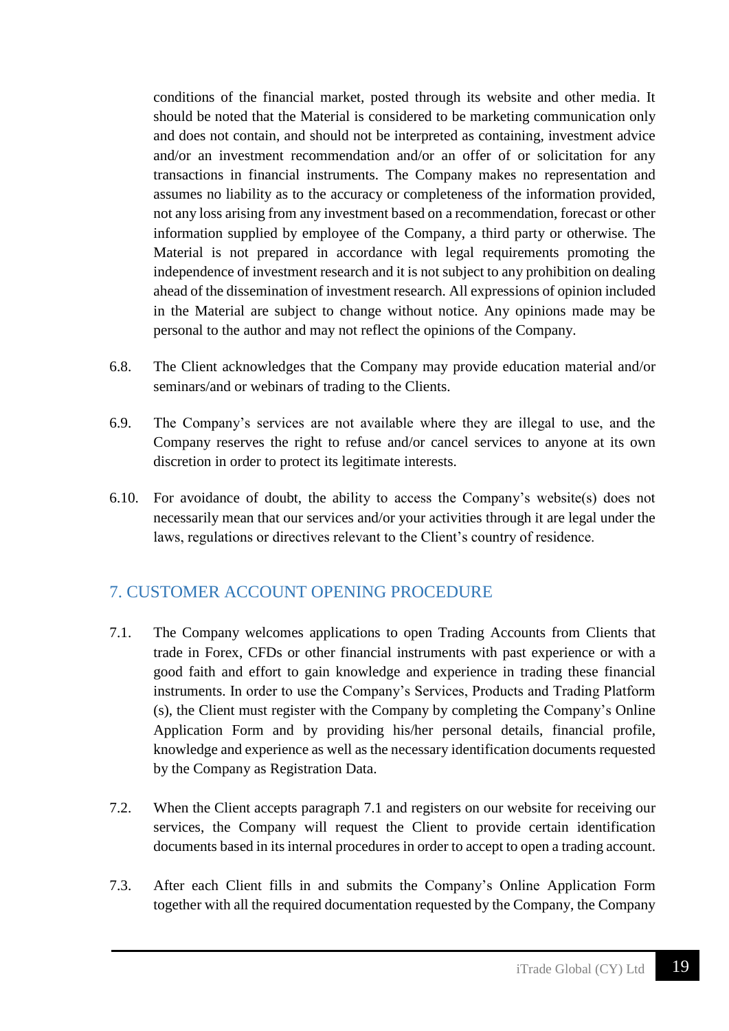conditions of the financial market, posted through its website and other media. It should be noted that the Material is considered to be marketing communication only and does not contain, and should not be interpreted as containing, investment advice and/or an investment recommendation and/or an offer of or solicitation for any transactions in financial instruments. The Company makes no representation and assumes no liability as to the accuracy or completeness of the information provided, not any loss arising from any investment based on a recommendation, forecast or other information supplied by employee of the Company, a third party or otherwise. The Material is not prepared in accordance with legal requirements promoting the independence of investment research and it is not subject to any prohibition on dealing ahead of the dissemination of investment research. All expressions of opinion included in the Material are subject to change without notice. Any opinions made may be personal to the author and may not reflect the opinions of the Company.

6.8. The Client acknowledges that the Company may provide education material and/or seminars/and or webinars of trading to the Clients.

6.9. The Company's services are not available where they are illegal to use, and the Company reserves the right to refuse and/or cancel services to anyone at its own discretion in order to protect its legitimate interests.

6.10. For avoidance of doubt, the ability to access the Company's website(s) does not necessarily mean that our services and/or your activities through it are legal under the laws, regulations or directives relevant to the Client's country of residence.

## 7. CUSTOMER ACCOUNT OPENING PROCEDURE

7.1. The Company welcomes applications to open Trading Accounts from Clients that trade in Forex, CFDs or other financial instruments with past experience or with a good faith and effort to gain knowledge and experience in trading these financial instruments. In order to use the Company's Services, Products and Trading Platform (s), the Client must register with the Company by completing the Company's Online Application Form and by providing his/her personal details, financial profile, knowledge and experience as well as the necessary identification documents requested by the Company as Registration Data.

7.2. When the Client accepts paragraph 7.1 and registers on our website for receiving our services, the Company will request the Client to provide certain identification documents based in its internal procedures in order to accept to open a trading account.

7.3. After each Client fills in and submits the Company's Online Application Form together with all the required documentation requested by the Company, the Company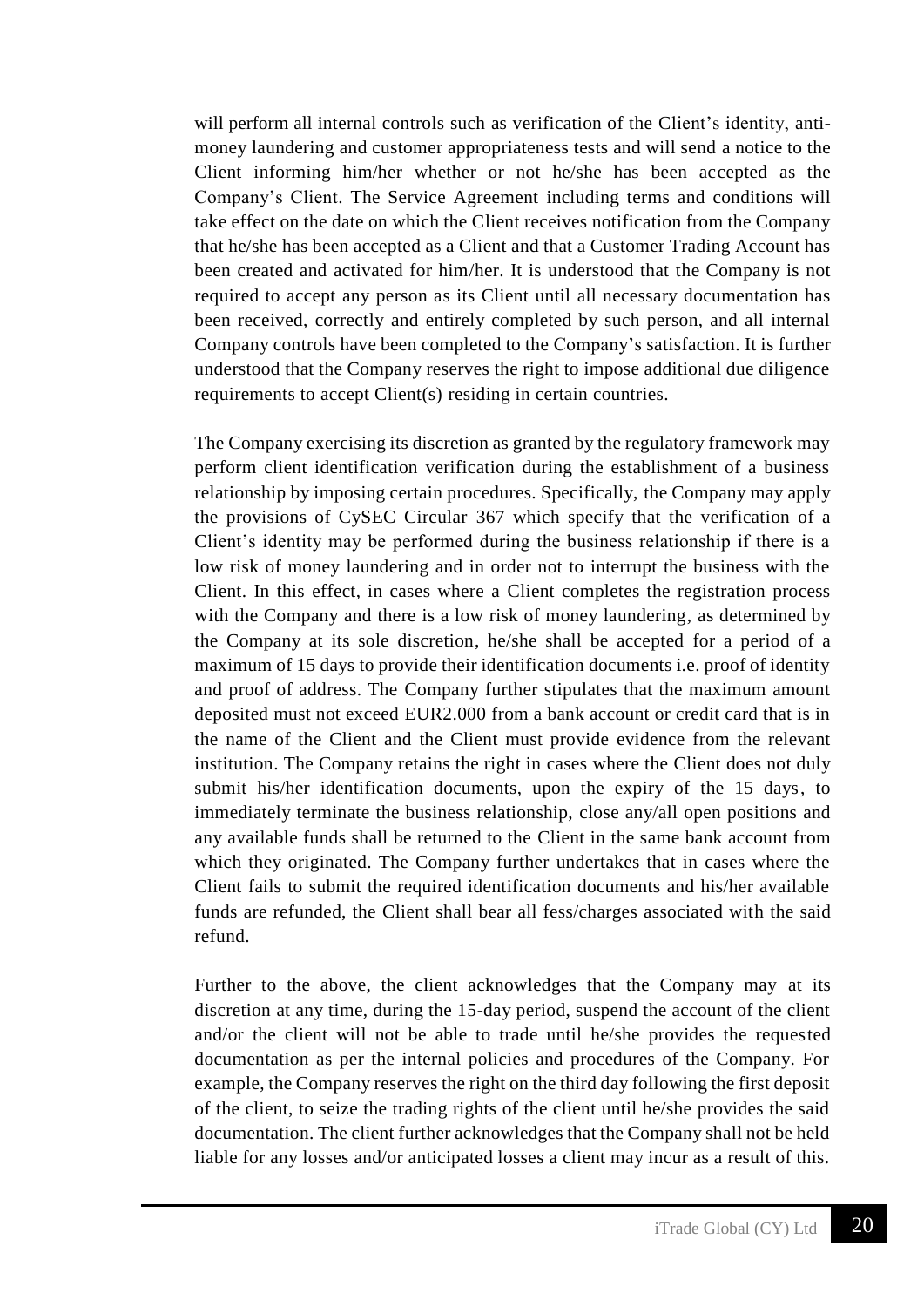will perform all internal controls such as verification of the Client's identity, anti-money laundering and customer appropriateness tests and will send a notice to the Client informing him/her whether or not he/she has been accepted as the Company's Client. The Service Agreement including terms and conditions will take effect on the date on which the Client receives notification from the Company that he/she has been accepted as a Client and that a Customer Trading Account has been created and activated for him/her. It is understood that the Company is not required to accept any person as its Client until all necessary documentation has been received, correctly and entirely completed by such person, and all internal Company controls have been completed to the Company's satisfaction. It is further understood that the Company reserves the right to impose additional due diligence requirements to accept Client(s) residing in certain countries.

The Company exercising its discretion as granted by the regulatory framework may perform client identification verification during the establishment of a business relationship by imposing certain procedures. Specifically, the Company may apply the provisions of CySEC Circular 367 which specify that the verification of a Client's identity may be performed during the business relationship if there is a low risk of money laundering and in order not to interrupt the business with the Client. In this effect, in cases where a Client completes the registration process with the Company and there is a low risk of money laundering, as determined by the Company at its sole discretion, he/she shall be accepted for a period of a maximum of 15 days to provide their identification documents i.e. proof of identity and proof of address. The Company further stipulates that the maximum amount deposited must not exceed EUR2.000 from a bank account or credit card that is in the name of the Client and the Client must provide evidence from the relevant institution. The Company retains the right in cases where the Client does not duly submit his/her identification documents, upon the expiry of the 15 days, to immediately terminate the business relationship, close any/all open positions and any available funds shall be returned to the Client in the same bank account from which they originated. The Company further undertakes that in cases where the Client fails to submit the required identification documents and his/her available funds are refunded, the Client shall bear all fess/charges associated with the said refund.

Further to the above, the client acknowledges that the Company may at its discretion at any time, during the 15-day period, suspend the account of the client and/or the client will not be able to trade until he/she provides the requested documentation as per the internal policies and procedures of the Company. For example, the Company reserves the right on the third day following the first deposit of the client, to seize the trading rights of the client until he/she provides the said documentation. The client further acknowledges that the Company shall not be held liable for any losses and/or anticipated losses a client may incur as a result of this.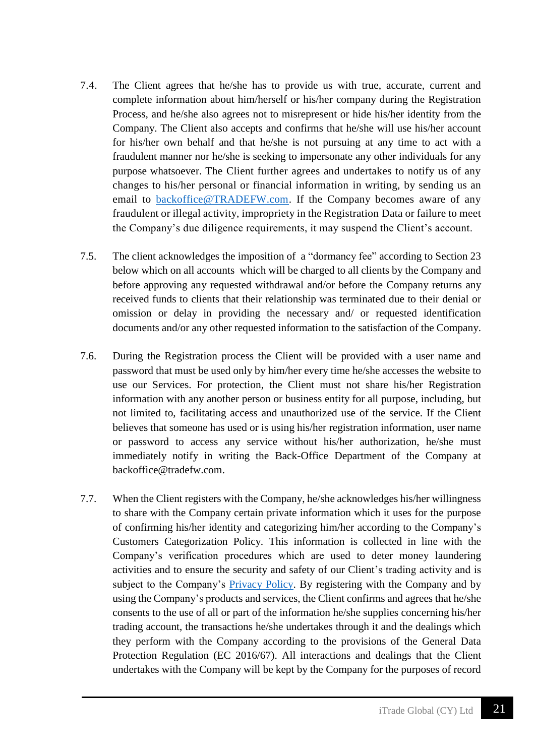7.4. The Client agrees that he/she has to provide us with true, accurate, current and complete information about him/herself or his/her company during the Registration Process, and he/she also agrees not to misrepresent or hide his/her identity from the Company. The Client also accepts and confirms that he/she will use his/her account for his/her own behalf and that he/she is not pursuing at any time to act with a fraudulent manner nor he/she is seeking to impersonate any other individuals for any purpose whatsoever. The Client further agrees and undertakes to notify us of any changes to his/her personal or financial information in writing, by sending us an email to [backoffice@TRADEFW.com](mailto:backoffice@TRADEFW.com). If the Company becomes aware of any fraudulent or illegal activity, impropriety in the Registration Data or failure to meet the Company's due diligence requirements, it may suspend the Client's account.

7.5. The client acknowledges the imposition of a "dormancy fee" according to Section 23 below which on all accounts which will be charged to all clients by the Company and before approving any requested withdrawal and/or before the Company returns any received funds to clients that their relationship was terminated due to their denial or omission or delay in providing the necessary and/ or requested identification documents and/or any other requested information to the satisfaction of the Company.

7.6. During the Registration process the Client will be provided with a user name and password that must be used only by him/her every time he/she accesses the website to use our Services. For protection, the Client must not share his/her Registration information with any another person or business entity for all purpose, including, but not limited to, facilitating access and unauthorized use of the service. If the Client believes that someone has used or is using his/her registration information, user name or password to access any service without his/her authorization, he/she must immediately notify in writing the Back-Office Department of the Company at backoffice@tradefw.com.

7.7. When the Client registers with the Company, he/she acknowledges his/her willingness to share with the Company certain private information which it uses for the purpose of confirming his/her identity and categorizing him/her according to the Company's Customers Categorization Policy. This information is collected in line with the Company's verification procedures which are used to deter money laundering activities and to ensure the security and safety of our Client's trading activity and is subject to the Company's [Privacy Policy](). By registering with the Company and by using the Company's products and services, the Client confirms and agrees that he/she consents to the use of all or part of the information he/she supplies concerning his/her trading account, the transactions he/she undertakes through it and the dealings which they perform with the Company according to the provisions of the General Data Protection Regulation (EC 2016/67). All interactions and dealings that the Client undertakes with the Company will be kept by the Company for the purposes of record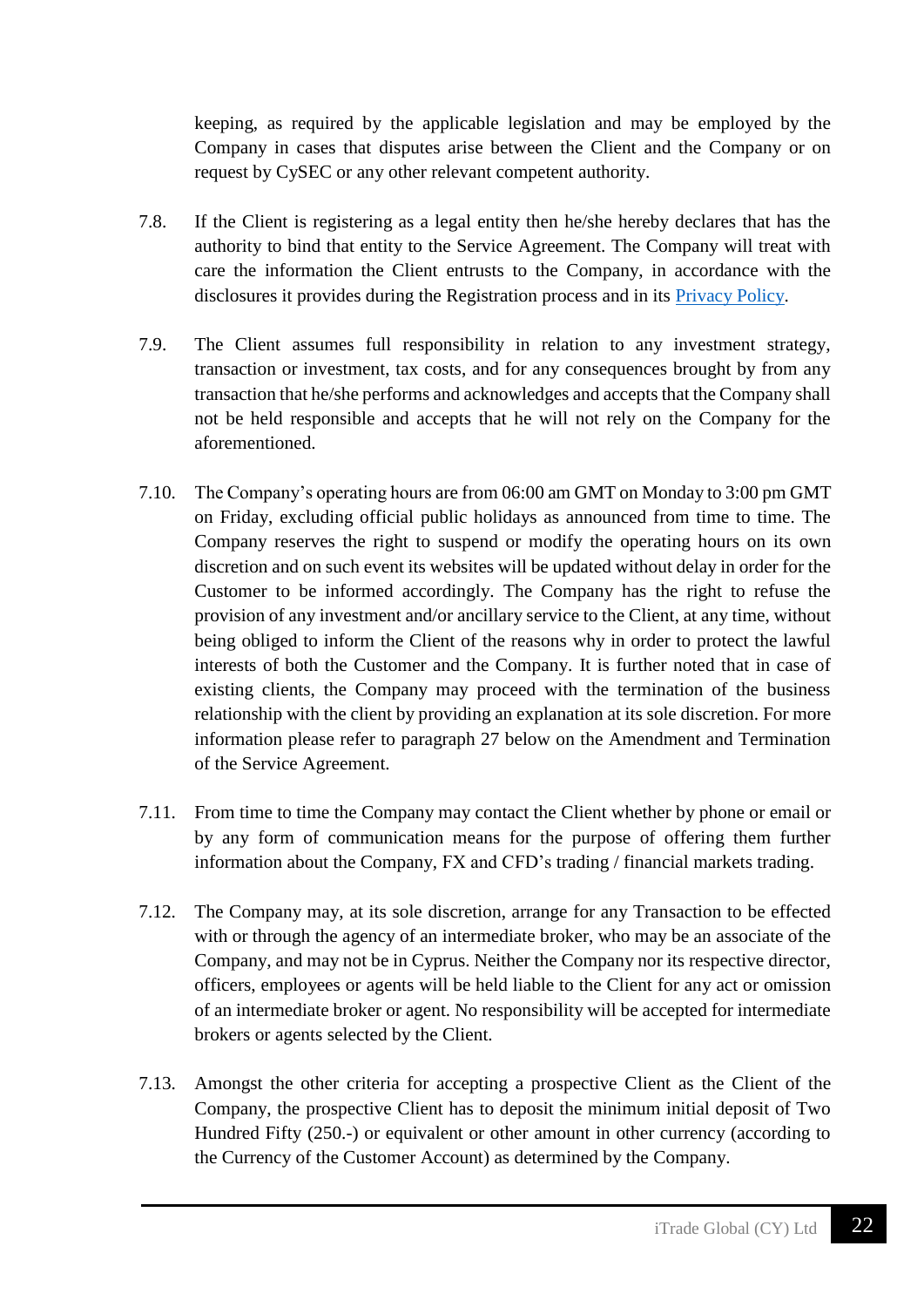keeping, as required by the applicable legislation and may be employed by the Company in cases that disputes arise between the Client and the Company or on request by CySEC or any other relevant competent authority.

7.8. If the Client is registering as a legal entity then he/she hereby declares that has the authority to bind that entity to the Service Agreement. The Company will treat with care the information the Client entrusts to the Company, in accordance with the disclosures it provides during the Registration process and in its Privacy Policy.

7.9. The Client assumes full responsibility in relation to any investment strategy, transaction or investment, tax costs, and for any consequences brought by from any transaction that he/she performs and acknowledges and accepts that the Company shall not be held responsible and accepts that he will not rely on the Company for the aforementioned.

7.10. The Company's operating hours are from 06:00 am GMT on Monday to 3:00 pm GMT on Friday, excluding official public holidays as announced from time to time. The Company reserves the right to suspend or modify the operating hours on its own discretion and on such event its websites will be updated without delay in order for the Customer to be informed accordingly. The Company has the right to refuse the provision of any investment and/or ancillary service to the Client, at any time, without being obliged to inform the Client of the reasons why in order to protect the lawful interests of both the Customer and the Company. It is further noted that in case of existing clients, the Company may proceed with the termination of the business relationship with the client by providing an explanation at its sole discretion. For more information please refer to paragraph 27 below on the Amendment and Termination of the Service Agreement.

7.11. From time to time the Company may contact the Client whether by phone or email or by any form of communication means for the purpose of offering them further information about the Company, FX and CFD's trading / financial markets trading.

7.12. The Company may, at its sole discretion, arrange for any Transaction to be effected with or through the agency of an intermediate broker, who may be an associate of the Company, and may not be in Cyprus. Neither the Company nor its respective director, officers, employees or agents will be held liable to the Client for any act or omission of an intermediate broker or agent. No responsibility will be accepted for intermediate brokers or agents selected by the Client.

7.13. Amongst the other criteria for accepting a prospective Client as the Client of the Company, the prospective Client has to deposit the minimum initial deposit of Two Hundred Fifty (250.-) or equivalent or other amount in other currency (according to the Currency of the Customer Account) as determined by the Company.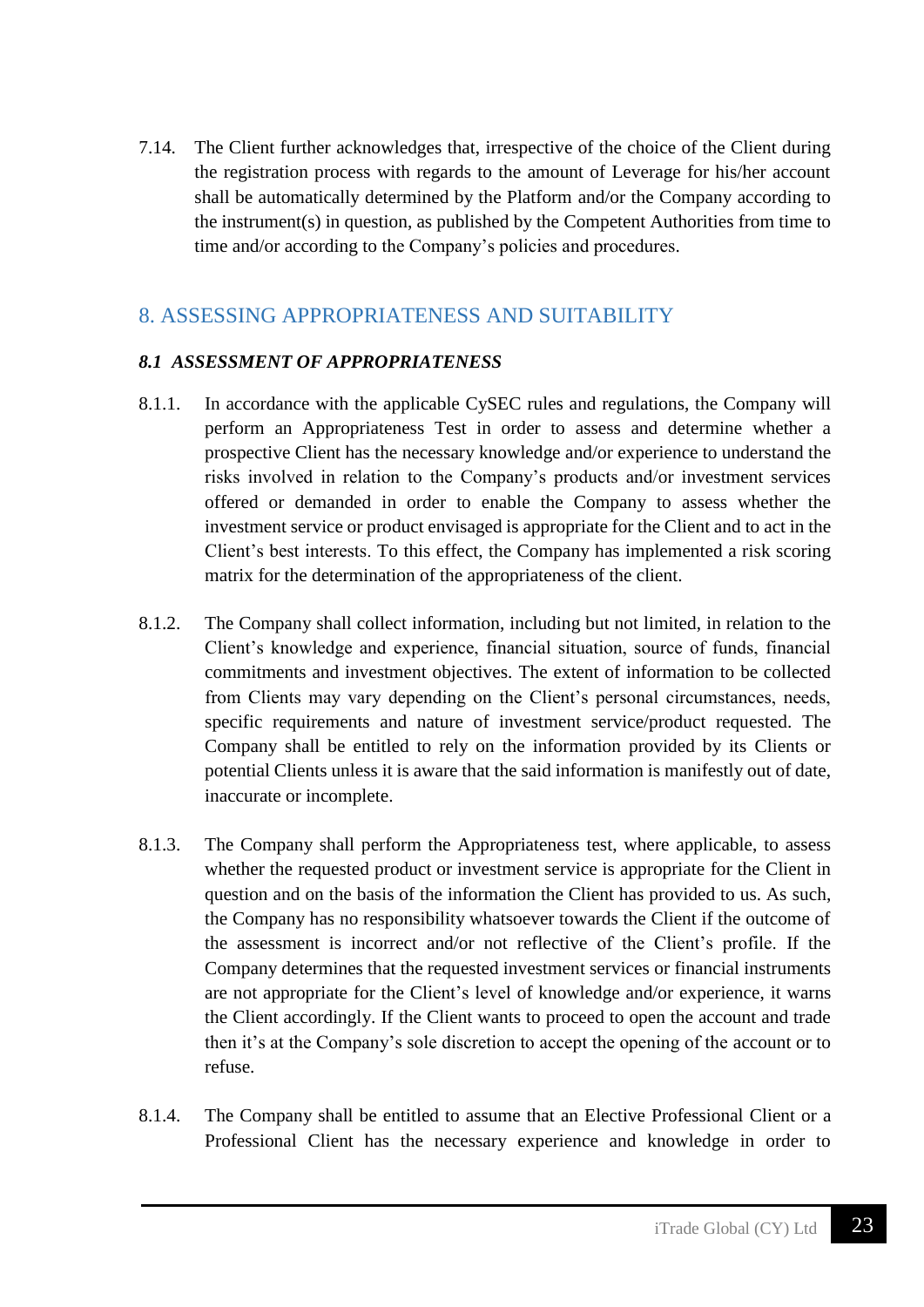7.14. The Client further acknowledges that, irrespective of the choice of the Client during the registration process with regards to the amount of Leverage for his/her account shall be automatically determined by the Platform and/or the Company according to the instrument(s) in question, as published by the Competent Authorities from time to time and/or according to the Company's policies and procedures.

## 8. ASSESSING APPROPRIATENESS AND SUITABILITY

### *8.1 ASSESSMENT OF APPROPRIATENESS*

8.1.1. In accordance with the applicable CySEC rules and regulations, the Company will perform an Appropriateness Test in order to assess and determine whether a prospective Client has the necessary knowledge and/or experience to understand the risks involved in relation to the Company's products and/or investment services offered or demanded in order to enable the Company to assess whether the investment service or product envisaged is appropriate for the Client and to act in the Client's best interests. To this effect, the Company has implemented a risk scoring matrix for the determination of the appropriateness of the client.

8.1.2. The Company shall collect information, including but not limited, in relation to the Client's knowledge and experience, financial situation, source of funds, financial commitments and investment objectives. The extent of information to be collected from Clients may vary depending on the Client's personal circumstances, needs, specific requirements and nature of investment service/product requested. The Company shall be entitled to rely on the information provided by its Clients or potential Clients unless it is aware that the said information is manifestly out of date, inaccurate or incomplete.

8.1.3. The Company shall perform the Appropriateness test, where applicable, to assess whether the requested product or investment service is appropriate for the Client in question and on the basis of the information the Client has provided to us. As such, the Company has no responsibility whatsoever towards the Client if the outcome of the assessment is incorrect and/or not reflective of the Client's profile. If the Company determines that the requested investment services or financial instruments are not appropriate for the Client's level of knowledge and/or experience, it warns the Client accordingly. If the Client wants to proceed to open the account and trade then it's at the Company's sole discretion to accept the opening of the account or to refuse.

8.1.4. The Company shall be entitled to assume that an Elective Professional Client or a Professional Client has the necessary experience and knowledge in order to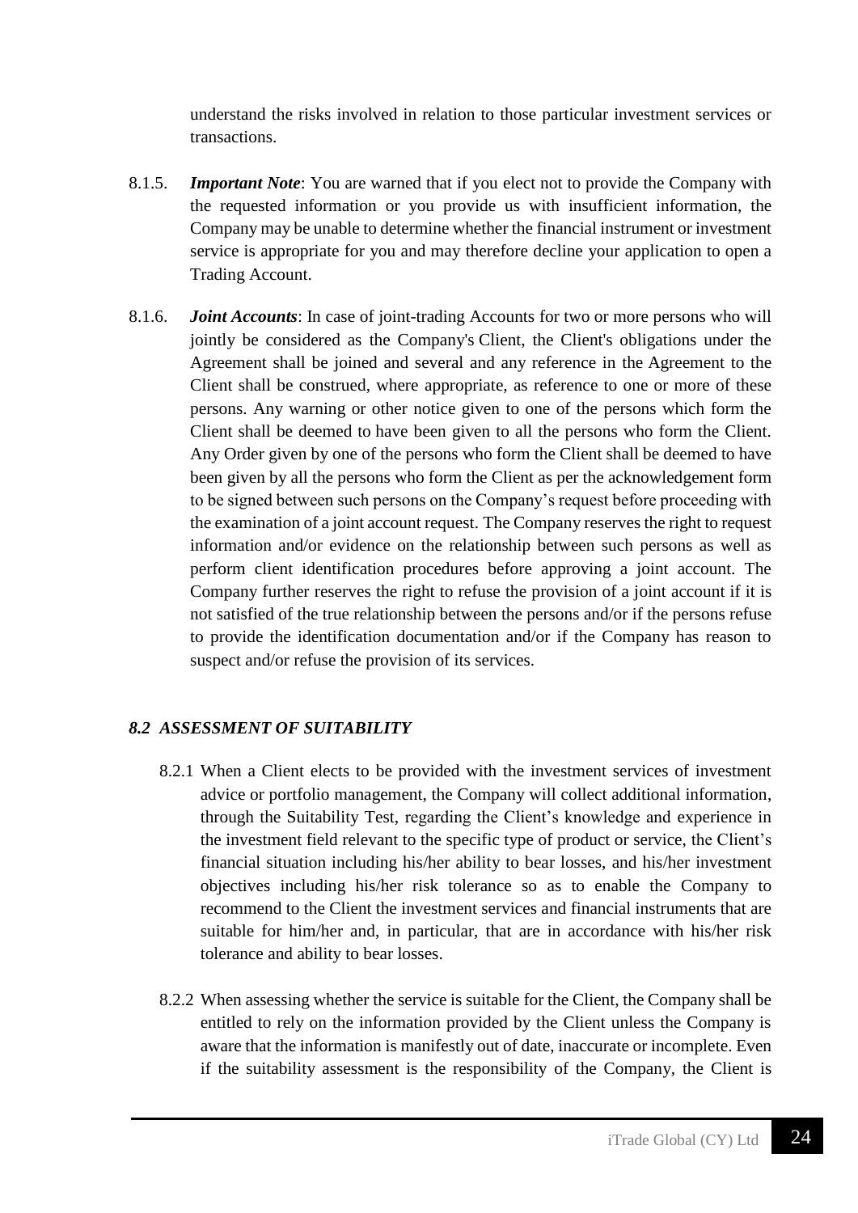understand the risks involved in relation to those particular investment services or transactions.

8.1.5. ***Important Note***: You are warned that if you elect not to provide the Company with the requested information or you provide us with insufficient information, the Company may be unable to determine whether the financial instrument or investment service is appropriate for you and may therefore decline your application to open a Trading Account.

8.1.6. ***Joint Accounts***: In case of joint-trading Accounts for two or more persons who will jointly be considered as the Company's Client, the Client's obligations under the Agreement shall be joined and several and any reference in the Agreement to the Client shall be construed, where appropriate, as reference to one or more of these persons. Any warning or other notice given to one of the persons which form the Client shall be deemed to have been given to all the persons who form the Client. Any Order given by one of the persons who form the Client shall be deemed to have been given by all the persons who form the Client as per the acknowledgement form to be signed between such persons on the Company's request before proceeding with the examination of a joint account request. The Company reserves the right to request information and/or evidence on the relationship between such persons as well as perform client identification procedures before approving a joint account. The Company further reserves the right to refuse the provision of a joint account if it is not satisfied of the true relationship between the persons and/or if the persons refuse to provide the identification documentation and/or if the Company has reason to suspect and/or refuse the provision of its services.

### *8.2 ASSESSMENT OF SUITABILITY*

8.2.1 When a Client elects to be provided with the investment services of investment advice or portfolio management, the Company will collect additional information, through the Suitability Test, regarding the Client's knowledge and experience in the investment field relevant to the specific type of product or service, the Client's financial situation including his/her ability to bear losses, and his/her investment objectives including his/her risk tolerance so as to enable the Company to recommend to the Client the investment services and financial instruments that are suitable for him/her and, in particular, that are in accordance with his/her risk tolerance and ability to bear losses.

8.2.2 When assessing whether the service is suitable for the Client, the Company shall be entitled to rely on the information provided by the Client unless the Company is aware that the information is manifestly out of date, inaccurate or incomplete. Even if the suitability assessment is the responsibility of the Company, the Client is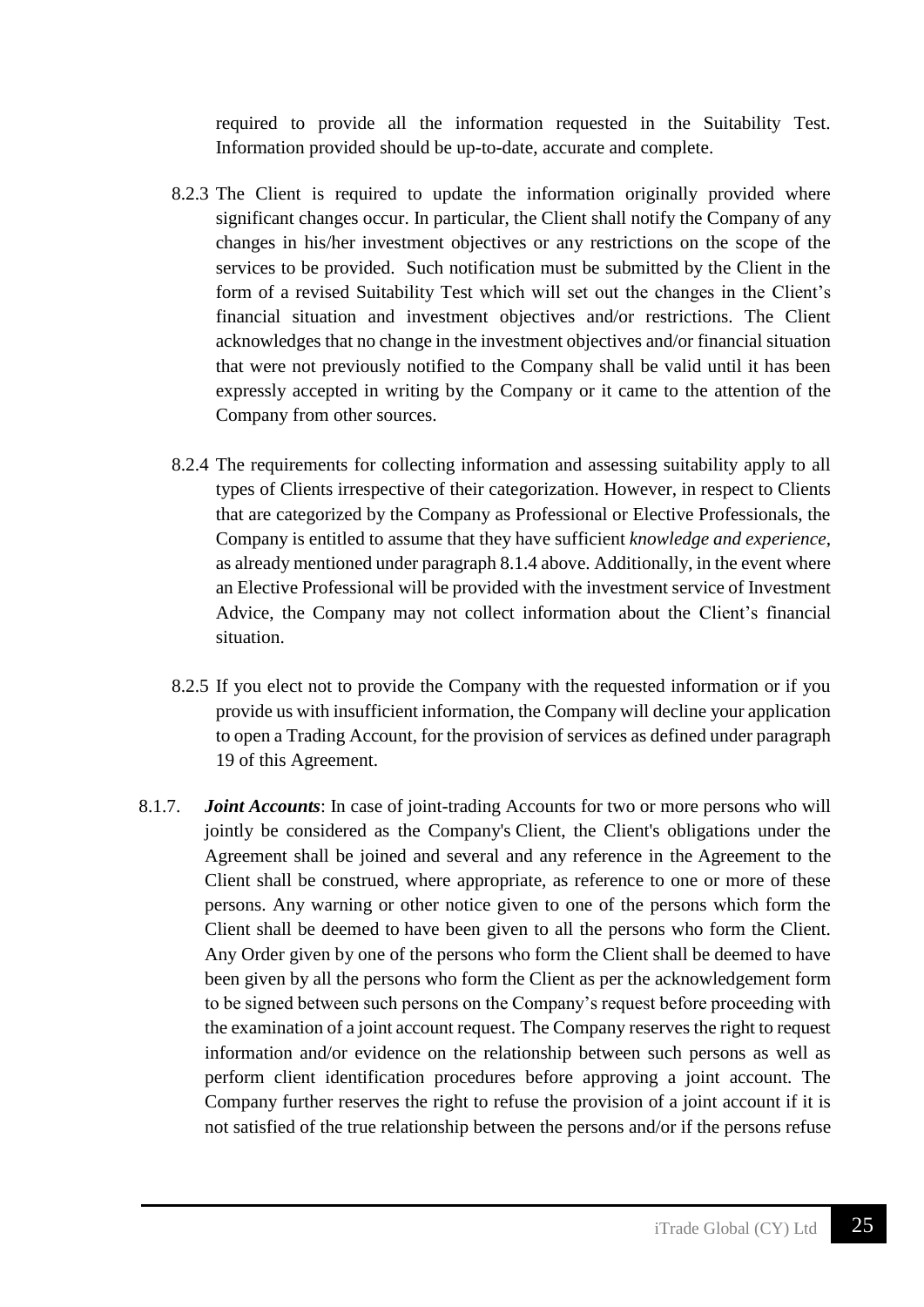required to provide all the information requested in the Suitability Test. Information provided should be up-to-date, accurate and complete.

8.2.3 The Client is required to update the information originally provided where significant changes occur. In particular, the Client shall notify the Company of any changes in his/her investment objectives or any restrictions on the scope of the services to be provided. Such notification must be submitted by the Client in the form of a revised Suitability Test which will set out the changes in the Client's financial situation and investment objectives and/or restrictions. The Client acknowledges that no change in the investment objectives and/or financial situation that were not previously notified to the Company shall be valid until it has been expressly accepted in writing by the Company or it came to the attention of the Company from other sources.

8.2.4 The requirements for collecting information and assessing suitability apply to all types of Clients irrespective of their categorization. However, in respect to Clients that are categorized by the Company as Professional or Elective Professionals, the Company is entitled to assume that they have sufficient *knowledge and experience*, as already mentioned under paragraph 8.1.4 above. Additionally, in the event where an Elective Professional will be provided with the investment service of Investment Advice, the Company may not collect information about the Client's financial situation.

8.2.5 If you elect not to provide the Company with the requested information or if you provide us with insufficient information, the Company will decline your application to open a Trading Account, for the provision of services as defined under paragraph 19 of this Agreement.

8.1.7. ***Joint Accounts***: In case of joint-trading Accounts for two or more persons who will jointly be considered as the Company's Client, the Client's obligations under the Agreement shall be joined and several and any reference in the Agreement to the Client shall be construed, where appropriate, as reference to one or more of these persons. Any warning or other notice given to one of the persons which form the Client shall be deemed to have been given to all the persons who form the Client. Any Order given by one of the persons who form the Client shall be deemed to have been given by all the persons who form the Client as per the acknowledgement form to be signed between such persons on the Company's request before proceeding with the examination of a joint account request. The Company reserves the right to request information and/or evidence on the relationship between such persons as well as perform client identification procedures before approving a joint account. The Company further reserves the right to refuse the provision of a joint account if it is not satisfied of the true relationship between the persons and/or if the persons refuse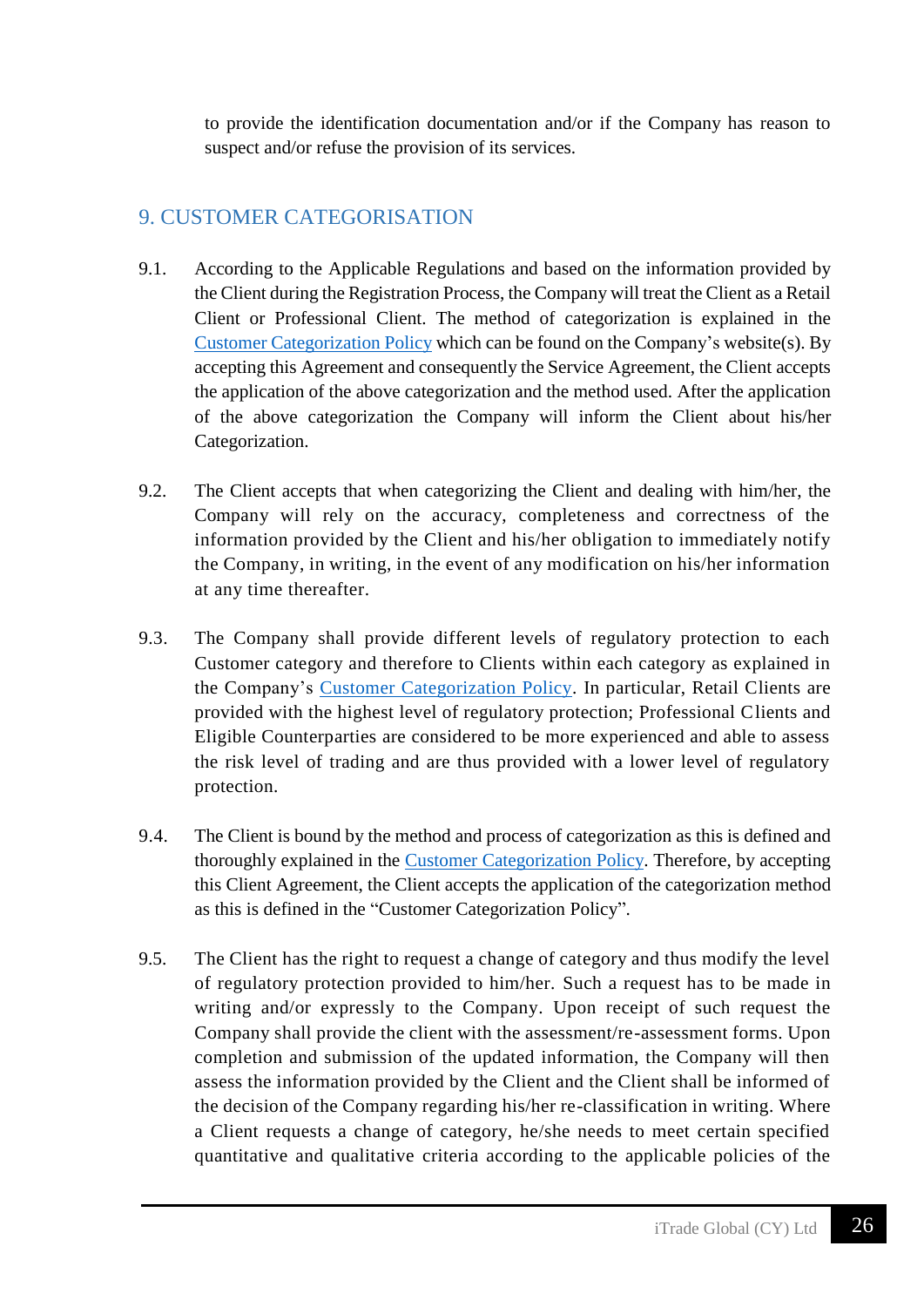to provide the identification documentation and/or if the Company has reason to suspect and/or refuse the provision of its services.

## 9. CUSTOMER CATEGORISATION

9.1. According to the Applicable Regulations and based on the information provided by the Client during the Registration Process, the Company will treat the Client as a Retail Client or Professional Client. The method of categorization is explained in the Customer Categorization Policy which can be found on the Company's website(s). By accepting this Agreement and consequently the Service Agreement, the Client accepts the application of the above categorization and the method used. After the application of the above categorization the Company will inform the Client about his/her Categorization.

9.2. The Client accepts that when categorizing the Client and dealing with him/her, the Company will rely on the accuracy, completeness and correctness of the information provided by the Client and his/her obligation to immediately notify the Company, in writing, in the event of any modification on his/her information at any time thereafter.

9.3. The Company shall provide different levels of regulatory protection to each Customer category and therefore to Clients within each category as explained in the Company's Customer Categorization Policy. In particular, Retail Clients are provided with the highest level of regulatory protection; Professional Clients and Eligible Counterparties are considered to be more experienced and able to assess the risk level of trading and are thus provided with a lower level of regulatory protection.

9.4. The Client is bound by the method and process of categorization as this is defined and thoroughly explained in the Customer Categorization Policy. Therefore, by accepting this Client Agreement, the Client accepts the application of the categorization method as this is defined in the "Customer Categorization Policy".

9.5. The Client has the right to request a change of category and thus modify the level of regulatory protection provided to him/her. Such a request has to be made in writing and/or expressly to the Company. Upon receipt of such request the Company shall provide the client with the assessment/re-assessment forms. Upon completion and submission of the updated information, the Company will then assess the information provided by the Client and the Client shall be informed of the decision of the Company regarding his/her re-classification in writing. Where a Client requests a change of category, he/she needs to meet certain specified quantitative and qualitative criteria according to the applicable policies of the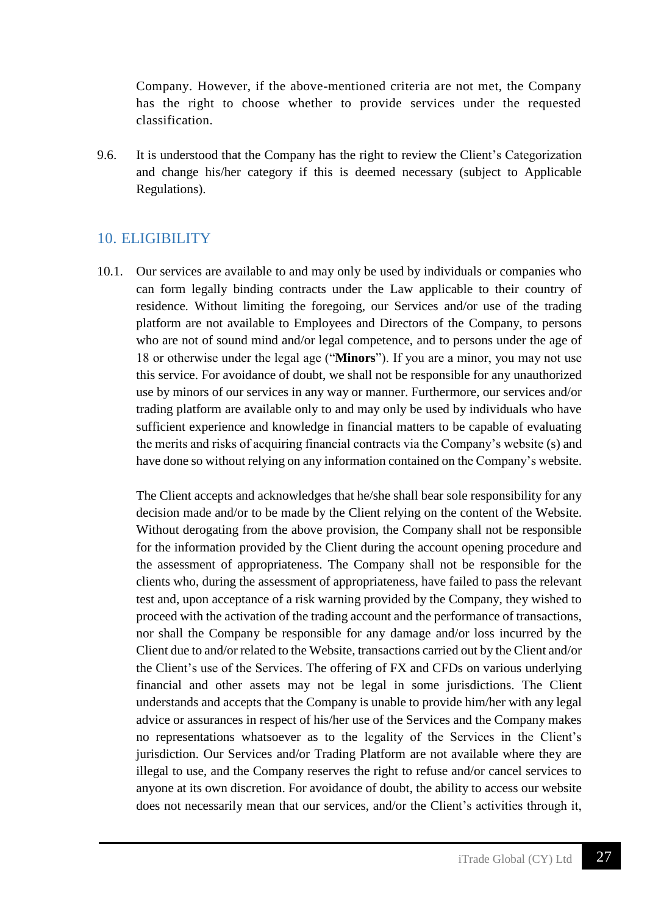Company. However, if the above-mentioned criteria are not met, the Company has the right to choose whether to provide services under the requested classification.

9.6. It is understood that the Company has the right to review the Client's Categorization and change his/her category if this is deemed necessary (subject to Applicable Regulations).

## 10. ELIGIBILITY

10.1. Our services are available to and may only be used by individuals or companies who can form legally binding contracts under the Law applicable to their country of residence. Without limiting the foregoing, our Services and/or use of the trading platform are not available to Employees and Directors of the Company, to persons who are not of sound mind and/or legal competence, and to persons under the age of 18 or otherwise under the legal age ("**Minors**"). If you are a minor, you may not use this service. For avoidance of doubt, we shall not be responsible for any unauthorized use by minors of our services in any way or manner. Furthermore, our services and/or trading platform are available only to and may only be used by individuals who have sufficient experience and knowledge in financial matters to be capable of evaluating the merits and risks of acquiring financial contracts via the Company's website (s) and have done so without relying on any information contained on the Company's website.

The Client accepts and acknowledges that he/she shall bear sole responsibility for any decision made and/or to be made by the Client relying on the content of the Website. Without derogating from the above provision, the Company shall not be responsible for the information provided by the Client during the account opening procedure and the assessment of appropriateness. The Company shall not be responsible for the clients who, during the assessment of appropriateness, have failed to pass the relevant test and, upon acceptance of a risk warning provided by the Company, they wished to proceed with the activation of the trading account and the performance of transactions, nor shall the Company be responsible for any damage and/or loss incurred by the Client due to and/or related to the Website, transactions carried out by the Client and/or the Client's use of the Services. The offering of FX and CFDs on various underlying financial and other assets may not be legal in some jurisdictions. The Client understands and accepts that the Company is unable to provide him/her with any legal advice or assurances in respect of his/her use of the Services and the Company makes no representations whatsoever as to the legality of the Services in the Client's jurisdiction. Our Services and/or Trading Platform are not available where they are illegal to use, and the Company reserves the right to refuse and/or cancel services to anyone at its own discretion. For avoidance of doubt, the ability to access our website does not necessarily mean that our services, and/or the Client's activities through it,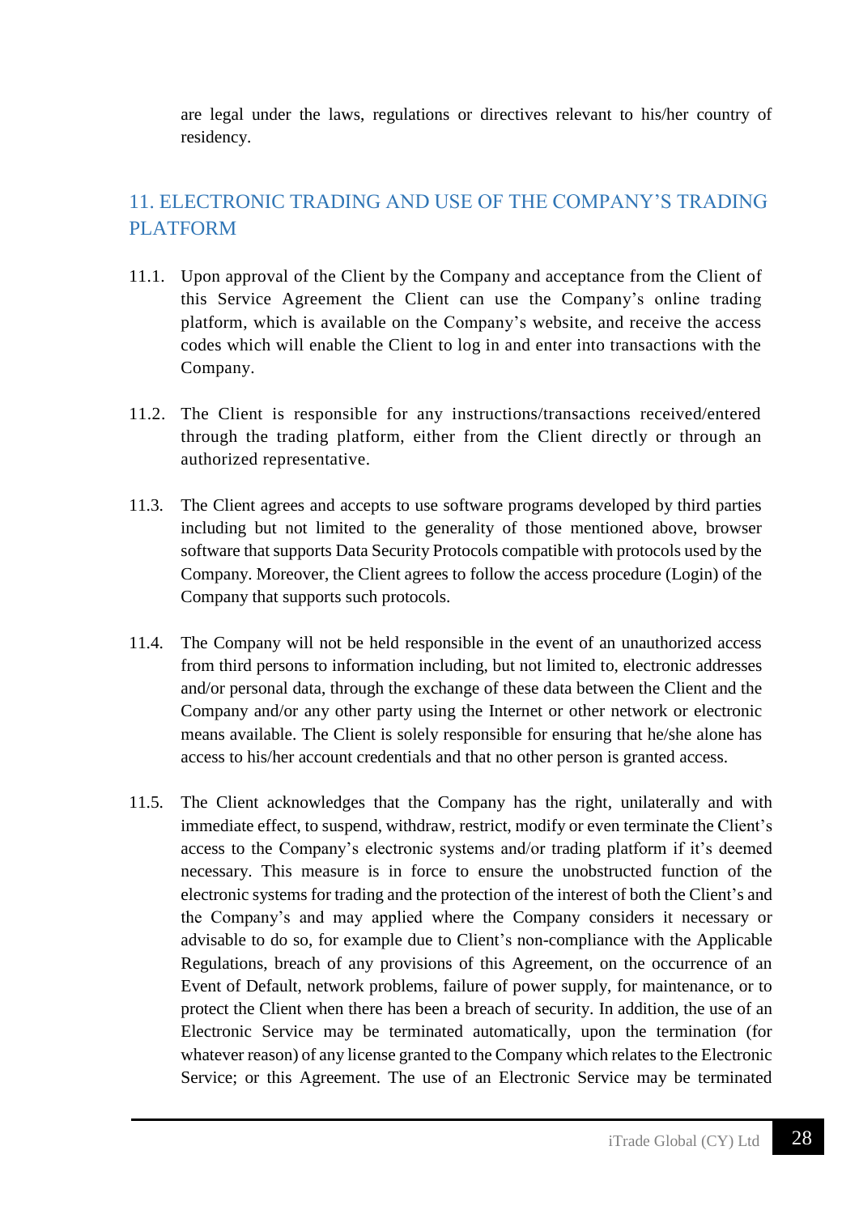are legal under the laws, regulations or directives relevant to his/her country of residency.

## 11. ELECTRONIC TRADING AND USE OF THE COMPANY'S TRADING PLATFORM

11.1. Upon approval of the Client by the Company and acceptance from the Client of this Service Agreement the Client can use the Company's online trading platform, which is available on the Company's website, and receive the access codes which will enable the Client to log in and enter into transactions with the Company.

11.2. The Client is responsible for any instructions/transactions received/entered through the trading platform, either from the Client directly or through an authorized representative.

11.3. The Client agrees and accepts to use software programs developed by third parties including but not limited to the generality of those mentioned above, browser software that supports Data Security Protocols compatible with protocols used by the Company. Moreover, the Client agrees to follow the access procedure (Login) of the Company that supports such protocols.

11.4. The Company will not be held responsible in the event of an unauthorized access from third persons to information including, but not limited to, electronic addresses and/or personal data, through the exchange of these data between the Client and the Company and/or any other party using the Internet or other network or electronic means available. The Client is solely responsible for ensuring that he/she alone has access to his/her account credentials and that no other person is granted access.

11.5. The Client acknowledges that the Company has the right, unilaterally and with immediate effect, to suspend, withdraw, restrict, modify or even terminate the Client's access to the Company's electronic systems and/or trading platform if it's deemed necessary. This measure is in force to ensure the unobstructed function of the electronic systems for trading and the protection of the interest of both the Client's and the Company's and may applied where the Company considers it necessary or advisable to do so, for example due to Client's non-compliance with the Applicable Regulations, breach of any provisions of this Agreement, on the occurrence of an Event of Default, network problems, failure of power supply, for maintenance, or to protect the Client when there has been a breach of security. In addition, the use of an Electronic Service may be terminated automatically, upon the termination (for whatever reason) of any license granted to the Company which relates to the Electronic Service; or this Agreement. The use of an Electronic Service may be terminated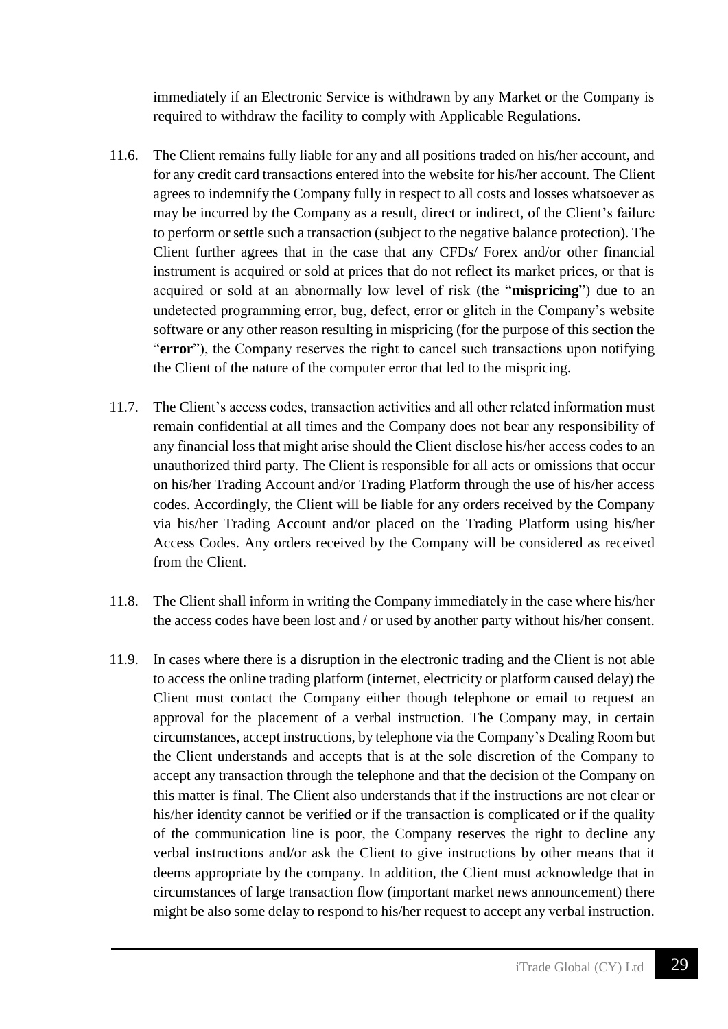immediately if an Electronic Service is withdrawn by any Market or the Company is required to withdraw the facility to comply with Applicable Regulations.

11.6. The Client remains fully liable for any and all positions traded on his/her account, and for any credit card transactions entered into the website for his/her account. The Client agrees to indemnify the Company fully in respect to all costs and losses whatsoever as may be incurred by the Company as a result, direct or indirect, of the Client's failure to perform or settle such a transaction (subject to the negative balance protection). The Client further agrees that in the case that any CFDs/ Forex and/or other financial instrument is acquired or sold at prices that do not reflect its market prices, or that is acquired or sold at an abnormally low level of risk (the "**mispricing**") due to an undetected programming error, bug, defect, error or glitch in the Company's website software or any other reason resulting in mispricing (for the purpose of this section the "**error**"), the Company reserves the right to cancel such transactions upon notifying the Client of the nature of the computer error that led to the mispricing.

11.7. The Client's access codes, transaction activities and all other related information must remain confidential at all times and the Company does not bear any responsibility of any financial loss that might arise should the Client disclose his/her access codes to an unauthorized third party. The Client is responsible for all acts or omissions that occur on his/her Trading Account and/or Trading Platform through the use of his/her access codes. Accordingly, the Client will be liable for any orders received by the Company via his/her Trading Account and/or placed on the Trading Platform using his/her Access Codes. Any orders received by the Company will be considered as received from the Client.

11.8. The Client shall inform in writing the Company immediately in the case where his/her the access codes have been lost and / or used by another party without his/her consent.

11.9. In cases where there is a disruption in the electronic trading and the Client is not able to access the online trading platform (internet, electricity or platform caused delay) the Client must contact the Company either though telephone or email to request an approval for the placement of a verbal instruction. The Company may, in certain circumstances, accept instructions, by telephone via the Company's Dealing Room but the Client understands and accepts that is at the sole discretion of the Company to accept any transaction through the telephone and that the decision of the Company on this matter is final. The Client also understands that if the instructions are not clear or his/her identity cannot be verified or if the transaction is complicated or if the quality of the communication line is poor, the Company reserves the right to decline any verbal instructions and/or ask the Client to give instructions by other means that it deems appropriate by the company. In addition, the Client must acknowledge that in circumstances of large transaction flow (important market news announcement) there might be also some delay to respond to his/her request to accept any verbal instruction.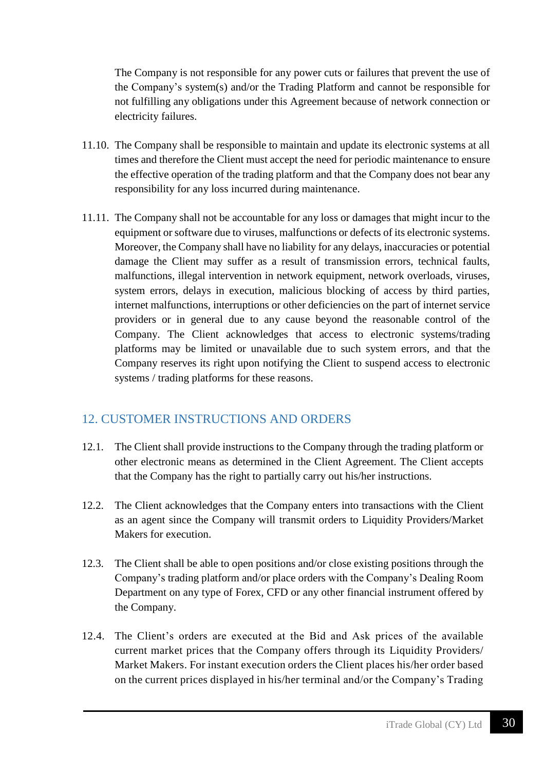The Company is not responsible for any power cuts or failures that prevent the use of the Company's system(s) and/or the Trading Platform and cannot be responsible for not fulfilling any obligations under this Agreement because of network connection or electricity failures.

11.10. The Company shall be responsible to maintain and update its electronic systems at all times and therefore the Client must accept the need for periodic maintenance to ensure the effective operation of the trading platform and that the Company does not bear any responsibility for any loss incurred during maintenance.

11.11. The Company shall not be accountable for any loss or damages that might incur to the equipment or software due to viruses, malfunctions or defects of its electronic systems. Moreover, the Company shall have no liability for any delays, inaccuracies or potential damage the Client may suffer as a result of transmission errors, technical faults, malfunctions, illegal intervention in network equipment, network overloads, viruses, system errors, delays in execution, malicious blocking of access by third parties, internet malfunctions, interruptions or other deficiencies on the part of internet service providers or in general due to any cause beyond the reasonable control of the Company. The Client acknowledges that access to electronic systems/trading platforms may be limited or unavailable due to such system errors, and that the Company reserves its right upon notifying the Client to suspend access to electronic systems / trading platforms for these reasons.

## 12. CUSTOMER INSTRUCTIONS AND ORDERS

12.1. The Client shall provide instructions to the Company through the trading platform or other electronic means as determined in the Client Agreement. The Client accepts that the Company has the right to partially carry out his/her instructions.

12.2. The Client acknowledges that the Company enters into transactions with the Client as an agent since the Company will transmit orders to Liquidity Providers/Market Makers for execution.

12.3. The Client shall be able to open positions and/or close existing positions through the Company's trading platform and/or place orders with the Company's Dealing Room Department on any type of Forex, CFD or any other financial instrument offered by the Company.

12.4. The Client's orders are executed at the Bid and Ask prices of the available current market prices that the Company offers through its Liquidity Providers/ Market Makers. For instant execution orders the Client places his/her order based on the current prices displayed in his/her terminal and/or the Company's Trading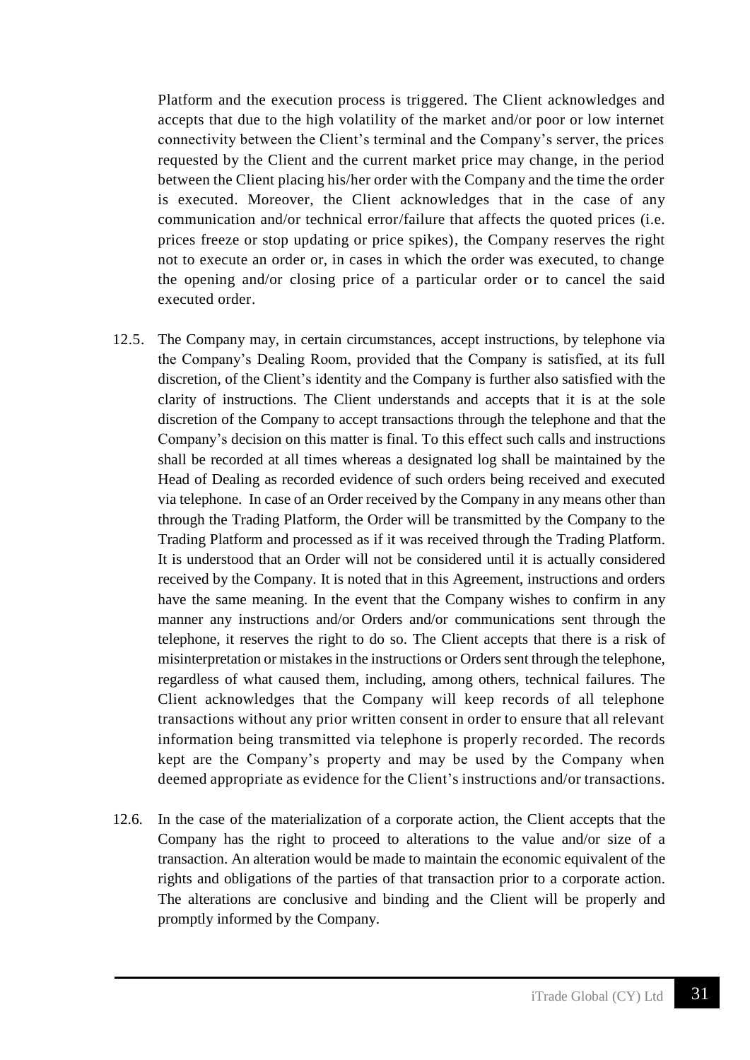Platform and the execution process is triggered. The Client acknowledges and accepts that due to the high volatility of the market and/or poor or low internet connectivity between the Client's terminal and the Company's server, the prices requested by the Client and the current market price may change, in the period between the Client placing his/her order with the Company and the time the order is executed. Moreover, the Client acknowledges that in the case of any communication and/or technical error/failure that affects the quoted prices (i.e. prices freeze or stop updating or price spikes), the Company reserves the right not to execute an order or, in cases in which the order was executed, to change the opening and/or closing price of a particular order or to cancel the said executed order.

12.5. The Company may, in certain circumstances, accept instructions, by telephone via the Company's Dealing Room, provided that the Company is satisfied, at its full discretion, of the Client's identity and the Company is further also satisfied with the clarity of instructions. The Client understands and accepts that it is at the sole discretion of the Company to accept transactions through the telephone and that the Company's decision on this matter is final. To this effect such calls and instructions shall be recorded at all times whereas a designated log shall be maintained by the Head of Dealing as recorded evidence of such orders being received and executed via telephone. In case of an Order received by the Company in any means other than through the Trading Platform, the Order will be transmitted by the Company to the Trading Platform and processed as if it was received through the Trading Platform. It is understood that an Order will not be considered until it is actually considered received by the Company. It is noted that in this Agreement, instructions and orders have the same meaning. In the event that the Company wishes to confirm in any manner any instructions and/or Orders and/or communications sent through the telephone, it reserves the right to do so. The Client accepts that there is a risk of misinterpretation or mistakes in the instructions or Orders sent through the telephone, regardless of what caused them, including, among others, technical failures. The Client acknowledges that the Company will keep records of all telephone transactions without any prior written consent in order to ensure that all relevant information being transmitted via telephone is properly recorded. The records kept are the Company's property and may be used by the Company when deemed appropriate as evidence for the Client's instructions and/or transactions.

12.6. In the case of the materialization of a corporate action, the Client accepts that the Company has the right to proceed to alterations to the value and/or size of a transaction. An alteration would be made to maintain the economic equivalent of the rights and obligations of the parties of that transaction prior to a corporate action. The alterations are conclusive and binding and the Client will be properly and promptly informed by the Company.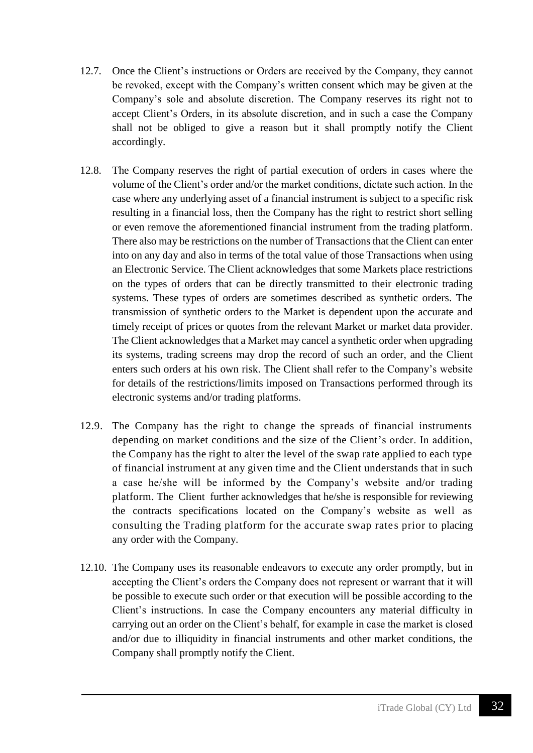12.7. Once the Client's instructions or Orders are received by the Company, they cannot be revoked, except with the Company's written consent which may be given at the Company's sole and absolute discretion. The Company reserves its right not to accept Client's Orders, in its absolute discretion, and in such a case the Company shall not be obliged to give a reason but it shall promptly notify the Client accordingly.

12.8. The Company reserves the right of partial execution of orders in cases where the volume of the Client's order and/or the market conditions, dictate such action. In the case where any underlying asset of a financial instrument is subject to a specific risk resulting in a financial loss, then the Company has the right to restrict short selling or even remove the aforementioned financial instrument from the trading platform. There also may be restrictions on the number of Transactions that the Client can enter into on any day and also in terms of the total value of those Transactions when using an Electronic Service. The Client acknowledges that some Markets place restrictions on the types of orders that can be directly transmitted to their electronic trading systems. These types of orders are sometimes described as synthetic orders. The transmission of synthetic orders to the Market is dependent upon the accurate and timely receipt of prices or quotes from the relevant Market or market data provider. The Client acknowledges that a Market may cancel a synthetic order when upgrading its systems, trading screens may drop the record of such an order, and the Client enters such orders at his own risk. The Client shall refer to the Company's website for details of the restrictions/limits imposed on Transactions performed through its electronic systems and/or trading platforms.

12.9. The Company has the right to change the spreads of financial instruments depending on market conditions and the size of the Client's order. In addition, the Company has the right to alter the level of the swap rate applied to each type of financial instrument at any given time and the Client understands that in such a case he/she will be informed by the Company's website and/or trading platform. The Client further acknowledges that he/she is responsible for reviewing the contracts specifications located on the Company's website as well as consulting the Trading platform for the accurate swap rates prior to placing any order with the Company.

12.10. The Company uses its reasonable endeavors to execute any order promptly, but in accepting the Client's orders the Company does not represent or warrant that it will be possible to execute such order or that execution will be possible according to the Client's instructions. In case the Company encounters any material difficulty in carrying out an order on the Client's behalf, for example in case the market is closed and/or due to illiquidity in financial instruments and other market conditions, the Company shall promptly notify the Client.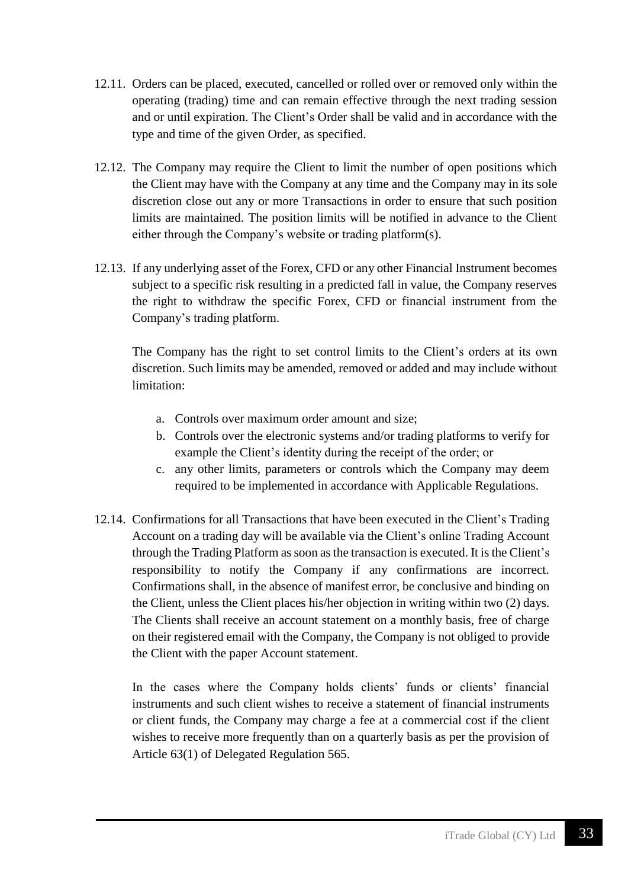12.11. Orders can be placed, executed, cancelled or rolled over or removed only within the operating (trading) time and can remain effective through the next trading session and or until expiration. The Client's Order shall be valid and in accordance with the type and time of the given Order, as specified.

12.12. The Company may require the Client to limit the number of open positions which the Client may have with the Company at any time and the Company may in its sole discretion close out any or more Transactions in order to ensure that such position limits are maintained. The position limits will be notified in advance to the Client either through the Company's website or trading platform(s).

12.13. If any underlying asset of the Forex, CFD or any other Financial Instrument becomes subject to a specific risk resulting in a predicted fall in value, the Company reserves the right to withdraw the specific Forex, CFD or financial instrument from the Company's trading platform.

The Company has the right to set control limits to the Client's orders at its own discretion. Such limits may be amended, removed or added and may include without limitation:

a. Controls over maximum order amount and size;
b. Controls over the electronic systems and/or trading platforms to verify for example the Client's identity during the receipt of the order; or
c. any other limits, parameters or controls which the Company may deem required to be implemented in accordance with Applicable Regulations.

12.14. Confirmations for all Transactions that have been executed in the Client's Trading Account on a trading day will be available via the Client's online Trading Account through the Trading Platform as soon as the transaction is executed. It is the Client's responsibility to notify the Company if any confirmations are incorrect. Confirmations shall, in the absence of manifest error, be conclusive and binding on the Client, unless the Client places his/her objection in writing within two (2) days. The Clients shall receive an account statement on a monthly basis, free of charge on their registered email with the Company, the Company is not obliged to provide the Client with the paper Account statement.

In the cases where the Company holds clients' funds or clients' financial instruments and such client wishes to receive a statement of financial instruments or client funds, the Company may charge a fee at a commercial cost if the client wishes to receive more frequently than on a quarterly basis as per the provision of Article 63(1) of Delegated Regulation 565.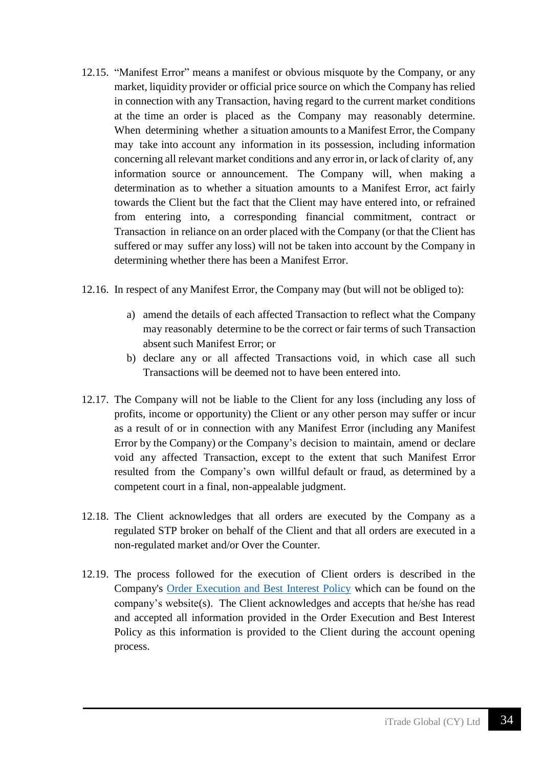12.15. "Manifest Error" means a manifest or obvious misquote by the Company, or any market, liquidity provider or official price source on which the Company has relied in connection with any Transaction, having regard to the current market conditions at the time an order is placed as the Company may reasonably determine. When determining whether a situation amounts to a Manifest Error, the Company may take into account any information in its possession, including information concerning all relevant market conditions and any error in, or lack of clarity of, any information source or announcement. The Company will, when making a determination as to whether a situation amounts to a Manifest Error, act fairly towards the Client but the fact that the Client may have entered into, or refrained from entering into, a corresponding financial commitment, contract or Transaction in reliance on an order placed with the Company (or that the Client has suffered or may suffer any loss) will not be taken into account by the Company in determining whether there has been a Manifest Error.

12.16. In respect of any Manifest Error, the Company may (but will not be obliged to):

a) amend the details of each affected Transaction to reflect what the Company may reasonably determine to be the correct or fair terms of such Transaction absent such Manifest Error; or
b) declare any or all affected Transactions void, in which case all such Transactions will be deemed not to have been entered into.

12.17. The Company will not be liable to the Client for any loss (including any loss of profits, income or opportunity) the Client or any other person may suffer or incur as a result of or in connection with any Manifest Error (including any Manifest Error by the Company) or the Company's decision to maintain, amend or declare void any affected Transaction, except to the extent that such Manifest Error resulted from the Company's own willful default or fraud, as determined by a competent court in a final, non-appealable judgment.

12.18. The Client acknowledges that all orders are executed by the Company as a regulated STP broker on behalf of the Client and that all orders are executed in a non-regulated market and/or Over the Counter.

12.19. The process followed for the execution of Client orders is described in the Company's Order Execution and Best Interest Policy which can be found on the company's website(s). The Client acknowledges and accepts that he/she has read and accepted all information provided in the Order Execution and Best Interest Policy as this information is provided to the Client during the account opening process.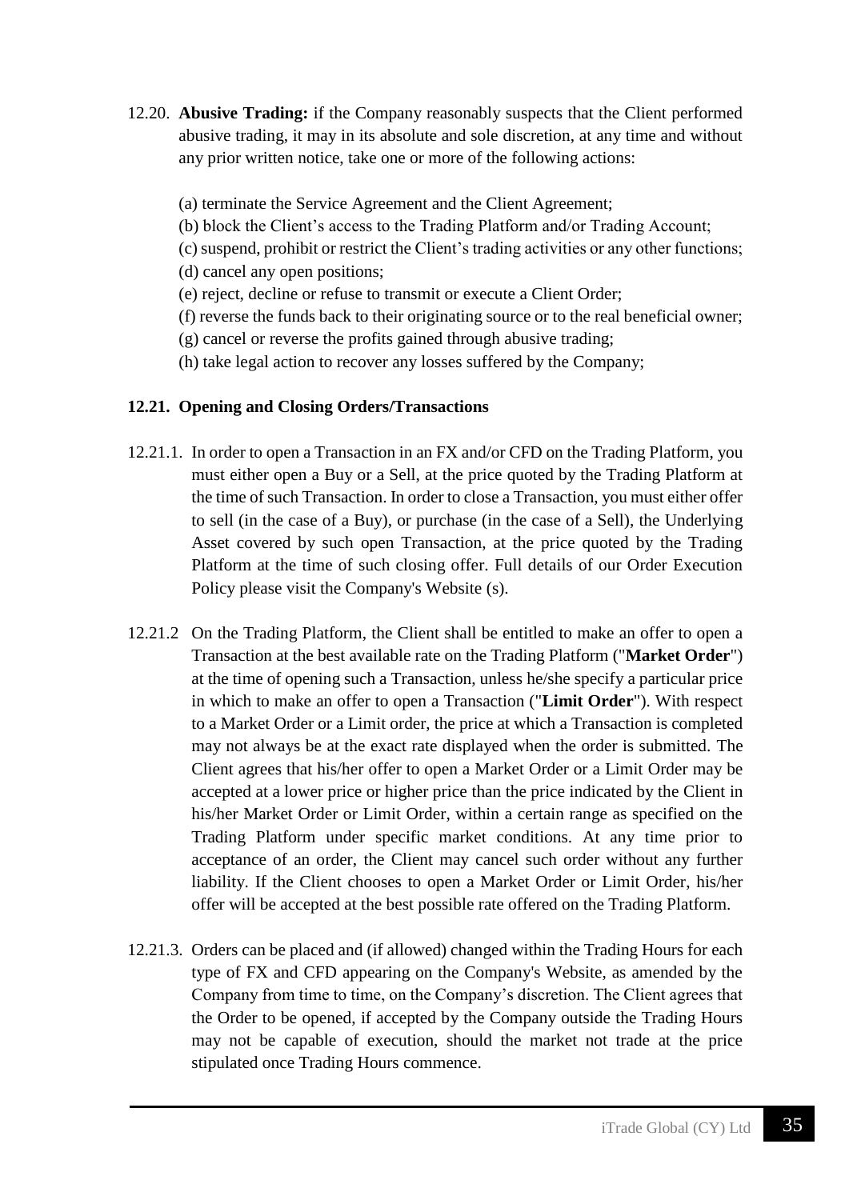12.20. **Abusive Trading:** if the Company reasonably suspects that the Client performed abusive trading, it may in its absolute and sole discretion, at any time and without any prior written notice, take one or more of the following actions:

(a) terminate the Service Agreement and the Client Agreement;
(b) block the Client's access to the Trading Platform and/or Trading Account;
(c) suspend, prohibit or restrict the Client's trading activities or any other functions;
(d) cancel any open positions;
(e) reject, decline or refuse to transmit or execute a Client Order;
(f) reverse the funds back to their originating source or to the real beneficial owner;
(g) cancel or reverse the profits gained through abusive trading;
(h) take legal action to recover any losses suffered by the Company;

**12.21. Opening and Closing Orders/Transactions**

12.21.1. In order to open a Transaction in an FX and/or CFD on the Trading Platform, you must either open a Buy or a Sell, at the price quoted by the Trading Platform at the time of such Transaction. In order to close a Transaction, you must either offer to sell (in the case of a Buy), or purchase (in the case of a Sell), the Underlying Asset covered by such open Transaction, at the price quoted by the Trading Platform at the time of such closing offer. Full details of our Order Execution Policy please visit the Company's Website (s).

12.21.2 On the Trading Platform, the Client shall be entitled to make an offer to open a Transaction at the best available rate on the Trading Platform ("**Market Order**") at the time of opening such a Transaction, unless he/she specify a particular price in which to make an offer to open a Transaction ("**Limit Order**"). With respect to a Market Order or a Limit order, the price at which a Transaction is completed may not always be at the exact rate displayed when the order is submitted. The Client agrees that his/her offer to open a Market Order or a Limit Order may be accepted at a lower price or higher price than the price indicated by the Client in his/her Market Order or Limit Order, within a certain range as specified on the Trading Platform under specific market conditions. At any time prior to acceptance of an order, the Client may cancel such order without any further liability. If the Client chooses to open a Market Order or Limit Order, his/her offer will be accepted at the best possible rate offered on the Trading Platform.

12.21.3. Orders can be placed and (if allowed) changed within the Trading Hours for each type of FX and CFD appearing on the Company's Website, as amended by the Company from time to time, on the Company's discretion. The Client agrees that the Order to be opened, if accepted by the Company outside the Trading Hours may not be capable of execution, should the market not trade at the price stipulated once Trading Hours commence.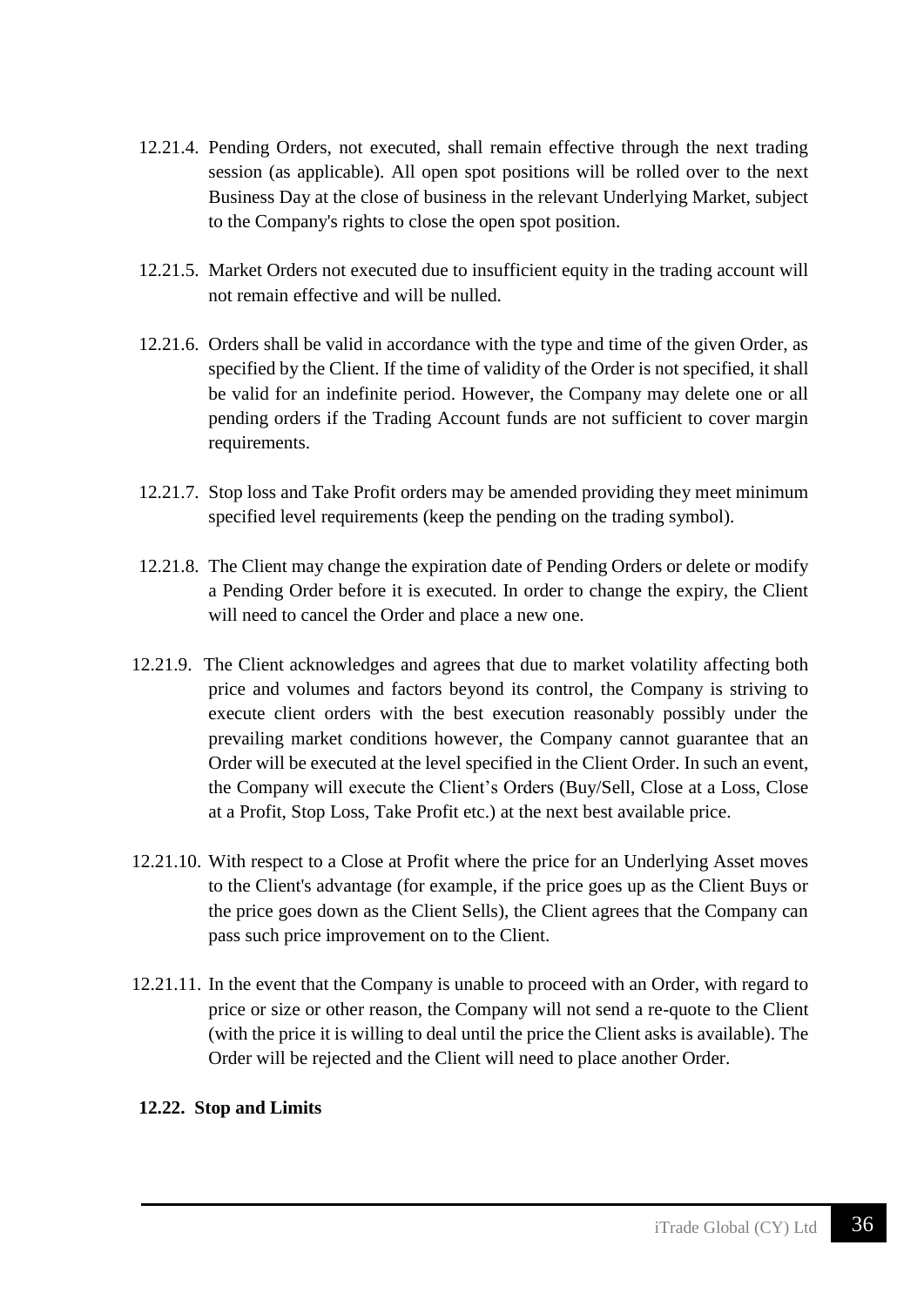12.21.4. Pending Orders, not executed, shall remain effective through the next trading session (as applicable). All open spot positions will be rolled over to the next Business Day at the close of business in the relevant Underlying Market, subject to the Company's rights to close the open spot position.

12.21.5. Market Orders not executed due to insufficient equity in the trading account will not remain effective and will be nulled.

12.21.6. Orders shall be valid in accordance with the type and time of the given Order, as specified by the Client. If the time of validity of the Order is not specified, it shall be valid for an indefinite period. However, the Company may delete one or all pending orders if the Trading Account funds are not sufficient to cover margin requirements.

12.21.7. Stop loss and Take Profit orders may be amended providing they meet minimum specified level requirements (keep the pending on the trading symbol).

12.21.8. The Client may change the expiration date of Pending Orders or delete or modify a Pending Order before it is executed. In order to change the expiry, the Client will need to cancel the Order and place a new one.

12.21.9. The Client acknowledges and agrees that due to market volatility affecting both price and volumes and factors beyond its control, the Company is striving to execute client orders with the best execution reasonably possibly under the prevailing market conditions however, the Company cannot guarantee that an Order will be executed at the level specified in the Client Order. In such an event, the Company will execute the Client's Orders (Buy/Sell, Close at a Loss, Close at a Profit, Stop Loss, Take Profit etc.) at the next best available price.

12.21.10. With respect to a Close at Profit where the price for an Underlying Asset moves to the Client's advantage (for example, if the price goes up as the Client Buys or the price goes down as the Client Sells), the Client agrees that the Company can pass such price improvement on to the Client.

12.21.11. In the event that the Company is unable to proceed with an Order, with regard to price or size or other reason, the Company will not send a re-quote to the Client (with the price it is willing to deal until the price the Client asks is available). The Order will be rejected and the Client will need to place another Order.

**12.22. Stop and Limits**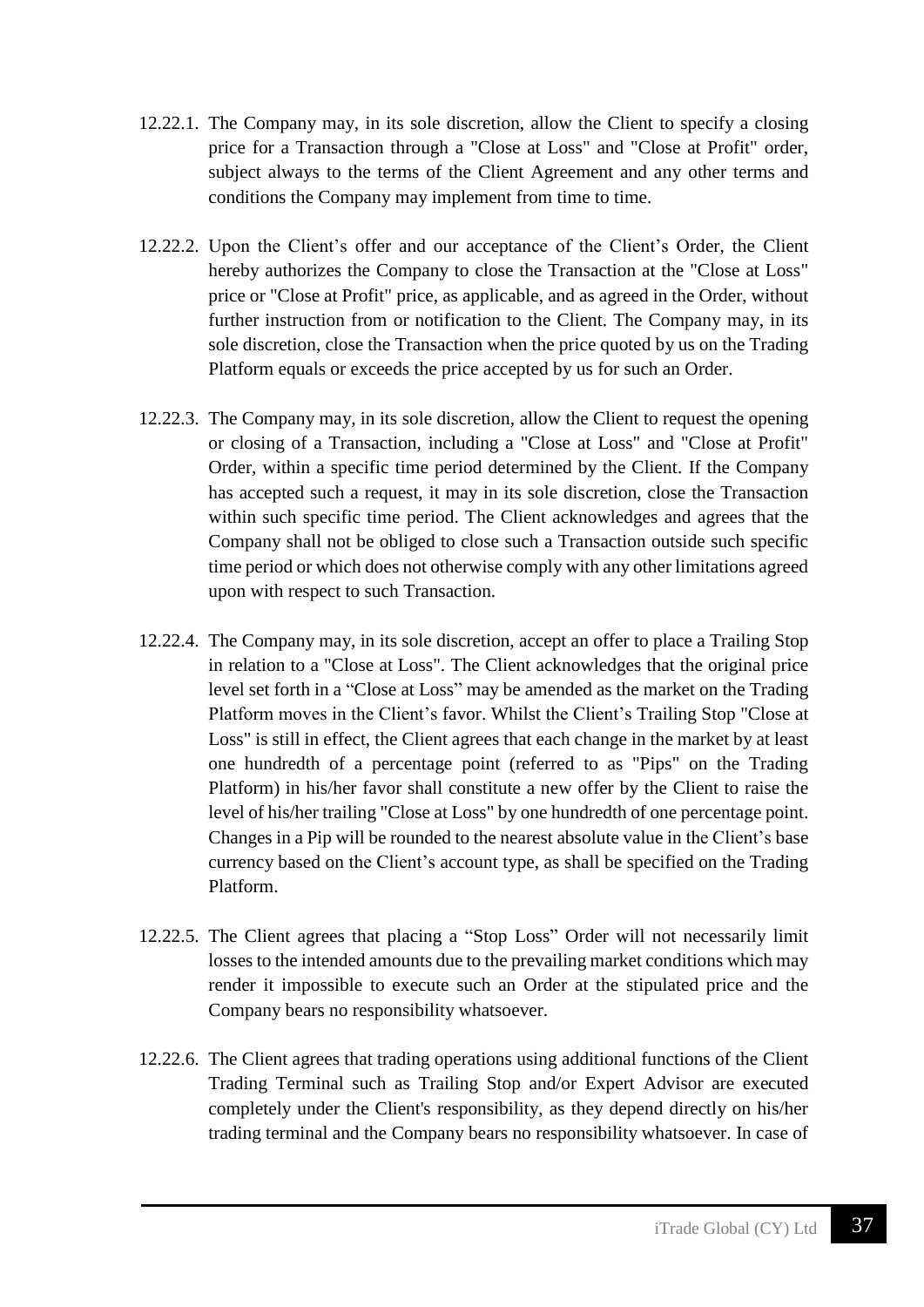12.22.1. The Company may, in its sole discretion, allow the Client to specify a closing price for a Transaction through a "Close at Loss" and "Close at Profit" order, subject always to the terms of the Client Agreement and any other terms and conditions the Company may implement from time to time.

12.22.2. Upon the Client's offer and our acceptance of the Client's Order, the Client hereby authorizes the Company to close the Transaction at the "Close at Loss" price or "Close at Profit" price, as applicable, and as agreed in the Order, without further instruction from or notification to the Client. The Company may, in its sole discretion, close the Transaction when the price quoted by us on the Trading Platform equals or exceeds the price accepted by us for such an Order.

12.22.3. The Company may, in its sole discretion, allow the Client to request the opening or closing of a Transaction, including a "Close at Loss" and "Close at Profit" Order, within a specific time period determined by the Client. If the Company has accepted such a request, it may in its sole discretion, close the Transaction within such specific time period. The Client acknowledges and agrees that the Company shall not be obliged to close such a Transaction outside such specific time period or which does not otherwise comply with any other limitations agreed upon with respect to such Transaction.

12.22.4. The Company may, in its sole discretion, accept an offer to place a Trailing Stop in relation to a "Close at Loss". The Client acknowledges that the original price level set forth in a "Close at Loss" may be amended as the market on the Trading Platform moves in the Client's favor. Whilst the Client's Trailing Stop "Close at Loss" is still in effect, the Client agrees that each change in the market by at least one hundredth of a percentage point (referred to as "Pips" on the Trading Platform) in his/her favor shall constitute a new offer by the Client to raise the level of his/her trailing "Close at Loss" by one hundredth of one percentage point. Changes in a Pip will be rounded to the nearest absolute value in the Client's base currency based on the Client's account type, as shall be specified on the Trading Platform.

12.22.5. The Client agrees that placing a "Stop Loss" Order will not necessarily limit losses to the intended amounts due to the prevailing market conditions which may render it impossible to execute such an Order at the stipulated price and the Company bears no responsibility whatsoever.

12.22.6. The Client agrees that trading operations using additional functions of the Client Trading Terminal such as Trailing Stop and/or Expert Advisor are executed completely under the Client's responsibility, as they depend directly on his/her trading terminal and the Company bears no responsibility whatsoever. In case of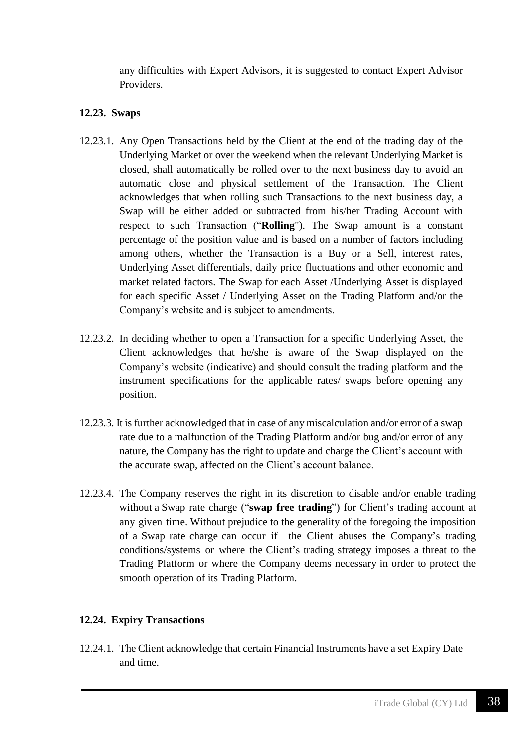any difficulties with Expert Advisors, it is suggested to contact Expert Advisor Providers.

**12.23. Swaps**

12.23.1. Any Open Transactions held by the Client at the end of the trading day of the Underlying Market or over the weekend when the relevant Underlying Market is closed, shall automatically be rolled over to the next business day to avoid an automatic close and physical settlement of the Transaction. The Client acknowledges that when rolling such Transactions to the next business day, a Swap will be either added or subtracted from his/her Trading Account with respect to such Transaction ("**Rolling**"). The Swap amount is a constant percentage of the position value and is based on a number of factors including among others, whether the Transaction is a Buy or a Sell, interest rates, Underlying Asset differentials, daily price fluctuations and other economic and market related factors. The Swap for each Asset /Underlying Asset is displayed for each specific Asset / Underlying Asset on the Trading Platform and/or the Company's website and is subject to amendments.

12.23.2. In deciding whether to open a Transaction for a specific Underlying Asset, the Client acknowledges that he/she is aware of the Swap displayed on the Company's website (indicative) and should consult the trading platform and the instrument specifications for the applicable rates/ swaps before opening any position.

12.23.3. It is further acknowledged that in case of any miscalculation and/or error of a swap rate due to a malfunction of the Trading Platform and/or bug and/or error of any nature, the Company has the right to update and charge the Client's account with the accurate swap, affected on the Client's account balance.

12.23.4. The Company reserves the right in its discretion to disable and/or enable trading without a Swap rate charge ("**swap free trading**") for Client's trading account at any given time. Without prejudice to the generality of the foregoing the imposition of a Swap rate charge can occur if the Client abuses the Company's trading conditions/systems or where the Client's trading strategy imposes a threat to the Trading Platform or where the Company deems necessary in order to protect the smooth operation of its Trading Platform.

**12.24. Expiry Transactions**

12.24.1. The Client acknowledge that certain Financial Instruments have a set Expiry Date and time.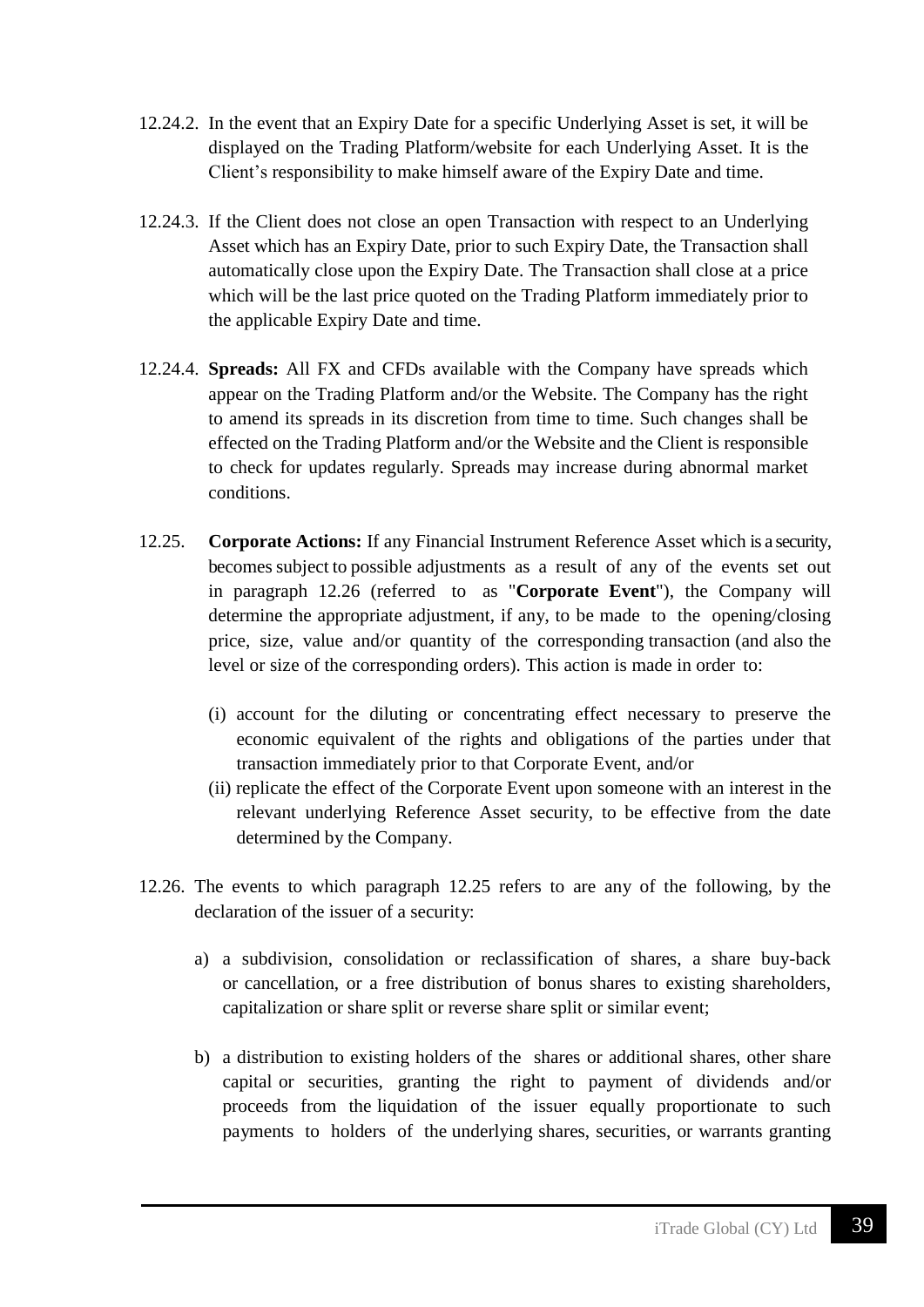12.24.2. In the event that an Expiry Date for a specific Underlying Asset is set, it will be displayed on the Trading Platform/website for each Underlying Asset. It is the Client's responsibility to make himself aware of the Expiry Date and time.

12.24.3. If the Client does not close an open Transaction with respect to an Underlying Asset which has an Expiry Date, prior to such Expiry Date, the Transaction shall automatically close upon the Expiry Date. The Transaction shall close at a price which will be the last price quoted on the Trading Platform immediately prior to the applicable Expiry Date and time.

12.24.4. **Spreads:** All FX and CFDs available with the Company have spreads which appear on the Trading Platform and/or the Website. The Company has the right to amend its spreads in its discretion from time to time. Such changes shall be effected on the Trading Platform and/or the Website and the Client is responsible to check for updates regularly. Spreads may increase during abnormal market conditions.

12.25. **Corporate Actions:** If any Financial Instrument Reference Asset which is a security, becomes subject to possible adjustments as a result of any of the events set out in paragraph 12.26 (referred to as "**Corporate Event**"), the Company will determine the appropriate adjustment, if any, to be made to the opening/closing price, size, value and/or quantity of the corresponding transaction (and also the level or size of the corresponding orders). This action is made in order to:

(i) account for the diluting or concentrating effect necessary to preserve the economic equivalent of the rights and obligations of the parties under that transaction immediately prior to that Corporate Event, and/or

(ii) replicate the effect of the Corporate Event upon someone with an interest in the relevant underlying Reference Asset security, to be effective from the date determined by the Company.

12.26. The events to which paragraph 12.25 refers to are any of the following, by the declaration of the issuer of a security:

a) a subdivision, consolidation or reclassification of shares, a share buy-back or cancellation, or a free distribution of bonus shares to existing shareholders, capitalization or share split or reverse share split or similar event;

b) a distribution to existing holders of the shares or additional shares, other share capital or securities, granting the right to payment of dividends and/or proceeds from the liquidation of the issuer equally proportionate to such payments to holders of the underlying shares, securities, or warrants granting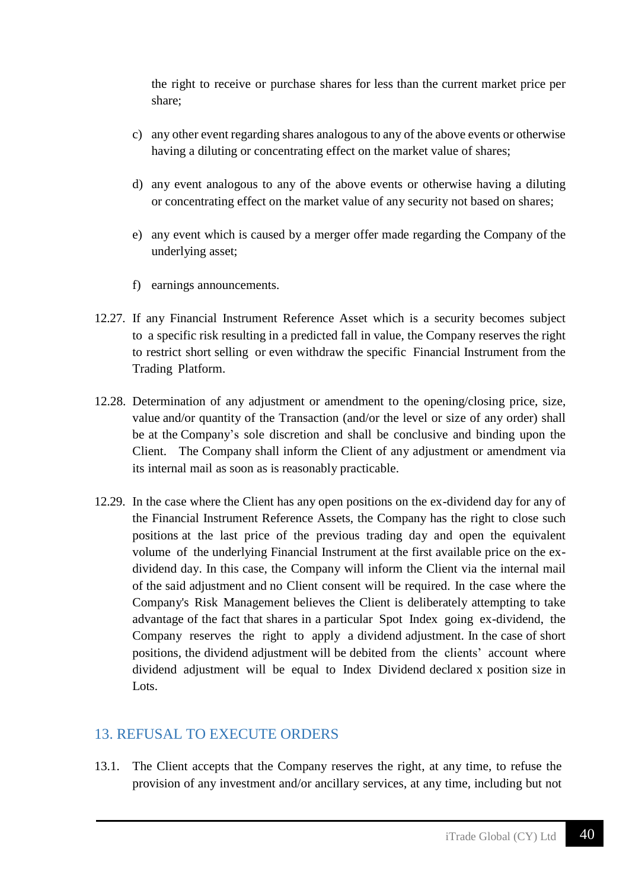the right to receive or purchase shares for less than the current market price per share;

c) any other event regarding shares analogous to any of the above events or otherwise having a diluting or concentrating effect on the market value of shares;

d) any event analogous to any of the above events or otherwise having a diluting or concentrating effect on the market value of any security not based on shares;

e) any event which is caused by a merger offer made regarding the Company of the underlying asset;

f) earnings announcements.

12.27. If any Financial Instrument Reference Asset which is a security becomes subject to a specific risk resulting in a predicted fall in value, the Company reserves the right to restrict short selling or even withdraw the specific Financial Instrument from the Trading Platform.

12.28. Determination of any adjustment or amendment to the opening/closing price, size, value and/or quantity of the Transaction (and/or the level or size of any order) shall be at the Company's sole discretion and shall be conclusive and binding upon the Client. The Company shall inform the Client of any adjustment or amendment via its internal mail as soon as is reasonably practicable.

12.29. In the case where the Client has any open positions on the ex-dividend day for any of the Financial Instrument Reference Assets, the Company has the right to close such positions at the last price of the previous trading day and open the equivalent volume of the underlying Financial Instrument at the first available price on the ex-dividend day. In this case, the Company will inform the Client via the internal mail of the said adjustment and no Client consent will be required. In the case where the Company's Risk Management believes the Client is deliberately attempting to take advantage of the fact that shares in a particular Spot Index going ex-dividend, the Company reserves the right to apply a dividend adjustment. In the case of short positions, the dividend adjustment will be debited from the clients' account where dividend adjustment will be equal to Index Dividend declared x position size in Lots.

## 13. REFUSAL TO EXECUTE ORDERS

13.1. The Client accepts that the Company reserves the right, at any time, to refuse the provision of any investment and/or ancillary services, at any time, including but not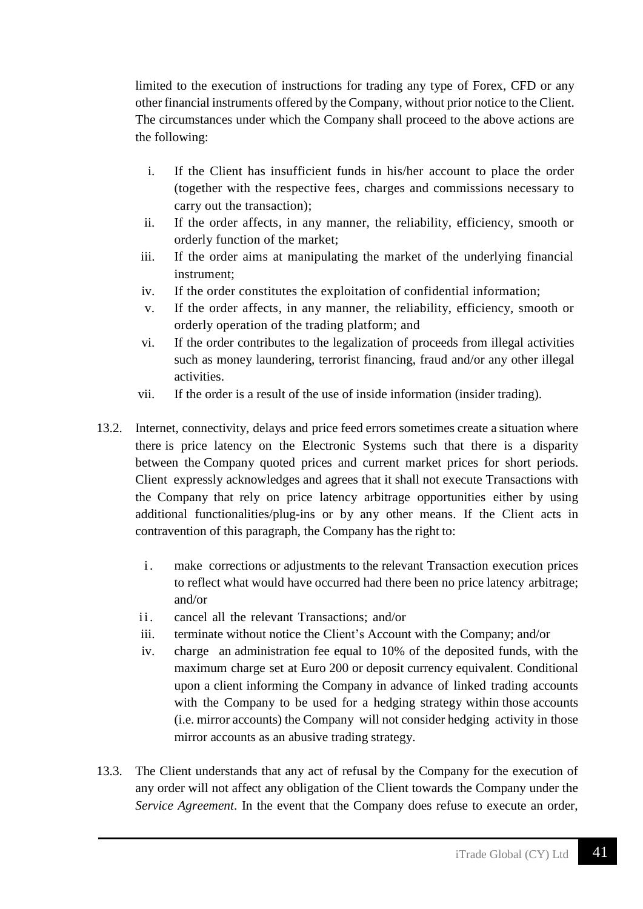limited to the execution of instructions for trading any type of Forex, CFD or any other financial instruments offered by the Company, without prior notice to the Client. The circumstances under which the Company shall proceed to the above actions are the following:

i. If the Client has insufficient funds in his/her account to place the order (together with the respective fees, charges and commissions necessary to carry out the transaction);
ii. If the order affects, in any manner, the reliability, efficiency, smooth or orderly function of the market;
iii. If the order aims at manipulating the market of the underlying financial instrument;
iv. If the order constitutes the exploitation of confidential information;
v. If the order affects, in any manner, the reliability, efficiency, smooth or orderly operation of the trading platform; and
vi. If the order contributes to the legalization of proceeds from illegal activities such as money laundering, terrorist financing, fraud and/or any other illegal activities.
vii. If the order is a result of the use of inside information (insider trading).

13.2. Internet, connectivity, delays and price feed errors sometimes create a situation where there is price latency on the Electronic Systems such that there is a disparity between the Company quoted prices and current market prices for short periods. Client expressly acknowledges and agrees that it shall not execute Transactions with the Company that rely on price latency arbitrage opportunities either by using additional functionalities/plug-ins or by any other means. If the Client acts in contravention of this paragraph, the Company has the right to:

i. make corrections or adjustments to the relevant Transaction execution prices to reflect what would have occurred had there been no price latency arbitrage; and/or
ii. cancel all the relevant Transactions; and/or
iii. terminate without notice the Client's Account with the Company; and/or
iv. charge an administration fee equal to 10% of the deposited funds, with the maximum charge set at Euro 200 or deposit currency equivalent. Conditional upon a client informing the Company in advance of linked trading accounts with the Company to be used for a hedging strategy within those accounts (i.e. mirror accounts) the Company will not consider hedging activity in those mirror accounts as an abusive trading strategy.

13.3. The Client understands that any act of refusal by the Company for the execution of any order will not affect any obligation of the Client towards the Company under the *Service Agreement*. In the event that the Company does refuse to execute an order,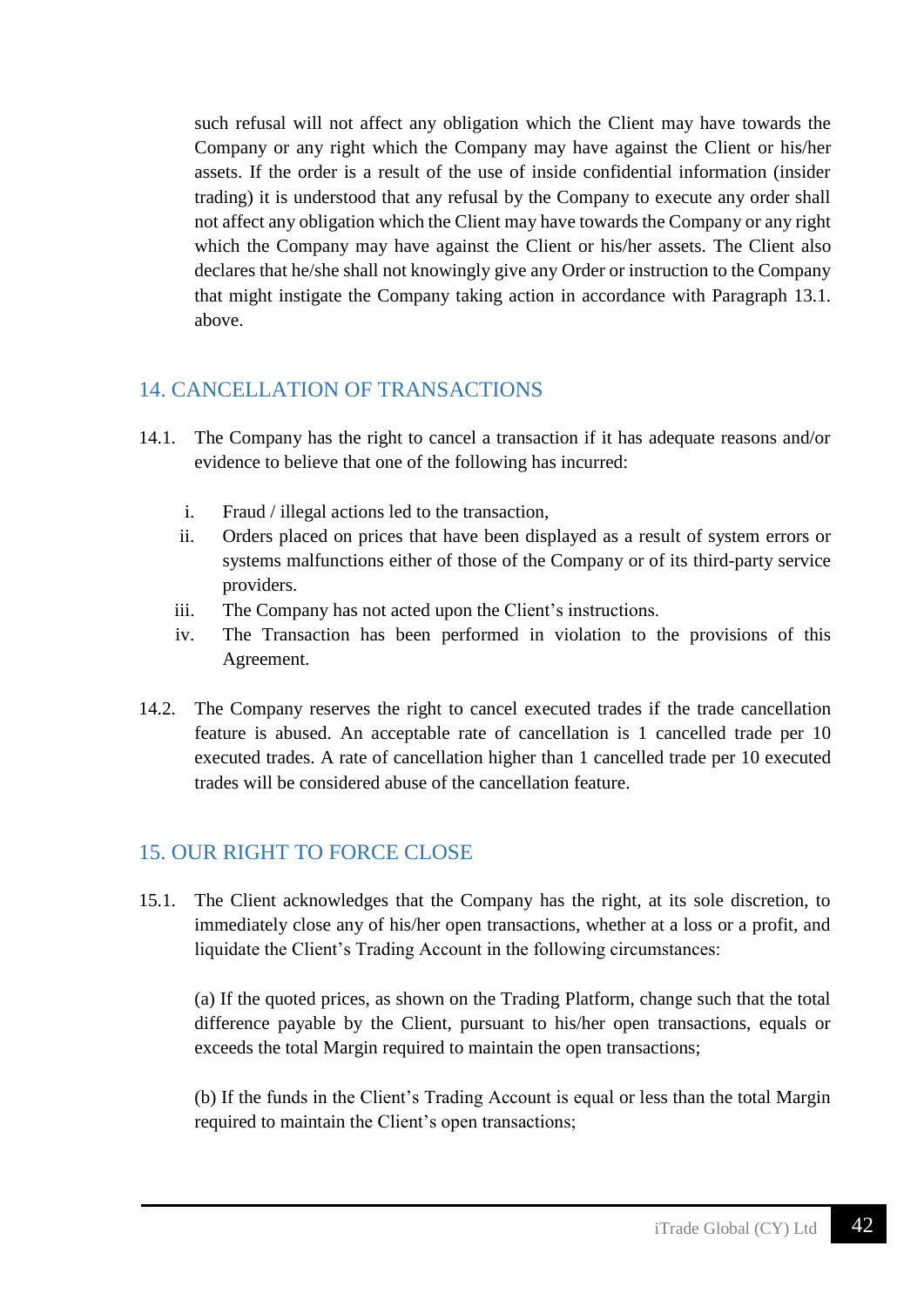such refusal will not affect any obligation which the Client may have towards the Company or any right which the Company may have against the Client or his/her assets. If the order is a result of the use of inside confidential information (insider trading) it is understood that any refusal by the Company to execute any order shall not affect any obligation which the Client may have towards the Company or any right which the Company may have against the Client or his/her assets. The Client also declares that he/she shall not knowingly give any Order or instruction to the Company that might instigate the Company taking action in accordance with Paragraph 13.1. above.

## 14. CANCELLATION OF TRANSACTIONS

14.1. The Company has the right to cancel a transaction if it has adequate reasons and/or evidence to believe that one of the following has incurred:

i. Fraud / illegal actions led to the transaction,
ii. Orders placed on prices that have been displayed as a result of system errors or systems malfunctions either of those of the Company or of its third-party service providers.
iii. The Company has not acted upon the Client's instructions.
iv. The Transaction has been performed in violation to the provisions of this Agreement.

14.2. The Company reserves the right to cancel executed trades if the trade cancellation feature is abused. An acceptable rate of cancellation is 1 cancelled trade per 10 executed trades. A rate of cancellation higher than 1 cancelled trade per 10 executed trades will be considered abuse of the cancellation feature.

## 15. OUR RIGHT TO FORCE CLOSE

15.1. The Client acknowledges that the Company has the right, at its sole discretion, to immediately close any of his/her open transactions, whether at a loss or a profit, and liquidate the Client's Trading Account in the following circumstances:

(a) If the quoted prices, as shown on the Trading Platform, change such that the total difference payable by the Client, pursuant to his/her open transactions, equals or exceeds the total Margin required to maintain the open transactions;

(b) If the funds in the Client's Trading Account is equal or less than the total Margin required to maintain the Client's open transactions;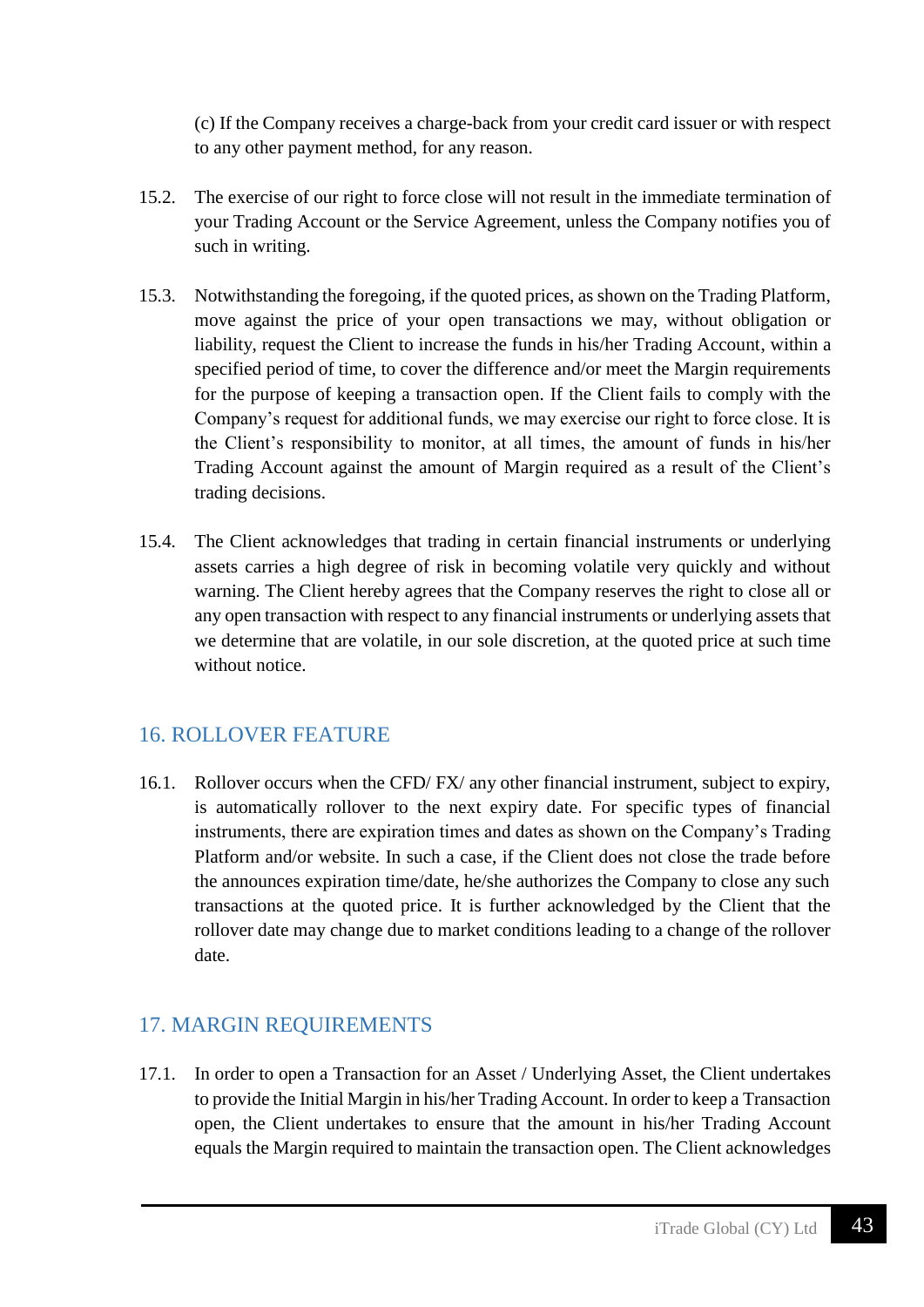(c) If the Company receives a charge-back from your credit card issuer or with respect to any other payment method, for any reason.

15.2. The exercise of our right to force close will not result in the immediate termination of your Trading Account or the Service Agreement, unless the Company notifies you of such in writing.

15.3. Notwithstanding the foregoing, if the quoted prices, as shown on the Trading Platform, move against the price of your open transactions we may, without obligation or liability, request the Client to increase the funds in his/her Trading Account, within a specified period of time, to cover the difference and/or meet the Margin requirements for the purpose of keeping a transaction open. If the Client fails to comply with the Company's request for additional funds, we may exercise our right to force close. It is the Client's responsibility to monitor, at all times, the amount of funds in his/her Trading Account against the amount of Margin required as a result of the Client's trading decisions.

15.4. The Client acknowledges that trading in certain financial instruments or underlying assets carries a high degree of risk in becoming volatile very quickly and without warning. The Client hereby agrees that the Company reserves the right to close all or any open transaction with respect to any financial instruments or underlying assets that we determine that are volatile, in our sole discretion, at the quoted price at such time without notice.

## 16. ROLLOVER FEATURE

16.1. Rollover occurs when the CFD/ FX/ any other financial instrument, subject to expiry, is automatically rollover to the next expiry date. For specific types of financial instruments, there are expiration times and dates as shown on the Company's Trading Platform and/or website. In such a case, if the Client does not close the trade before the announces expiration time/date, he/she authorizes the Company to close any such transactions at the quoted price. It is further acknowledged by the Client that the rollover date may change due to market conditions leading to a change of the rollover date.

## 17. MARGIN REQUIREMENTS

17.1. In order to open a Transaction for an Asset / Underlying Asset, the Client undertakes to provide the Initial Margin in his/her Trading Account. In order to keep a Transaction open, the Client undertakes to ensure that the amount in his/her Trading Account equals the Margin required to maintain the transaction open. The Client acknowledges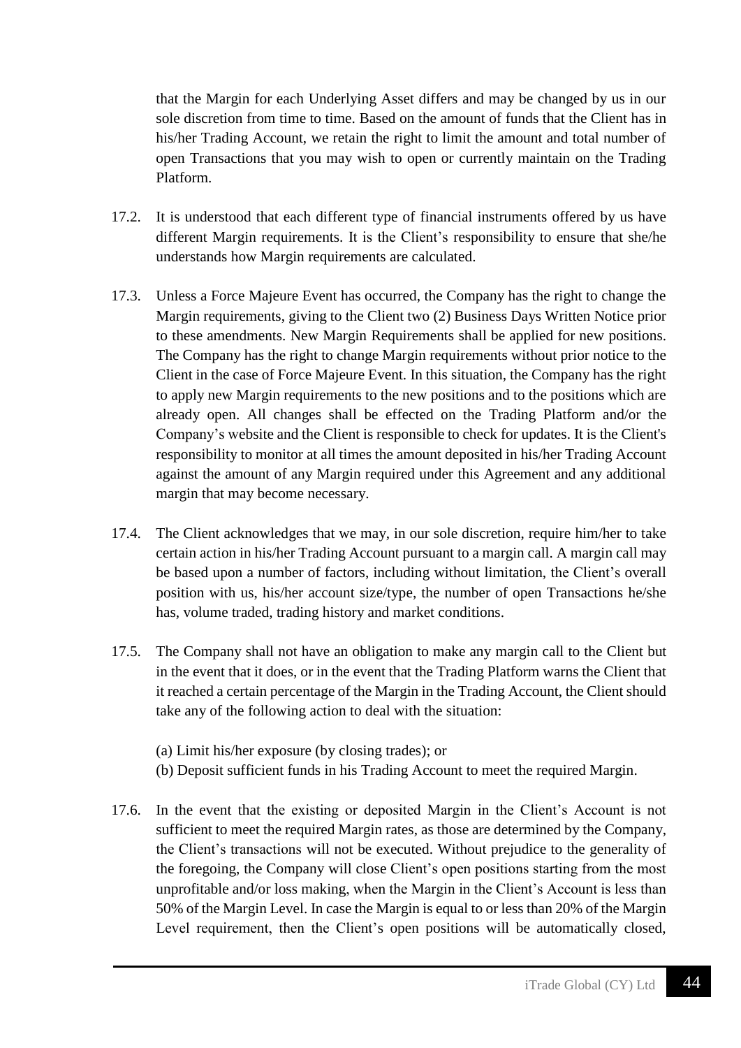that the Margin for each Underlying Asset differs and may be changed by us in our sole discretion from time to time. Based on the amount of funds that the Client has in his/her Trading Account, we retain the right to limit the amount and total number of open Transactions that you may wish to open or currently maintain on the Trading Platform.

17.2. It is understood that each different type of financial instruments offered by us have different Margin requirements. It is the Client's responsibility to ensure that she/he understands how Margin requirements are calculated.

17.3. Unless a Force Majeure Event has occurred, the Company has the right to change the Margin requirements, giving to the Client two (2) Business Days Written Notice prior to these amendments. New Margin Requirements shall be applied for new positions. The Company has the right to change Margin requirements without prior notice to the Client in the case of Force Majeure Event. In this situation, the Company has the right to apply new Margin requirements to the new positions and to the positions which are already open. All changes shall be effected on the Trading Platform and/or the Company's website and the Client is responsible to check for updates. It is the Client's responsibility to monitor at all times the amount deposited in his/her Trading Account against the amount of any Margin required under this Agreement and any additional margin that may become necessary.

17.4. The Client acknowledges that we may, in our sole discretion, require him/her to take certain action in his/her Trading Account pursuant to a margin call. A margin call may be based upon a number of factors, including without limitation, the Client's overall position with us, his/her account size/type, the number of open Transactions he/she has, volume traded, trading history and market conditions.

17.5. The Company shall not have an obligation to make any margin call to the Client but in the event that it does, or in the event that the Trading Platform warns the Client that it reached a certain percentage of the Margin in the Trading Account, the Client should take any of the following action to deal with the situation:

(a) Limit his/her exposure (by closing trades); or
(b) Deposit sufficient funds in his Trading Account to meet the required Margin.

17.6. In the event that the existing or deposited Margin in the Client's Account is not sufficient to meet the required Margin rates, as those are determined by the Company, the Client's transactions will not be executed. Without prejudice to the generality of the foregoing, the Company will close Client's open positions starting from the most unprofitable and/or loss making, when the Margin in the Client's Account is less than 50% of the Margin Level. In case the Margin is equal to or less than 20% of the Margin Level requirement, then the Client's open positions will be automatically closed,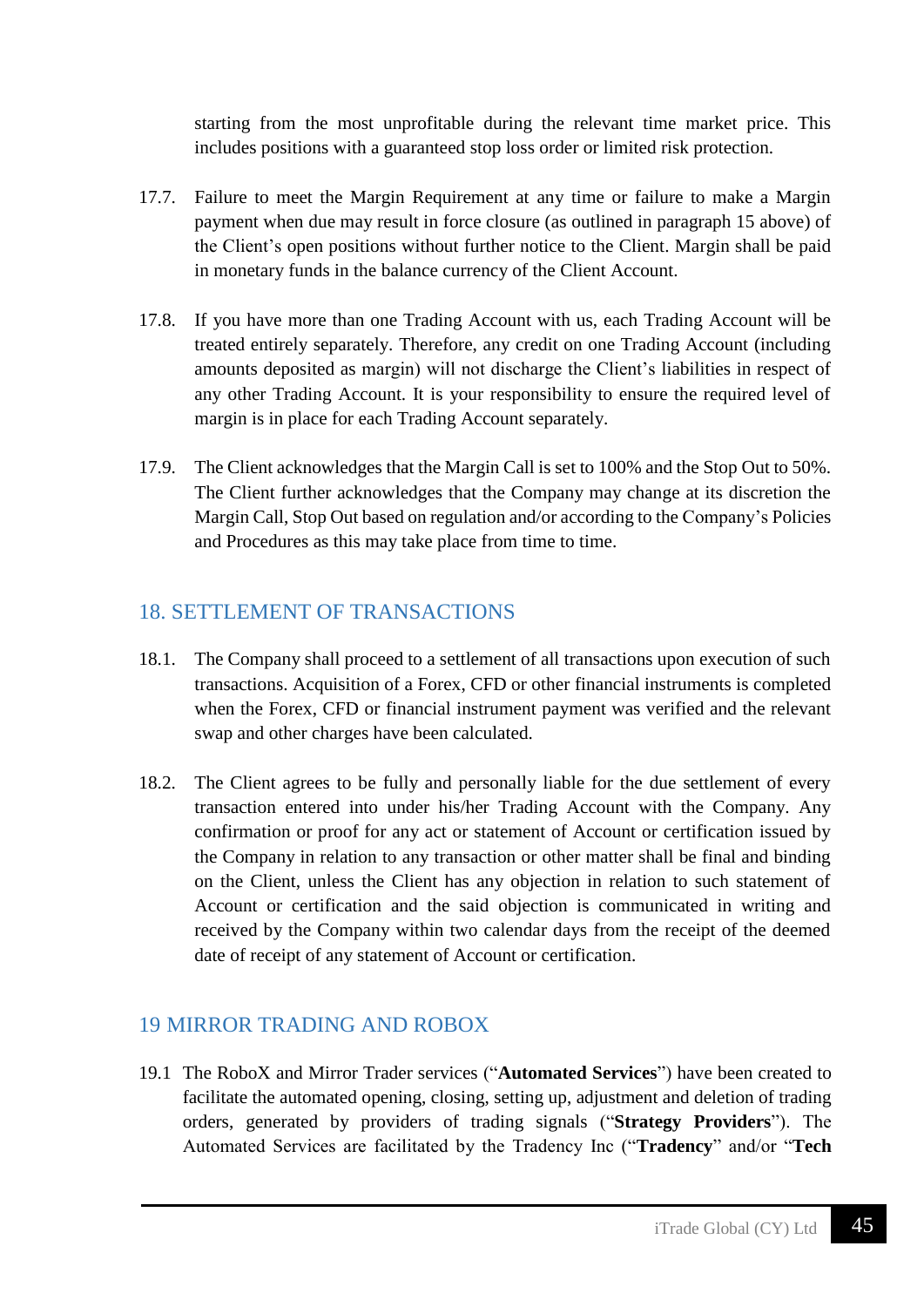starting from the most unprofitable during the relevant time market price. This includes positions with a guaranteed stop loss order or limited risk protection.

17.7. Failure to meet the Margin Requirement at any time or failure to make a Margin payment when due may result in force closure (as outlined in paragraph 15 above) of the Client's open positions without further notice to the Client. Margin shall be paid in monetary funds in the balance currency of the Client Account.

17.8. If you have more than one Trading Account with us, each Trading Account will be treated entirely separately. Therefore, any credit on one Trading Account (including amounts deposited as margin) will not discharge the Client's liabilities in respect of any other Trading Account. It is your responsibility to ensure the required level of margin is in place for each Trading Account separately.

17.9. The Client acknowledges that the Margin Call is set to 100% and the Stop Out to 50%. The Client further acknowledges that the Company may change at its discretion the Margin Call, Stop Out based on regulation and/or according to the Company's Policies and Procedures as this may take place from time to time.

## 18. SETTLEMENT OF TRANSACTIONS

18.1. The Company shall proceed to a settlement of all transactions upon execution of such transactions. Acquisition of a Forex, CFD or other financial instruments is completed when the Forex, CFD or financial instrument payment was verified and the relevant swap and other charges have been calculated.

18.2. The Client agrees to be fully and personally liable for the due settlement of every transaction entered into under his/her Trading Account with the Company. Any confirmation or proof for any act or statement of Account or certification issued by the Company in relation to any transaction or other matter shall be final and binding on the Client, unless the Client has any objection in relation to such statement of Account or certification and the said objection is communicated in writing and received by the Company within two calendar days from the receipt of the deemed date of receipt of any statement of Account or certification.

## 19 MIRROR TRADING AND ROBOX

19.1 The RoboX and Mirror Trader services ("**Automated Services**") have been created to facilitate the automated opening, closing, setting up, adjustment and deletion of trading orders, generated by providers of trading signals ("**Strategy Providers**"). The Automated Services are facilitated by the Tradency Inc ("**Tradency**" and/or "**Tech**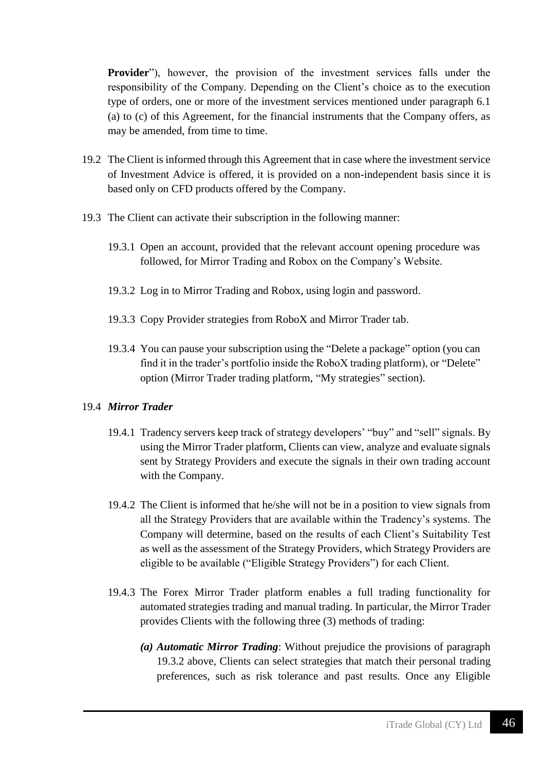**Provider**"), however, the provision of the investment services falls under the responsibility of the Company. Depending on the Client's choice as to the execution type of orders, one or more of the investment services mentioned under paragraph 6.1 (a) to (c) of this Agreement, for the financial instruments that the Company offers, as may be amended, from time to time.

19.2 The Client is informed through this Agreement that in case where the investment service of Investment Advice is offered, it is provided on a non-independent basis since it is based only on CFD products offered by the Company.

19.3 The Client can activate their subscription in the following manner:

19.3.1 Open an account, provided that the relevant account opening procedure was followed, for Mirror Trading and Robox on the Company's Website.

19.3.2 Log in to Mirror Trading and Robox, using login and password.

19.3.3 Copy Provider strategies from RoboX and Mirror Trader tab.

19.3.4 You can pause your subscription using the "Delete a package" option (you can find it in the trader's portfolio inside the RoboX trading platform), or "Delete" option (Mirror Trader trading platform, "My strategies" section).

19.4 ***Mirror Trader***

19.4.1 Tradency servers keep track of strategy developers' "buy" and "sell" signals. By using the Mirror Trader platform, Clients can view, analyze and evaluate signals sent by Strategy Providers and execute the signals in their own trading account with the Company.

19.4.2 The Client is informed that he/she will not be in a position to view signals from all the Strategy Providers that are available within the Tradency's systems. The Company will determine, based on the results of each Client's Suitability Test as well as the assessment of the Strategy Providers, which Strategy Providers are eligible to be available ("Eligible Strategy Providers") for each Client.

19.4.3 The Forex Mirror Trader platform enables a full trading functionality for automated strategies trading and manual trading. In particular, the Mirror Trader provides Clients with the following three (3) methods of trading:

***(a) Automatic Mirror Trading***: Without prejudice the provisions of paragraph 19.3.2 above, Clients can select strategies that match their personal trading preferences, such as risk tolerance and past results. Once any Eligible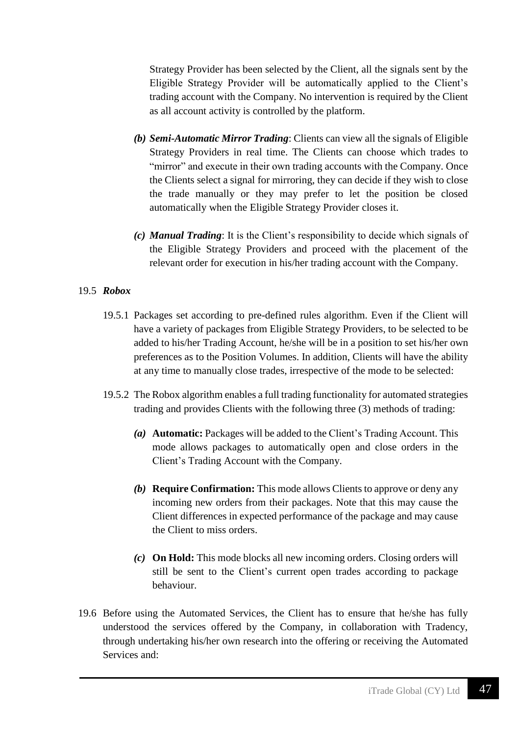Strategy Provider has been selected by the Client, all the signals sent by the Eligible Strategy Provider will be automatically applied to the Client's trading account with the Company. No intervention is required by the Client as all account activity is controlled by the platform.

*(b)* ***Semi-Automatic Mirror Trading***: Clients can view all the signals of Eligible Strategy Providers in real time. The Clients can choose which trades to "mirror" and execute in their own trading accounts with the Company. Once the Clients select a signal for mirroring, they can decide if they wish to close the trade manually or they may prefer to let the position be closed automatically when the Eligible Strategy Provider closes it.

*(c)* ***Manual Trading***: It is the Client's responsibility to decide which signals of the Eligible Strategy Providers and proceed with the placement of the relevant order for execution in his/her trading account with the Company.

19.5 ***Robox***

19.5.1 Packages set according to pre-defined rules algorithm. Even if the Client will have a variety of packages from Eligible Strategy Providers, to be selected to be added to his/her Trading Account, he/she will be in a position to set his/her own preferences as to the Position Volumes. In addition, Clients will have the ability at any time to manually close trades, irrespective of the mode to be selected:

19.5.2 The Robox algorithm enables a full trading functionality for automated strategies trading and provides Clients with the following three (3) methods of trading:

*(a)* **Automatic:** Packages will be added to the Client's Trading Account. This mode allows packages to automatically open and close orders in the Client's Trading Account with the Company.

*(b)* **Require Confirmation:** This mode allows Clients to approve or deny any incoming new orders from their packages. Note that this may cause the Client differences in expected performance of the package and may cause the Client to miss orders.

*(c)* **On Hold:** This mode blocks all new incoming orders. Closing orders will still be sent to the Client's current open trades according to package behaviour.

19.6 Before using the Automated Services, the Client has to ensure that he/she has fully understood the services offered by the Company, in collaboration with Tradency, through undertaking his/her own research into the offering or receiving the Automated Services and: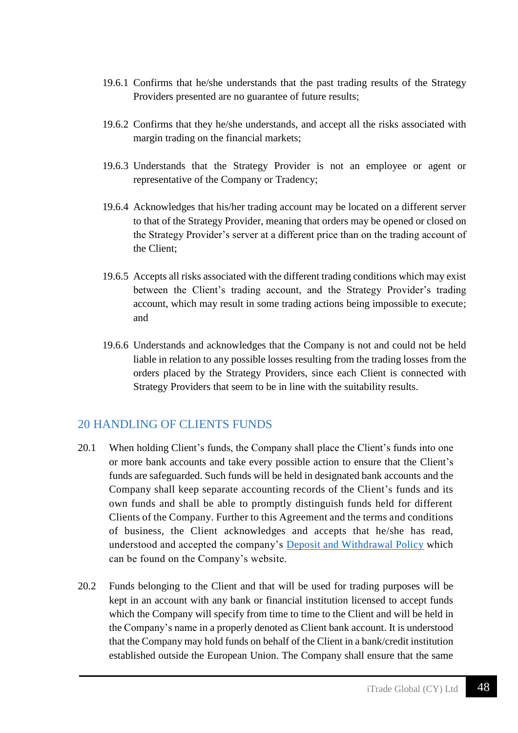19.6.1 Confirms that he/she understands that the past trading results of the Strategy Providers presented are no guarantee of future results;

19.6.2 Confirms that they he/she understands, and accept all the risks associated with margin trading on the financial markets;

19.6.3 Understands that the Strategy Provider is not an employee or agent or representative of the Company or Tradency;

19.6.4 Acknowledges that his/her trading account may be located on a different server to that of the Strategy Provider, meaning that orders may be opened or closed on the Strategy Provider's server at a different price than on the trading account of the Client;

19.6.5 Accepts all risks associated with the different trading conditions which may exist between the Client's trading account, and the Strategy Provider's trading account, which may result in some trading actions being impossible to execute; and

19.6.6 Understands and acknowledges that the Company is not and could not be held liable in relation to any possible losses resulting from the trading losses from the orders placed by the Strategy Providers, since each Client is connected with Strategy Providers that seem to be in line with the suitability results.

## 20 HANDLING OF CLIENTS FUNDS

20.1 When holding Client's funds, the Company shall place the Client's funds into one or more bank accounts and take every possible action to ensure that the Client's funds are safeguarded. Such funds will be held in designated bank accounts and the Company shall keep separate accounting records of the Client's funds and its own funds and shall be able to promptly distinguish funds held for different Clients of the Company. Further to this Agreement and the terms and conditions of business, the Client acknowledges and accepts that he/she has read, understood and accepted the company's Deposit and Withdrawal Policy which can be found on the Company's website.

20.2 Funds belonging to the Client and that will be used for trading purposes will be kept in an account with any bank or financial institution licensed to accept funds which the Company will specify from time to time to the Client and will be held in the Company's name in a properly denoted as Client bank account. It is understood that the Company may hold funds on behalf of the Client in a bank/credit institution established outside the European Union. The Company shall ensure that the same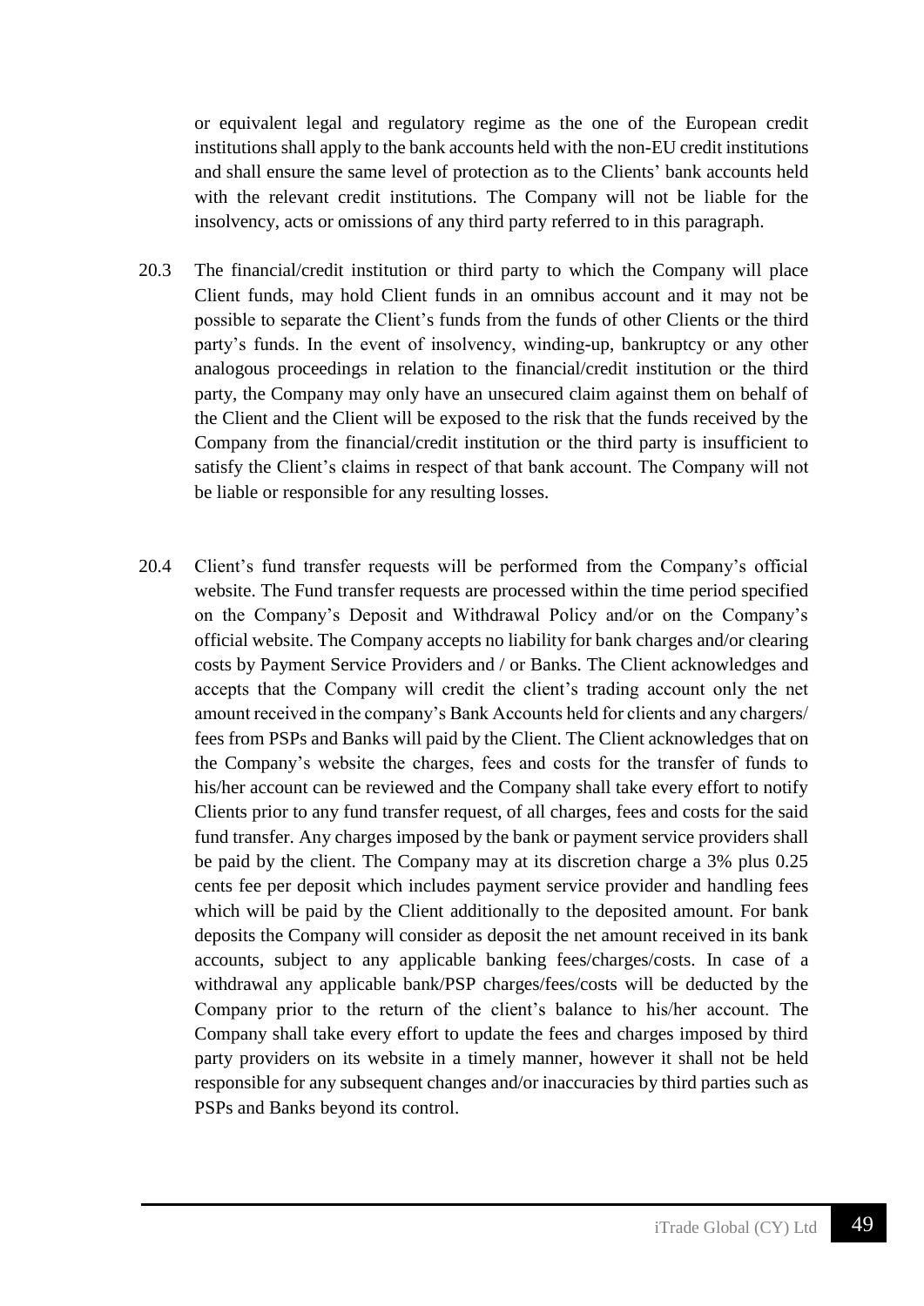or equivalent legal and regulatory regime as the one of the European credit institutions shall apply to the bank accounts held with the non-EU credit institutions and shall ensure the same level of protection as to the Clients' bank accounts held with the relevant credit institutions. The Company will not be liable for the insolvency, acts or omissions of any third party referred to in this paragraph.

20.3 The financial/credit institution or third party to which the Company will place Client funds, may hold Client funds in an omnibus account and it may not be possible to separate the Client's funds from the funds of other Clients or the third party's funds. In the event of insolvency, winding-up, bankruptcy or any other analogous proceedings in relation to the financial/credit institution or the third party, the Company may only have an unsecured claim against them on behalf of the Client and the Client will be exposed to the risk that the funds received by the Company from the financial/credit institution or the third party is insufficient to satisfy the Client's claims in respect of that bank account. The Company will not be liable or responsible for any resulting losses.

20.4 Client's fund transfer requests will be performed from the Company's official website. The Fund transfer requests are processed within the time period specified on the Company's Deposit and Withdrawal Policy and/or on the Company's official website. The Company accepts no liability for bank charges and/or clearing costs by Payment Service Providers and / or Banks. The Client acknowledges and accepts that the Company will credit the client's trading account only the net amount received in the company's Bank Accounts held for clients and any chargers/ fees from PSPs and Banks will paid by the Client. The Client acknowledges that on the Company's website the charges, fees and costs for the transfer of funds to his/her account can be reviewed and the Company shall take every effort to notify Clients prior to any fund transfer request, of all charges, fees and costs for the said fund transfer. Any charges imposed by the bank or payment service providers shall be paid by the client. The Company may at its discretion charge a 3% plus 0.25 cents fee per deposit which includes payment service provider and handling fees which will be paid by the Client additionally to the deposited amount. For bank deposits the Company will consider as deposit the net amount received in its bank accounts, subject to any applicable banking fees/charges/costs. In case of a withdrawal any applicable bank/PSP charges/fees/costs will be deducted by the Company prior to the return of the client's balance to his/her account. The Company shall take every effort to update the fees and charges imposed by third party providers on its website in a timely manner, however it shall not be held responsible for any subsequent changes and/or inaccuracies by third parties such as PSPs and Banks beyond its control.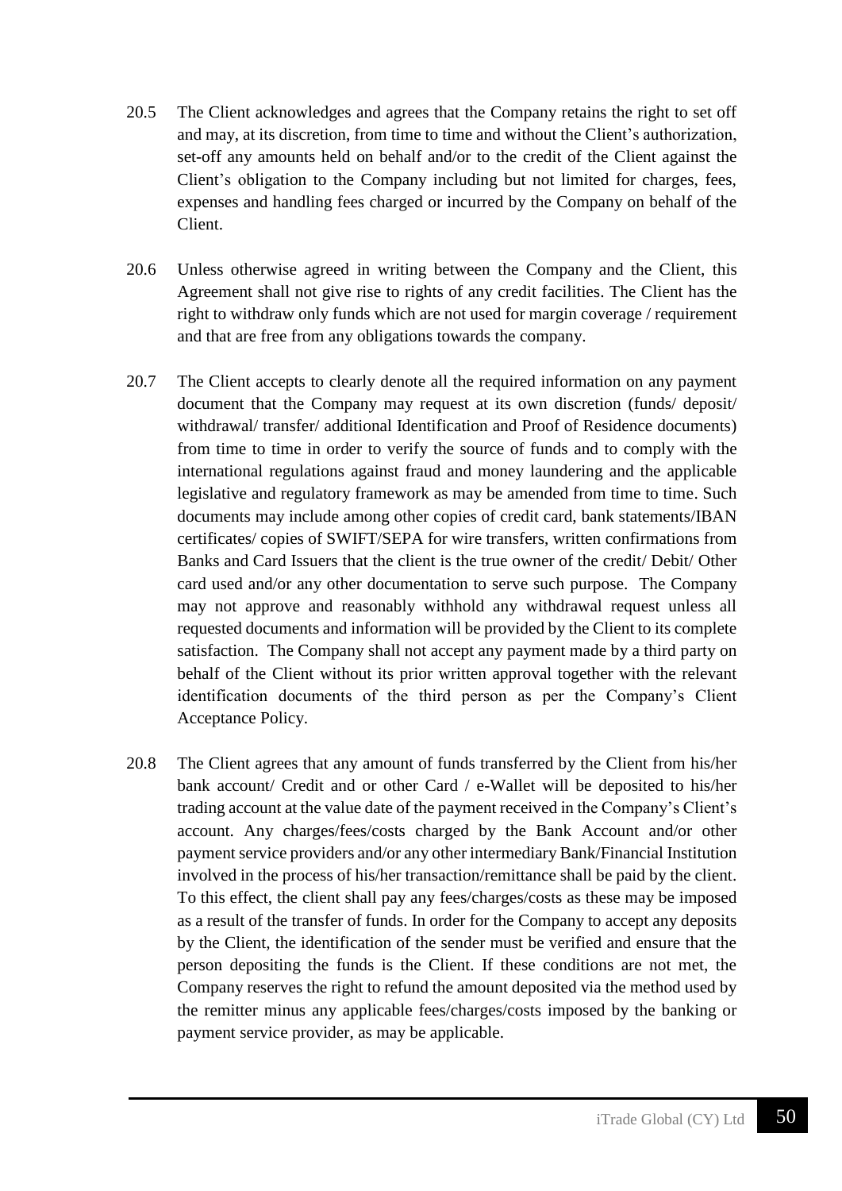20.5 The Client acknowledges and agrees that the Company retains the right to set off and may, at its discretion, from time to time and without the Client's authorization, set-off any amounts held on behalf and/or to the credit of the Client against the Client's obligation to the Company including but not limited for charges, fees, expenses and handling fees charged or incurred by the Company on behalf of the Client.

20.6 Unless otherwise agreed in writing between the Company and the Client, this Agreement shall not give rise to rights of any credit facilities. The Client has the right to withdraw only funds which are not used for margin coverage / requirement and that are free from any obligations towards the company.

20.7 The Client accepts to clearly denote all the required information on any payment document that the Company may request at its own discretion (funds/ deposit/ withdrawal/ transfer/ additional Identification and Proof of Residence documents) from time to time in order to verify the source of funds and to comply with the international regulations against fraud and money laundering and the applicable legislative and regulatory framework as may be amended from time to time. Such documents may include among other copies of credit card, bank statements/IBAN certificates/ copies of SWIFT/SEPA for wire transfers, written confirmations from Banks and Card Issuers that the client is the true owner of the credit/ Debit/ Other card used and/or any other documentation to serve such purpose. The Company may not approve and reasonably withhold any withdrawal request unless all requested documents and information will be provided by the Client to its complete satisfaction. The Company shall not accept any payment made by a third party on behalf of the Client without its prior written approval together with the relevant identification documents of the third person as per the Company's Client Acceptance Policy.

20.8 The Client agrees that any amount of funds transferred by the Client from his/her bank account/ Credit and or other Card / e-Wallet will be deposited to his/her trading account at the value date of the payment received in the Company's Client's account. Any charges/fees/costs charged by the Bank Account and/or other payment service providers and/or any other intermediary Bank/Financial Institution involved in the process of his/her transaction/remittance shall be paid by the client. To this effect, the client shall pay any fees/charges/costs as these may be imposed as a result of the transfer of funds. In order for the Company to accept any deposits by the Client, the identification of the sender must be verified and ensure that the person depositing the funds is the Client. If these conditions are not met, the Company reserves the right to refund the amount deposited via the method used by the remitter minus any applicable fees/charges/costs imposed by the banking or payment service provider, as may be applicable.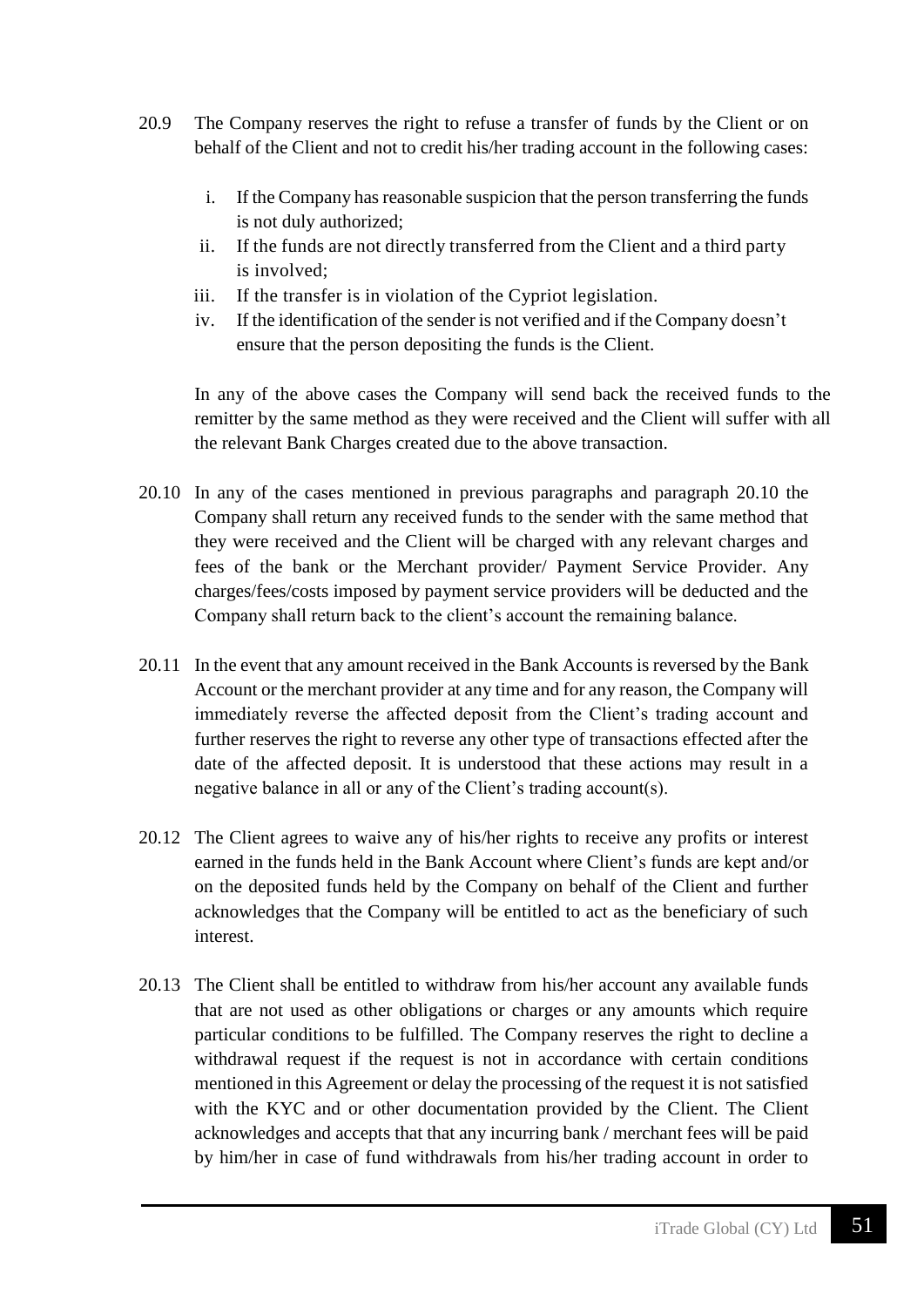20.9 The Company reserves the right to refuse a transfer of funds by the Client or on behalf of the Client and not to credit his/her trading account in the following cases:

i. If the Company has reasonable suspicion that the person transferring the funds is not duly authorized;
ii. If the funds are not directly transferred from the Client and a third party is involved;
iii. If the transfer is in violation of the Cypriot legislation.
iv. If the identification of the sender is not verified and if the Company doesn't ensure that the person depositing the funds is the Client.

In any of the above cases the Company will send back the received funds to the remitter by the same method as they were received and the Client will suffer with all the relevant Bank Charges created due to the above transaction.

20.10 In any of the cases mentioned in previous paragraphs and paragraph 20.10 the Company shall return any received funds to the sender with the same method that they were received and the Client will be charged with any relevant charges and fees of the bank or the Merchant provider/ Payment Service Provider. Any charges/fees/costs imposed by payment service providers will be deducted and the Company shall return back to the client's account the remaining balance.

20.11 In the event that any amount received in the Bank Accounts is reversed by the Bank Account or the merchant provider at any time and for any reason, the Company will immediately reverse the affected deposit from the Client's trading account and further reserves the right to reverse any other type of transactions effected after the date of the affected deposit. It is understood that these actions may result in a negative balance in all or any of the Client's trading account(s).

20.12 The Client agrees to waive any of his/her rights to receive any profits or interest earned in the funds held in the Bank Account where Client's funds are kept and/or on the deposited funds held by the Company on behalf of the Client and further acknowledges that the Company will be entitled to act as the beneficiary of such interest.

20.13 The Client shall be entitled to withdraw from his/her account any available funds that are not used as other obligations or charges or any amounts which require particular conditions to be fulfilled. The Company reserves the right to decline a withdrawal request if the request is not in accordance with certain conditions mentioned in this Agreement or delay the processing of the request it is not satisfied with the KYC and or other documentation provided by the Client. The Client acknowledges and accepts that that any incurring bank / merchant fees will be paid by him/her in case of fund withdrawals from his/her trading account in order to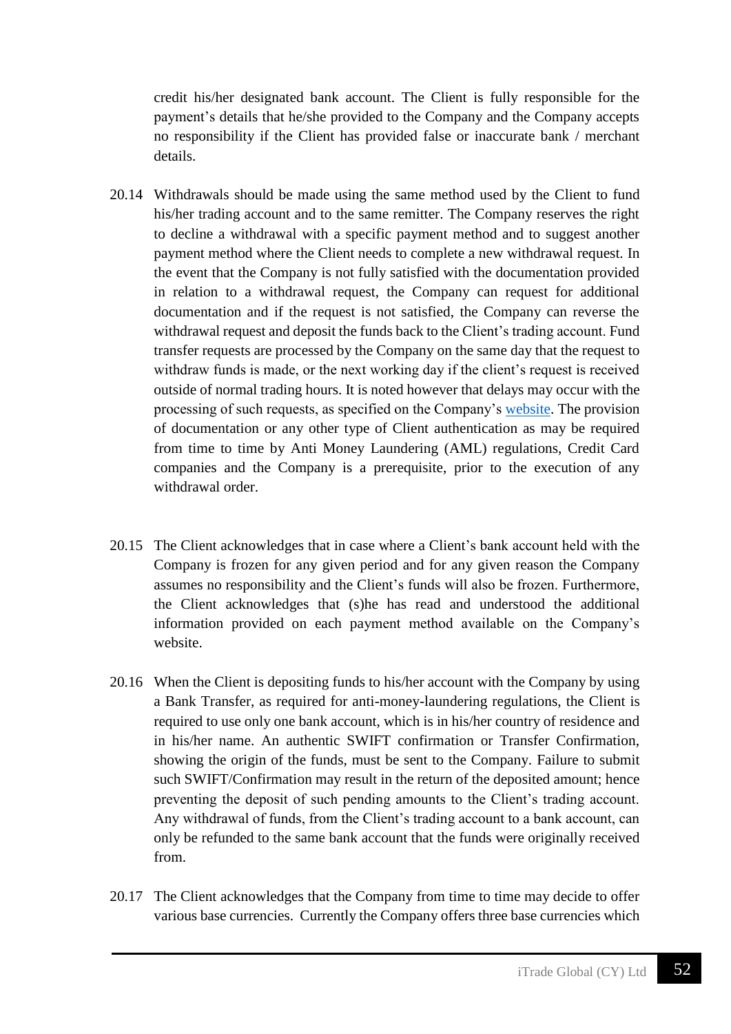credit his/her designated bank account. The Client is fully responsible for the payment's details that he/she provided to the Company and the Company accepts no responsibility if the Client has provided false or inaccurate bank / merchant details.

20.14 Withdrawals should be made using the same method used by the Client to fund his/her trading account and to the same remitter. The Company reserves the right to decline a withdrawal with a specific payment method and to suggest another payment method where the Client needs to complete a new withdrawal request. In the event that the Company is not fully satisfied with the documentation provided in relation to a withdrawal request, the Company can request for additional documentation and if the request is not satisfied, the Company can reverse the withdrawal request and deposit the funds back to the Client's trading account. Fund transfer requests are processed by the Company on the same day that the request to withdraw funds is made, or the next working day if the client's request is received outside of normal trading hours. It is noted however that delays may occur with the processing of such requests, as specified on the Company's website. The provision of documentation or any other type of Client authentication as may be required from time to time by Anti Money Laundering (AML) regulations, Credit Card companies and the Company is a prerequisite, prior to the execution of any withdrawal order.

20.15 The Client acknowledges that in case where a Client's bank account held with the Company is frozen for any given period and for any given reason the Company assumes no responsibility and the Client's funds will also be frozen. Furthermore, the Client acknowledges that (s)he has read and understood the additional information provided on each payment method available on the Company's website.

20.16 When the Client is depositing funds to his/her account with the Company by using a Bank Transfer, as required for anti-money-laundering regulations, the Client is required to use only one bank account, which is in his/her country of residence and in his/her name. An authentic SWIFT confirmation or Transfer Confirmation, showing the origin of the funds, must be sent to the Company. Failure to submit such SWIFT/Confirmation may result in the return of the deposited amount; hence preventing the deposit of such pending amounts to the Client's trading account. Any withdrawal of funds, from the Client's trading account to a bank account, can only be refunded to the same bank account that the funds were originally received from.

20.17 The Client acknowledges that the Company from time to time may decide to offer various base currencies. Currently the Company offers three base currencies which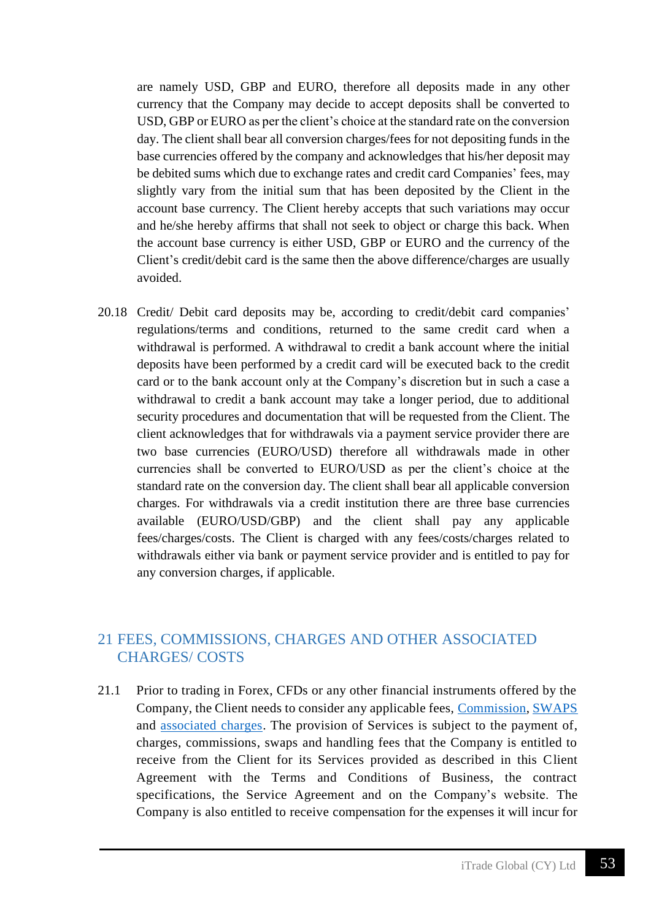are namely USD, GBP and EURO, therefore all deposits made in any other currency that the Company may decide to accept deposits shall be converted to USD, GBP or EURO as per the client's choice at the standard rate on the conversion day. The client shall bear all conversion charges/fees for not depositing funds in the base currencies offered by the company and acknowledges that his/her deposit may be debited sums which due to exchange rates and credit card Companies' fees, may slightly vary from the initial sum that has been deposited by the Client in the account base currency. The Client hereby accepts that such variations may occur and he/she hereby affirms that shall not seek to object or charge this back. When the account base currency is either USD, GBP or EURO and the currency of the Client's credit/debit card is the same then the above difference/charges are usually avoided.

20.18 Credit/ Debit card deposits may be, according to credit/debit card companies' regulations/terms and conditions, returned to the same credit card when a withdrawal is performed. A withdrawal to credit a bank account where the initial deposits have been performed by a credit card will be executed back to the credit card or to the bank account only at the Company's discretion but in such a case a withdrawal to credit a bank account may take a longer period, due to additional security procedures and documentation that will be requested from the Client. The client acknowledges that for withdrawals via a payment service provider there are two base currencies (EURO/USD) therefore all withdrawals made in other currencies shall be converted to EURO/USD as per the client's choice at the standard rate on the conversion day. The client shall bear all applicable conversion charges. For withdrawals via a credit institution there are three base currencies available (EURO/USD/GBP) and the client shall pay any applicable fees/charges/costs. The Client is charged with any fees/costs/charges related to withdrawals either via bank or payment service provider and is entitled to pay for any conversion charges, if applicable.

## 21 FEES, COMMISSIONS, CHARGES AND OTHER ASSOCIATED CHARGES/ COSTS

21.1 Prior to trading in Forex, CFDs or any other financial instruments offered by the Company, the Client needs to consider any applicable fees, Commission, SWAPS and associated charges. The provision of Services is subject to the payment of, charges, commissions, swaps and handling fees that the Company is entitled to receive from the Client for its Services provided as described in this Client Agreement with the Terms and Conditions of Business, the contract specifications, the Service Agreement and on the Company's website. The Company is also entitled to receive compensation for the expenses it will incur for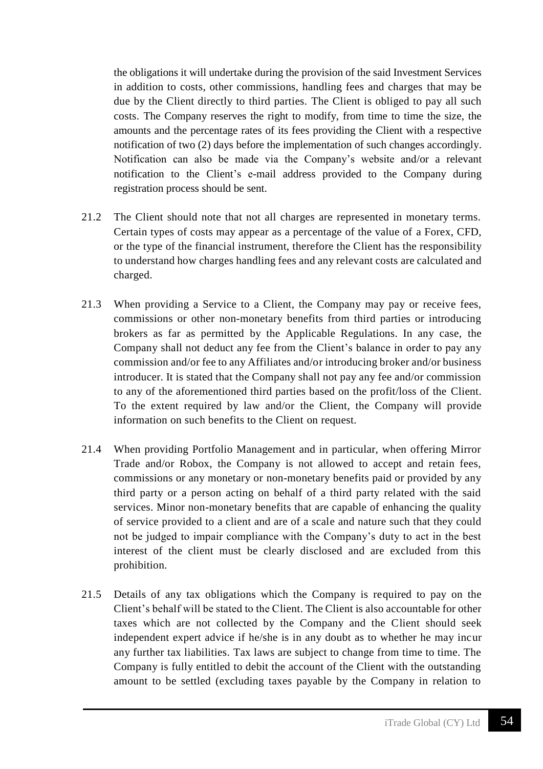the obligations it will undertake during the provision of the said Investment Services in addition to costs, other commissions, handling fees and charges that may be due by the Client directly to third parties. The Client is obliged to pay all such costs. The Company reserves the right to modify, from time to time the size, the amounts and the percentage rates of its fees providing the Client with a respective notification of two (2) days before the implementation of such changes accordingly. Notification can also be made via the Company's website and/or a relevant notification to the Client's e-mail address provided to the Company during registration process should be sent.

21.2 The Client should note that not all charges are represented in monetary terms. Certain types of costs may appear as a percentage of the value of a Forex, CFD, or the type of the financial instrument, therefore the Client has the responsibility to understand how charges handling fees and any relevant costs are calculated and charged.

21.3 When providing a Service to a Client, the Company may pay or receive fees, commissions or other non-monetary benefits from third parties or introducing brokers as far as permitted by the Applicable Regulations. In any case, the Company shall not deduct any fee from the Client's balance in order to pay any commission and/or fee to any Affiliates and/or introducing broker and/or business introducer. It is stated that the Company shall not pay any fee and/or commission to any of the aforementioned third parties based on the profit/loss of the Client. To the extent required by law and/or the Client, the Company will provide information on such benefits to the Client on request.

21.4 When providing Portfolio Management and in particular, when offering Mirror Trade and/or Robox, the Company is not allowed to accept and retain fees, commissions or any monetary or non-monetary benefits paid or provided by any third party or a person acting on behalf of a third party related with the said services. Minor non-monetary benefits that are capable of enhancing the quality of service provided to a client and are of a scale and nature such that they could not be judged to impair compliance with the Company's duty to act in the best interest of the client must be clearly disclosed and are excluded from this prohibition.

21.5 Details of any tax obligations which the Company is required to pay on the Client's behalf will be stated to the Client. The Client is also accountable for other taxes which are not collected by the Company and the Client should seek independent expert advice if he/she is in any doubt as to whether he may incur any further tax liabilities. Tax laws are subject to change from time to time. The Company is fully entitled to debit the account of the Client with the outstanding amount to be settled (excluding taxes payable by the Company in relation to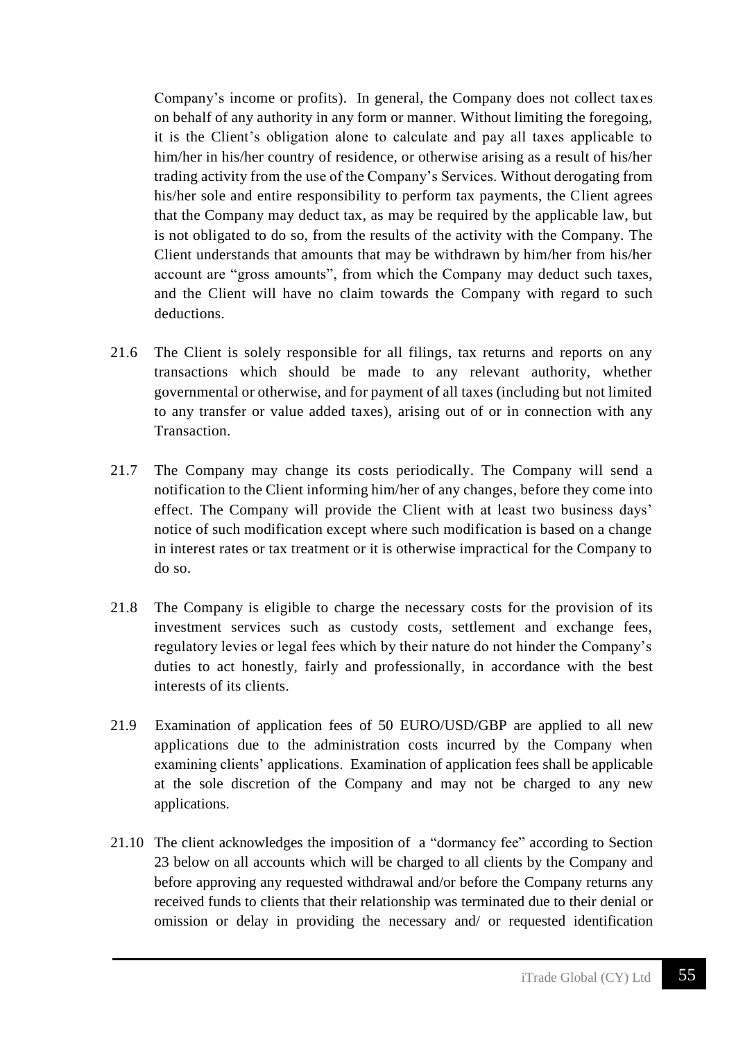Company's income or profits). In general, the Company does not collect taxes on behalf of any authority in any form or manner. Without limiting the foregoing, it is the Client's obligation alone to calculate and pay all taxes applicable to him/her in his/her country of residence, or otherwise arising as a result of his/her trading activity from the use of the Company's Services. Without derogating from his/her sole and entire responsibility to perform tax payments, the Client agrees that the Company may deduct tax, as may be required by the applicable law, but is not obligated to do so, from the results of the activity with the Company. The Client understands that amounts that may be withdrawn by him/her from his/her account are "gross amounts", from which the Company may deduct such taxes, and the Client will have no claim towards the Company with regard to such deductions.

21.6 The Client is solely responsible for all filings, tax returns and reports on any transactions which should be made to any relevant authority, whether governmental or otherwise, and for payment of all taxes (including but not limited to any transfer or value added taxes), arising out of or in connection with any Transaction.

21.7 The Company may change its costs periodically. The Company will send a notification to the Client informing him/her of any changes, before they come into effect. The Company will provide the Client with at least two business days' notice of such modification except where such modification is based on a change in interest rates or tax treatment or it is otherwise impractical for the Company to do so.

21.8 The Company is eligible to charge the necessary costs for the provision of its investment services such as custody costs, settlement and exchange fees, regulatory levies or legal fees which by their nature do not hinder the Company's duties to act honestly, fairly and professionally, in accordance with the best interests of its clients.

21.9 Examination of application fees of 50 EURO/USD/GBP are applied to all new applications due to the administration costs incurred by the Company when examining clients' applications. Examination of application fees shall be applicable at the sole discretion of the Company and may not be charged to any new applications.

21.10 The client acknowledges the imposition of a "dormancy fee" according to Section 23 below on all accounts which will be charged to all clients by the Company and before approving any requested withdrawal and/or before the Company returns any received funds to clients that their relationship was terminated due to their denial or omission or delay in providing the necessary and/ or requested identification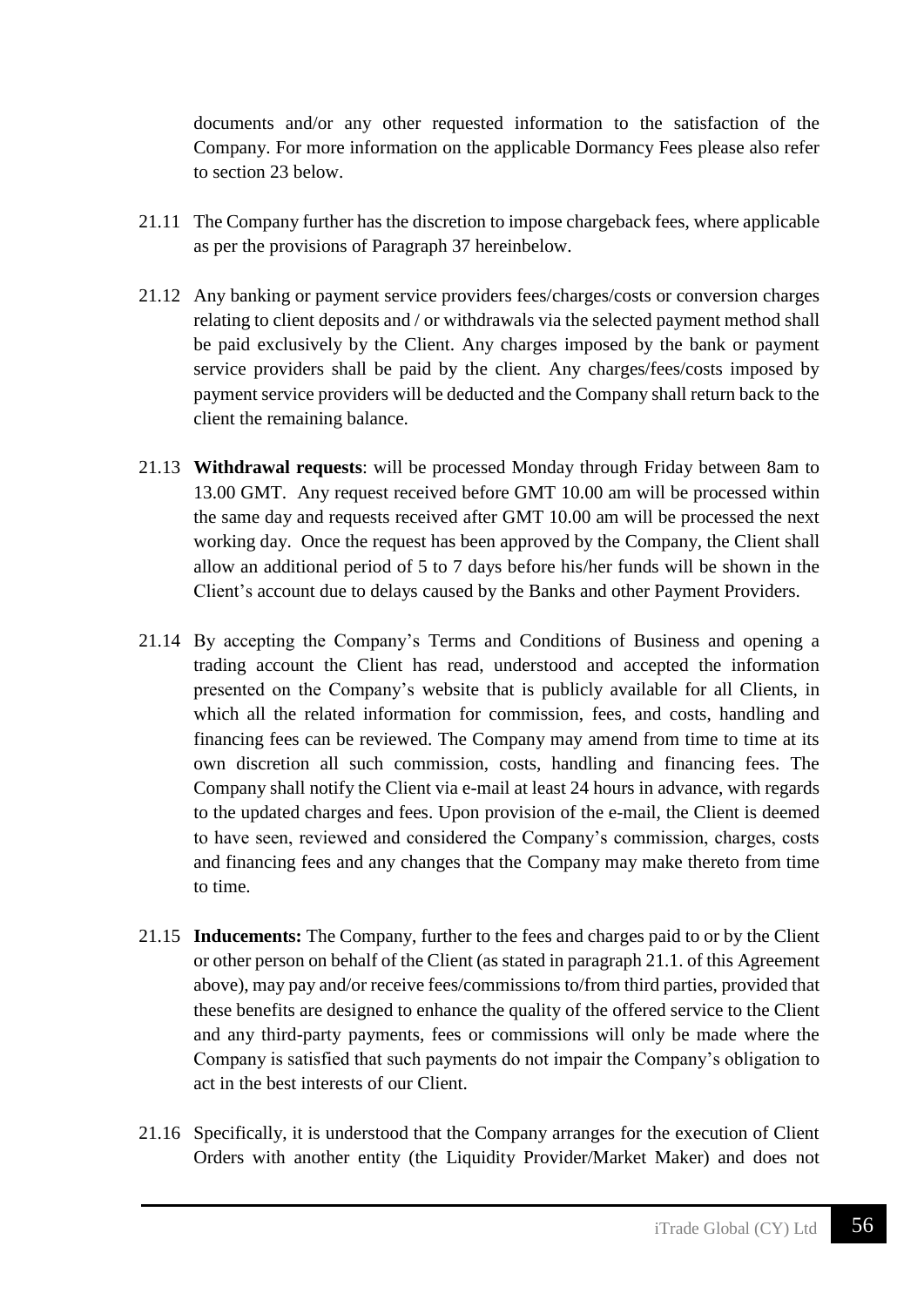documents and/or any other requested information to the satisfaction of the Company. For more information on the applicable Dormancy Fees please also refer to section 23 below.

21.11 The Company further has the discretion to impose chargeback fees, where applicable as per the provisions of Paragraph 37 hereinbelow.

21.12 Any banking or payment service providers fees/charges/costs or conversion charges relating to client deposits and / or withdrawals via the selected payment method shall be paid exclusively by the Client. Any charges imposed by the bank or payment service providers shall be paid by the client. Any charges/fees/costs imposed by payment service providers will be deducted and the Company shall return back to the client the remaining balance.

21.13 **Withdrawal requests**: will be processed Monday through Friday between 8am to 13.00 GMT. Any request received before GMT 10.00 am will be processed within the same day and requests received after GMT 10.00 am will be processed the next working day. Once the request has been approved by the Company, the Client shall allow an additional period of 5 to 7 days before his/her funds will be shown in the Client's account due to delays caused by the Banks and other Payment Providers.

21.14 By accepting the Company's Terms and Conditions of Business and opening a trading account the Client has read, understood and accepted the information presented on the Company's website that is publicly available for all Clients, in which all the related information for commission, fees, and costs, handling and financing fees can be reviewed. The Company may amend from time to time at its own discretion all such commission, costs, handling and financing fees. The Company shall notify the Client via e-mail at least 24 hours in advance, with regards to the updated charges and fees. Upon provision of the e-mail, the Client is deemed to have seen, reviewed and considered the Company's commission, charges, costs and financing fees and any changes that the Company may make thereto from time to time.

21.15 **Inducements:** The Company, further to the fees and charges paid to or by the Client or other person on behalf of the Client (as stated in paragraph 21.1. of this Agreement above), may pay and/or receive fees/commissions to/from third parties, provided that these benefits are designed to enhance the quality of the offered service to the Client and any third-party payments, fees or commissions will only be made where the Company is satisfied that such payments do not impair the Company's obligation to act in the best interests of our Client.

21.16 Specifically, it is understood that the Company arranges for the execution of Client Orders with another entity (the Liquidity Provider/Market Maker) and does not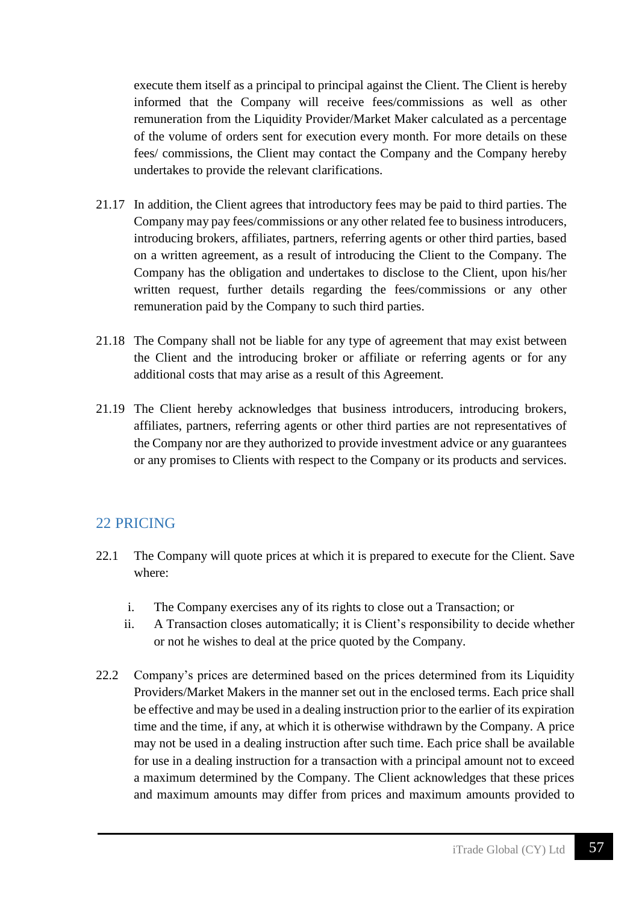execute them itself as a principal to principal against the Client. The Client is hereby informed that the Company will receive fees/commissions as well as other remuneration from the Liquidity Provider/Market Maker calculated as a percentage of the volume of orders sent for execution every month. For more details on these fees/ commissions, the Client may contact the Company and the Company hereby undertakes to provide the relevant clarifications.

21.17 In addition, the Client agrees that introductory fees may be paid to third parties. The Company may pay fees/commissions or any other related fee to business introducers, introducing brokers, affiliates, partners, referring agents or other third parties, based on a written agreement, as a result of introducing the Client to the Company. The Company has the obligation and undertakes to disclose to the Client, upon his/her written request, further details regarding the fees/commissions or any other remuneration paid by the Company to such third parties.

21.18 The Company shall not be liable for any type of agreement that may exist between the Client and the introducing broker or affiliate or referring agents or for any additional costs that may arise as a result of this Agreement.

21.19 The Client hereby acknowledges that business introducers, introducing brokers, affiliates, partners, referring agents or other third parties are not representatives of the Company nor are they authorized to provide investment advice or any guarantees or any promises to Clients with respect to the Company or its products and services.

## 22 PRICING

22.1 The Company will quote prices at which it is prepared to execute for the Client. Save where:

i. The Company exercises any of its rights to close out a Transaction; or
ii. A Transaction closes automatically; it is Client's responsibility to decide whether or not he wishes to deal at the price quoted by the Company.

22.2 Company's prices are determined based on the prices determined from its Liquidity Providers/Market Makers in the manner set out in the enclosed terms. Each price shall be effective and may be used in a dealing instruction prior to the earlier of its expiration time and the time, if any, at which it is otherwise withdrawn by the Company. A price may not be used in a dealing instruction after such time. Each price shall be available for use in a dealing instruction for a transaction with a principal amount not to exceed a maximum determined by the Company. The Client acknowledges that these prices and maximum amounts may differ from prices and maximum amounts provided to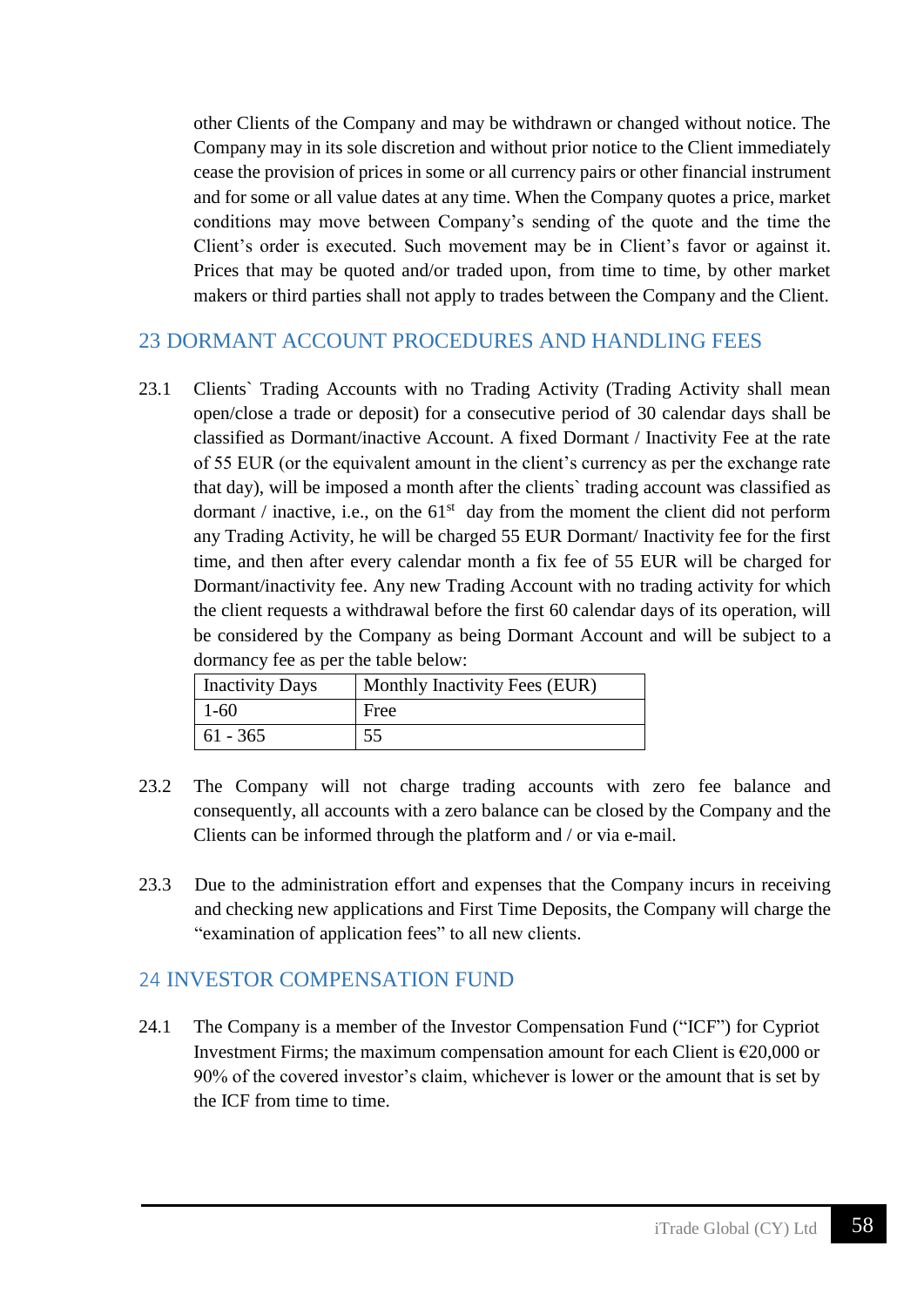other Clients of the Company and may be withdrawn or changed without notice. The Company may in its sole discretion and without prior notice to the Client immediately cease the provision of prices in some or all currency pairs or other financial instrument and for some or all value dates at any time. When the Company quotes a price, market conditions may move between Company's sending of the quote and the time the Client's order is executed. Such movement may be in Client's favor or against it. Prices that may be quoted and/or traded upon, from time to time, by other market makers or third parties shall not apply to trades between the Company and the Client.

## 23 DORMANT ACCOUNT PROCEDURES AND HANDLING FEES

23.1 Clients` Trading Accounts with no Trading Activity (Trading Activity shall mean open/close a trade or deposit) for a consecutive period of 30 calendar days shall be classified as Dormant/inactive Account. A fixed Dormant / Inactivity Fee at the rate of 55 EUR (or the equivalent amount in the client's currency as per the exchange rate that day), will be imposed a month after the clients` trading account was classified as dormant / inactive, i.e., on the 61st day from the moment the client did not perform any Trading Activity, he will be charged 55 EUR Dormant/ Inactivity fee for the first time, and then after every calendar month a fix fee of 55 EUR will be charged for Dormant/inactivity fee. Any new Trading Account with no trading activity for which the client requests a withdrawal before the first 60 calendar days of its operation, will be considered by the Company as being Dormant Account and will be subject to a dormancy fee as per the table below:

| Inactivity Days | Monthly Inactivity Fees (EUR) |
|---|---|
| 1-60 | Free |
| 61 - 365 | 55 |

23.2 The Company will not charge trading accounts with zero fee balance and consequently, all accounts with a zero balance can be closed by the Company and the Clients can be informed through the platform and / or via e-mail.

23.3 Due to the administration effort and expenses that the Company incurs in receiving and checking new applications and First Time Deposits, the Company will charge the "examination of application fees" to all new clients.

## 24 INVESTOR COMPENSATION FUND

24.1 The Company is a member of the Investor Compensation Fund ("ICF") for Cypriot Investment Firms; the maximum compensation amount for each Client is €20,000 or 90% of the covered investor's claim, whichever is lower or the amount that is set by the ICF from time to time.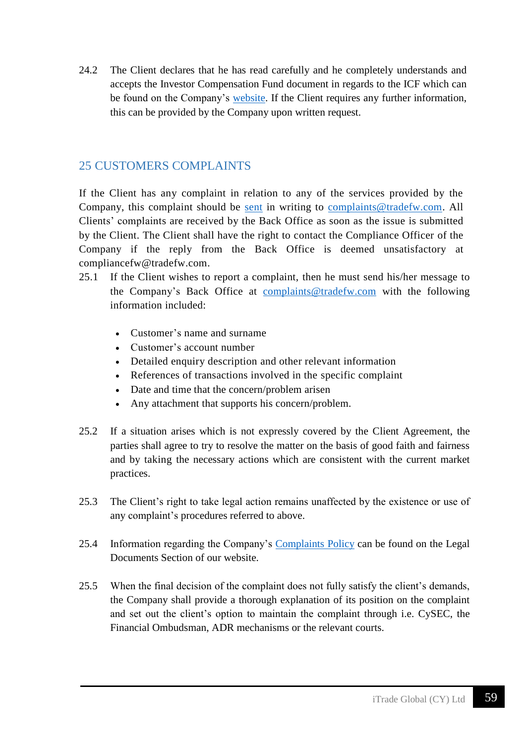24.2 The Client declares that he has read carefully and he completely understands and accepts the Investor Compensation Fund document in regards to the ICF which can be found on the Company's website. If the Client requires any further information, this can be provided by the Company upon written request.

## 25 CUSTOMERS COMPLAINTS

If the Client has any complaint in relation to any of the services provided by the Company, this complaint should be sent in writing to complaints@tradefw.com. All Clients' complaints are received by the Back Office as soon as the issue is submitted by the Client. The Client shall have the right to contact the Compliance Officer of the Company if the reply from the Back Office is deemed unsatisfactory at compliancefw@tradefw.com.

25.1 If the Client wishes to report a complaint, then he must send his/her message to the Company's Back Office at complaints@tradefw.com with the following information included:

- Customer's name and surname
- Customer's account number
- Detailed enquiry description and other relevant information
- References of transactions involved in the specific complaint
- Date and time that the concern/problem arisen
- Any attachment that supports his concern/problem.

25.2 If a situation arises which is not expressly covered by the Client Agreement, the parties shall agree to try to resolve the matter on the basis of good faith and fairness and by taking the necessary actions which are consistent with the current market practices.

25.3 The Client's right to take legal action remains unaffected by the existence or use of any complaint's procedures referred to above.

25.4 Information regarding the Company's Complaints Policy can be found on the Legal Documents Section of our website.

25.5 When the final decision of the complaint does not fully satisfy the client's demands, the Company shall provide a thorough explanation of its position on the complaint and set out the client's option to maintain the complaint through i.e. CySEC, the Financial Ombudsman, ADR mechanisms or the relevant courts.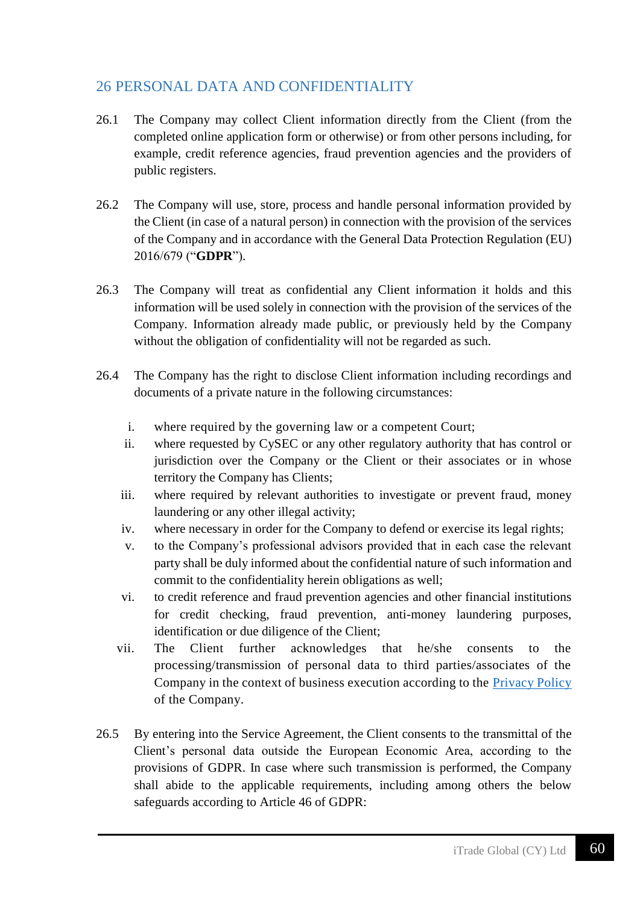## 26 PERSONAL DATA AND CONFIDENTIALITY

26.1 The Company may collect Client information directly from the Client (from the completed online application form or otherwise) or from other persons including, for example, credit reference agencies, fraud prevention agencies and the providers of public registers.

26.2 The Company will use, store, process and handle personal information provided by the Client (in case of a natural person) in connection with the provision of the services of the Company and in accordance with the General Data Protection Regulation (EU) 2016/679 ("**GDPR**").

26.3 The Company will treat as confidential any Client information it holds and this information will be used solely in connection with the provision of the services of the Company. Information already made public, or previously held by the Company without the obligation of confidentiality will not be regarded as such.

26.4 The Company has the right to disclose Client information including recordings and documents of a private nature in the following circumstances:

i. where required by the governing law or a competent Court;
ii. where requested by CySEC or any other regulatory authority that has control or jurisdiction over the Company or the Client or their associates or in whose territory the Company has Clients;
iii. where required by relevant authorities to investigate or prevent fraud, money laundering or any other illegal activity;
iv. where necessary in order for the Company to defend or exercise its legal rights;
v. to the Company's professional advisors provided that in each case the relevant party shall be duly informed about the confidential nature of such information and commit to the confidentiality herein obligations as well;
vi. to credit reference and fraud prevention agencies and other financial institutions for credit checking, fraud prevention, anti-money laundering purposes, identification or due diligence of the Client;
vii. The Client further acknowledges that he/she consents to the processing/transmission of personal data to third parties/associates of the Company in the context of business execution according to the Privacy Policy of the Company.

26.5 By entering into the Service Agreement, the Client consents to the transmittal of the Client's personal data outside the European Economic Area, according to the provisions of GDPR. In case where such transmission is performed, the Company shall abide to the applicable requirements, including among others the below safeguards according to Article 46 of GDPR: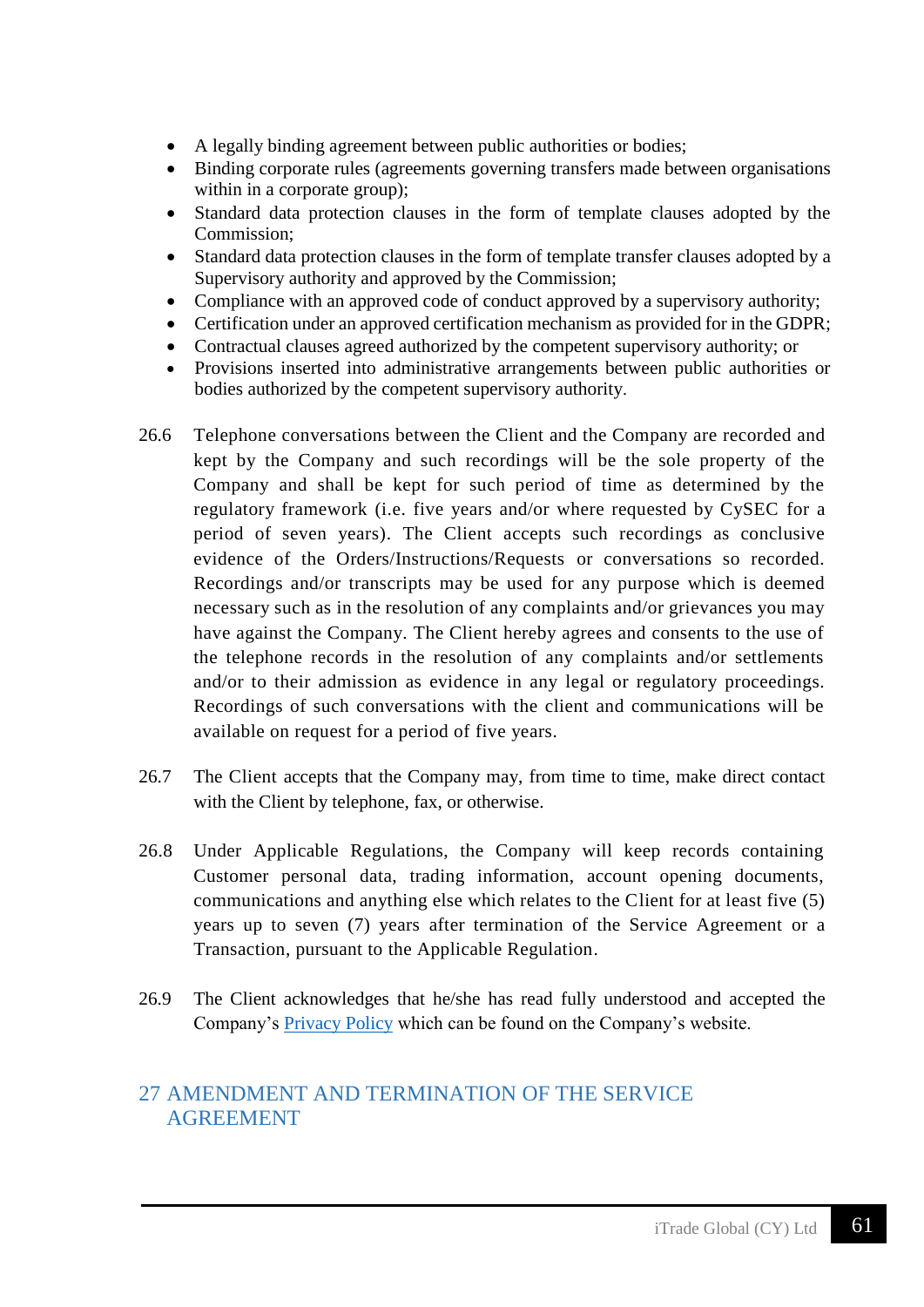- A legally binding agreement between public authorities or bodies;
- Binding corporate rules (agreements governing transfers made between organisations within in a corporate group);
- Standard data protection clauses in the form of template clauses adopted by the Commission;
- Standard data protection clauses in the form of template transfer clauses adopted by a Supervisory authority and approved by the Commission;
- Compliance with an approved code of conduct approved by a supervisory authority;
- Certification under an approved certification mechanism as provided for in the GDPR;
- Contractual clauses agreed authorized by the competent supervisory authority; or
- Provisions inserted into administrative arrangements between public authorities or bodies authorized by the competent supervisory authority.

26.6 Telephone conversations between the Client and the Company are recorded and kept by the Company and such recordings will be the sole property of the Company and shall be kept for such period of time as determined by the regulatory framework (i.e. five years and/or where requested by CySEC for a period of seven years). The Client accepts such recordings as conclusive evidence of the Orders/Instructions/Requests or conversations so recorded. Recordings and/or transcripts may be used for any purpose which is deemed necessary such as in the resolution of any complaints and/or grievances you may have against the Company. The Client hereby agrees and consents to the use of the telephone records in the resolution of any complaints and/or settlements and/or to their admission as evidence in any legal or regulatory proceedings. Recordings of such conversations with the client and communications will be available on request for a period of five years.

26.7 The Client accepts that the Company may, from time to time, make direct contact with the Client by telephone, fax, or otherwise.

26.8 Under Applicable Regulations, the Company will keep records containing Customer personal data, trading information, account opening documents, communications and anything else which relates to the Client for at least five (5) years up to seven (7) years after termination of the Service Agreement or a Transaction, pursuant to the Applicable Regulation.

26.9 The Client acknowledges that he/she has read fully understood and accepted the Company's Privacy Policy which can be found on the Company's website.

## 27 AMENDMENT AND TERMINATION OF THE SERVICE AGREEMENT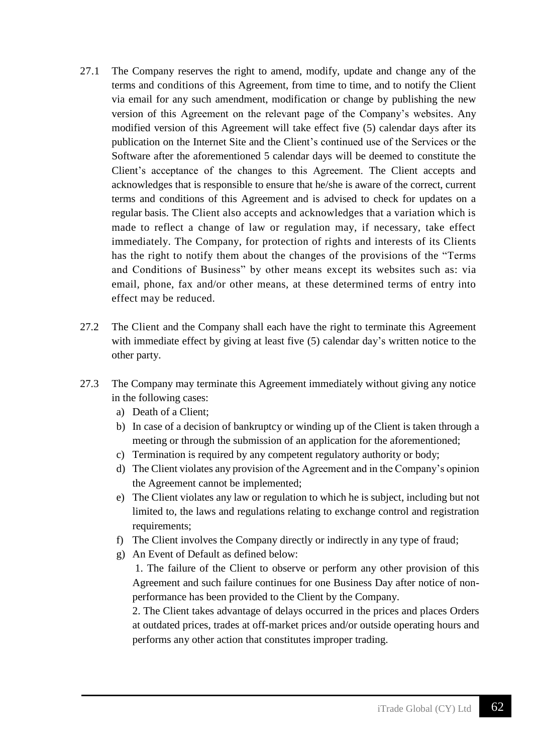27.1 The Company reserves the right to amend, modify, update and change any of the terms and conditions of this Agreement, from time to time, and to notify the Client via email for any such amendment, modification or change by publishing the new version of this Agreement on the relevant page of the Company's websites. Any modified version of this Agreement will take effect five (5) calendar days after its publication on the Internet Site and the Client's continued use of the Services or the Software after the aforementioned 5 calendar days will be deemed to constitute the Client's acceptance of the changes to this Agreement. The Client accepts and acknowledges that is responsible to ensure that he/she is aware of the correct, current terms and conditions of this Agreement and is advised to check for updates on a regular basis. The Client also accepts and acknowledges that a variation which is made to reflect a change of law or regulation may, if necessary, take effect immediately. The Company, for protection of rights and interests of its Clients has the right to notify them about the changes of the provisions of the "Terms and Conditions of Business" by other means except its websites such as: via email, phone, fax and/or other means, at these determined terms of entry into effect may be reduced.

27.2 The Client and the Company shall each have the right to terminate this Agreement with immediate effect by giving at least five (5) calendar day's written notice to the other party.

27.3 The Company may terminate this Agreement immediately without giving any notice in the following cases:

a) Death of a Client;
b) In case of a decision of bankruptcy or winding up of the Client is taken through a meeting or through the submission of an application for the aforementioned;
c) Termination is required by any competent regulatory authority or body;
d) The Client violates any provision of the Agreement and in the Company's opinion the Agreement cannot be implemented;
e) The Client violates any law or regulation to which he is subject, including but not limited to, the laws and regulations relating to exchange control and registration requirements;
f) The Client involves the Company directly or indirectly in any type of fraud;
g) An Event of Default as defined below:

1. The failure of the Client to observe or perform any other provision of this Agreement and such failure continues for one Business Day after notice of non-performance has been provided to the Client by the Company.

2. The Client takes advantage of delays occurred in the prices and places Orders at outdated prices, trades at off-market prices and/or outside operating hours and performs any other action that constitutes improper trading.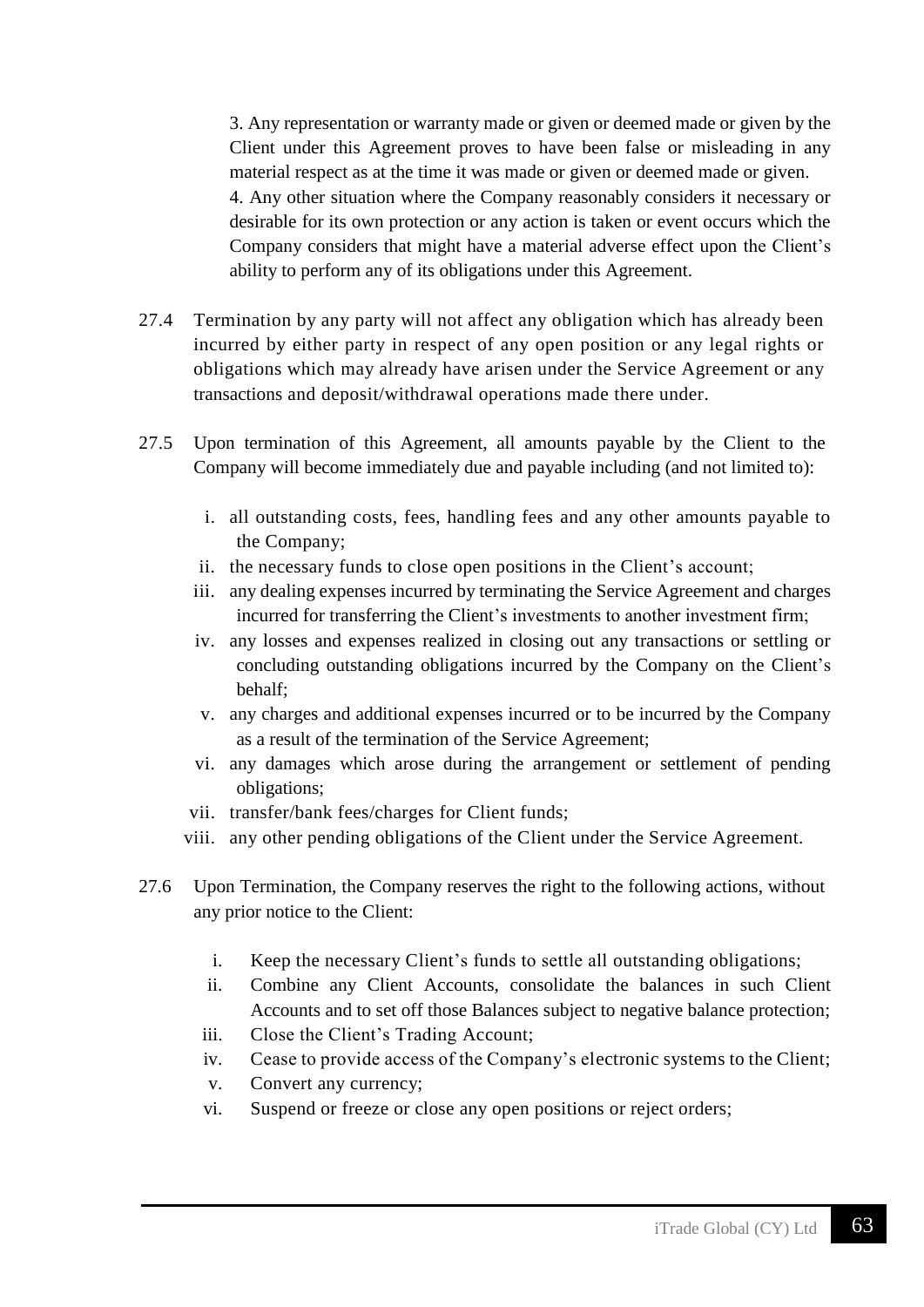3. Any representation or warranty made or given or deemed made or given by the Client under this Agreement proves to have been false or misleading in any material respect as at the time it was made or given or deemed made or given.

4. Any other situation where the Company reasonably considers it necessary or desirable for its own protection or any action is taken or event occurs which the Company considers that might have a material adverse effect upon the Client's ability to perform any of its obligations under this Agreement.

27.4 Termination by any party will not affect any obligation which has already been incurred by either party in respect of any open position or any legal rights or obligations which may already have arisen under the Service Agreement or any transactions and deposit/withdrawal operations made there under.

27.5 Upon termination of this Agreement, all amounts payable by the Client to the Company will become immediately due and payable including (and not limited to):

i. all outstanding costs, fees, handling fees and any other amounts payable to the Company;
ii. the necessary funds to close open positions in the Client's account;
iii. any dealing expenses incurred by terminating the Service Agreement and charges incurred for transferring the Client's investments to another investment firm;
iv. any losses and expenses realized in closing out any transactions or settling or concluding outstanding obligations incurred by the Company on the Client's behalf;
v. any charges and additional expenses incurred or to be incurred by the Company as a result of the termination of the Service Agreement;
vi. any damages which arose during the arrangement or settlement of pending obligations;
vii. transfer/bank fees/charges for Client funds;
viii. any other pending obligations of the Client under the Service Agreement.

27.6 Upon Termination, the Company reserves the right to the following actions, without any prior notice to the Client:

i. Keep the necessary Client's funds to settle all outstanding obligations;
ii. Combine any Client Accounts, consolidate the balances in such Client Accounts and to set off those Balances subject to negative balance protection;
iii. Close the Client's Trading Account;
iv. Cease to provide access of the Company's electronic systems to the Client;
v. Convert any currency;
vi. Suspend or freeze or close any open positions or reject orders;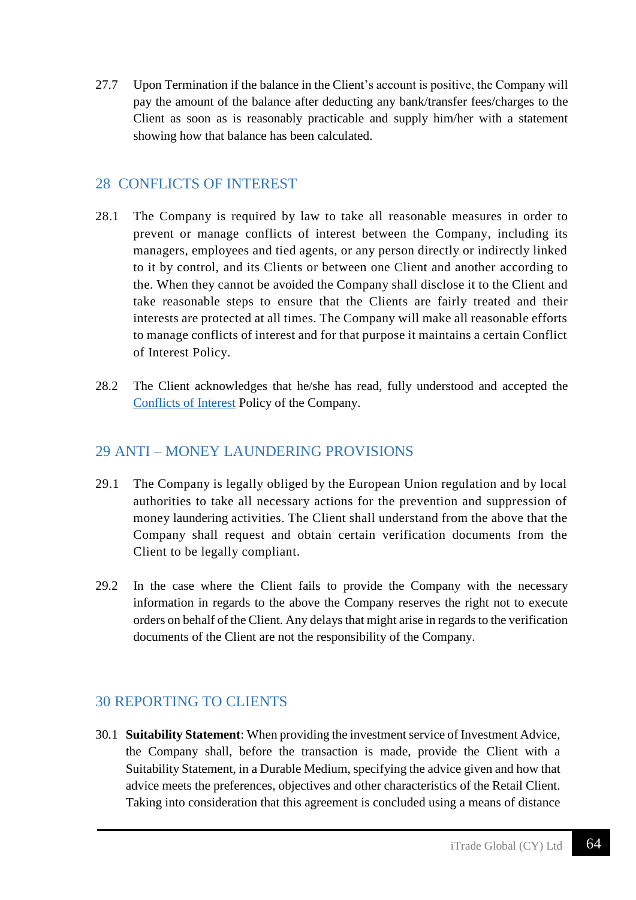27.7 Upon Termination if the balance in the Client's account is positive, the Company will pay the amount of the balance after deducting any bank/transfer fees/charges to the Client as soon as is reasonably practicable and supply him/her with a statement showing how that balance has been calculated.

## 28 CONFLICTS OF INTEREST

28.1 The Company is required by law to take all reasonable measures in order to prevent or manage conflicts of interest between the Company, including its managers, employees and tied agents, or any person directly or indirectly linked to it by control, and its Clients or between one Client and another according to the. When they cannot be avoided the Company shall disclose it to the Client and take reasonable steps to ensure that the Clients are fairly treated and their interests are protected at all times. The Company will make all reasonable efforts to manage conflicts of interest and for that purpose it maintains a certain Conflict of Interest Policy.

28.2 The Client acknowledges that he/she has read, fully understood and accepted the Conflicts of Interest Policy of the Company.

## 29 ANTI – MONEY LAUNDERING PROVISIONS

29.1 The Company is legally obliged by the European Union regulation and by local authorities to take all necessary actions for the prevention and suppression of money laundering activities. The Client shall understand from the above that the Company shall request and obtain certain verification documents from the Client to be legally compliant.

29.2 In the case where the Client fails to provide the Company with the necessary information in regards to the above the Company reserves the right not to execute orders on behalf of the Client. Any delays that might arise in regards to the verification documents of the Client are not the responsibility of the Company.

## 30 REPORTING TO CLIENTS

30.1 **Suitability Statement**: When providing the investment service of Investment Advice, the Company shall, before the transaction is made, provide the Client with a Suitability Statement, in a Durable Medium, specifying the advice given and how that advice meets the preferences, objectives and other characteristics of the Retail Client. Taking into consideration that this agreement is concluded using a means of distance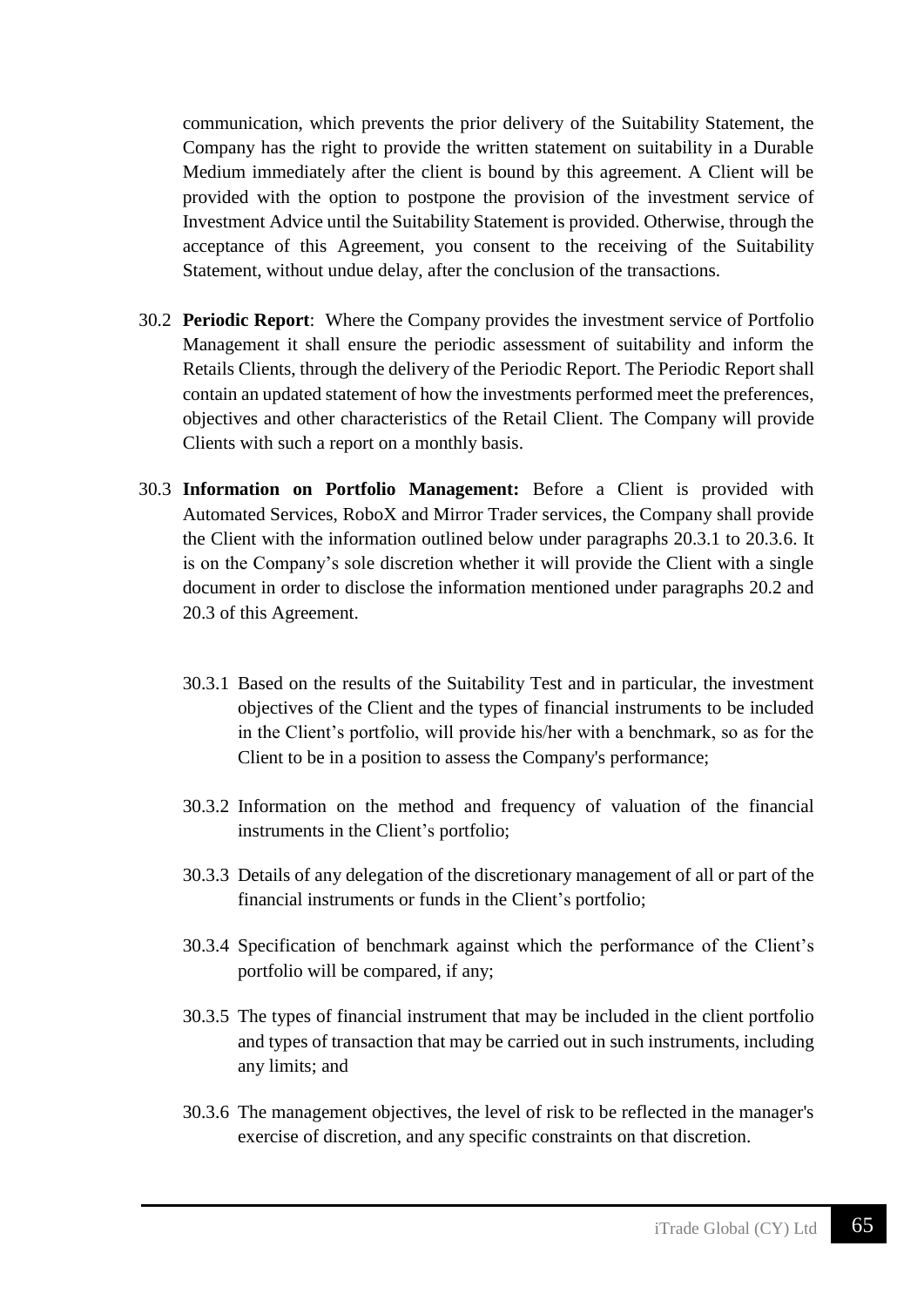communication, which prevents the prior delivery of the Suitability Statement, the Company has the right to provide the written statement on suitability in a Durable Medium immediately after the client is bound by this agreement. A Client will be provided with the option to postpone the provision of the investment service of Investment Advice until the Suitability Statement is provided. Otherwise, through the acceptance of this Agreement, you consent to the receiving of the Suitability Statement, without undue delay, after the conclusion of the transactions.

30.2 **Periodic Report**: Where the Company provides the investment service of Portfolio Management it shall ensure the periodic assessment of suitability and inform the Retails Clients, through the delivery of the Periodic Report. The Periodic Report shall contain an updated statement of how the investments performed meet the preferences, objectives and other characteristics of the Retail Client. The Company will provide Clients with such a report on a monthly basis.

30.3 **Information on Portfolio Management:** Before a Client is provided with Automated Services, RoboX and Mirror Trader services, the Company shall provide the Client with the information outlined below under paragraphs 20.3.1 to 20.3.6. It is on the Company's sole discretion whether it will provide the Client with a single document in order to disclose the information mentioned under paragraphs 20.2 and 20.3 of this Agreement.

30.3.1 Based on the results of the Suitability Test and in particular, the investment objectives of the Client and the types of financial instruments to be included in the Client's portfolio, will provide his/her with a benchmark, so as for the Client to be in a position to assess the Company's performance;

30.3.2 Information on the method and frequency of valuation of the financial instruments in the Client's portfolio;

30.3.3 Details of any delegation of the discretionary management of all or part of the financial instruments or funds in the Client's portfolio;

30.3.4 Specification of benchmark against which the performance of the Client's portfolio will be compared, if any;

30.3.5 The types of financial instrument that may be included in the client portfolio and types of transaction that may be carried out in such instruments, including any limits; and

30.3.6 The management objectives, the level of risk to be reflected in the manager's exercise of discretion, and any specific constraints on that discretion.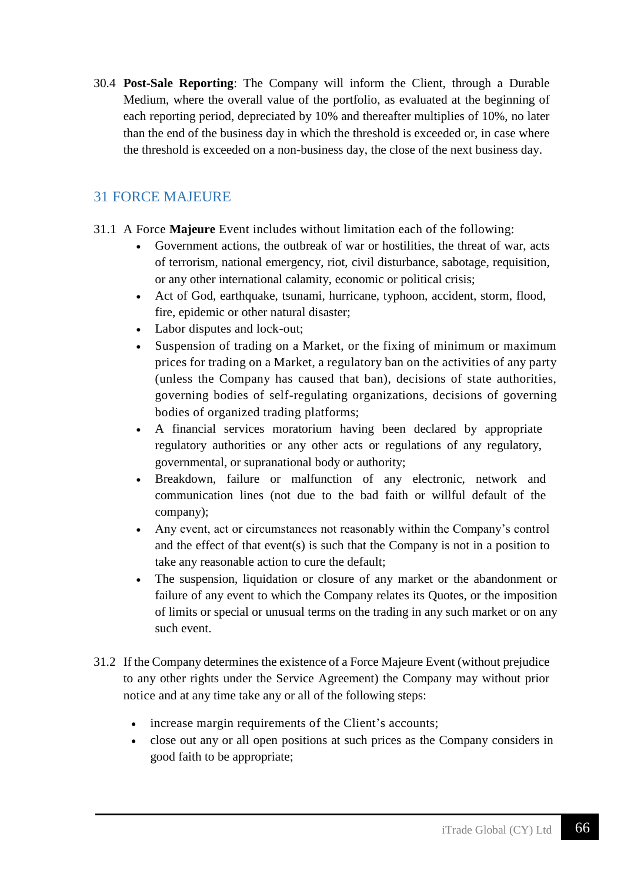30.4 **Post-Sale Reporting**: The Company will inform the Client, through a Durable Medium, where the overall value of the portfolio, as evaluated at the beginning of each reporting period, depreciated by 10% and thereafter multiples of 10%, no later than the end of the business day in which the threshold is exceeded or, in case where the threshold is exceeded on a non-business day, the close of the next business day.

## 31 FORCE MAJEURE

31.1 A Force **Majeure** Event includes without limitation each of the following:

- Government actions, the outbreak of war or hostilities, the threat of war, acts of terrorism, national emergency, riot, civil disturbance, sabotage, requisition, or any other international calamity, economic or political crisis;
- Act of God, earthquake, tsunami, hurricane, typhoon, accident, storm, flood, fire, epidemic or other natural disaster;
- Labor disputes and lock-out;
- Suspension of trading on a Market, or the fixing of minimum or maximum prices for trading on a Market, a regulatory ban on the activities of any party (unless the Company has caused that ban), decisions of state authorities, governing bodies of self-regulating organizations, decisions of governing bodies of organized trading platforms;
- A financial services moratorium having been declared by appropriate regulatory authorities or any other acts or regulations of any regulatory, governmental, or supranational body or authority;
- Breakdown, failure or malfunction of any electronic, network and communication lines (not due to the bad faith or willful default of the company);
- Any event, act or circumstances not reasonably within the Company's control and the effect of that event(s) is such that the Company is not in a position to take any reasonable action to cure the default;
- The suspension, liquidation or closure of any market or the abandonment or failure of any event to which the Company relates its Quotes, or the imposition of limits or special or unusual terms on the trading in any such market or on any such event.

31.2 If the Company determines the existence of a Force Majeure Event (without prejudice to any other rights under the Service Agreement) the Company may without prior notice and at any time take any or all of the following steps:

- increase margin requirements of the Client's accounts;
- close out any or all open positions at such prices as the Company considers in good faith to be appropriate;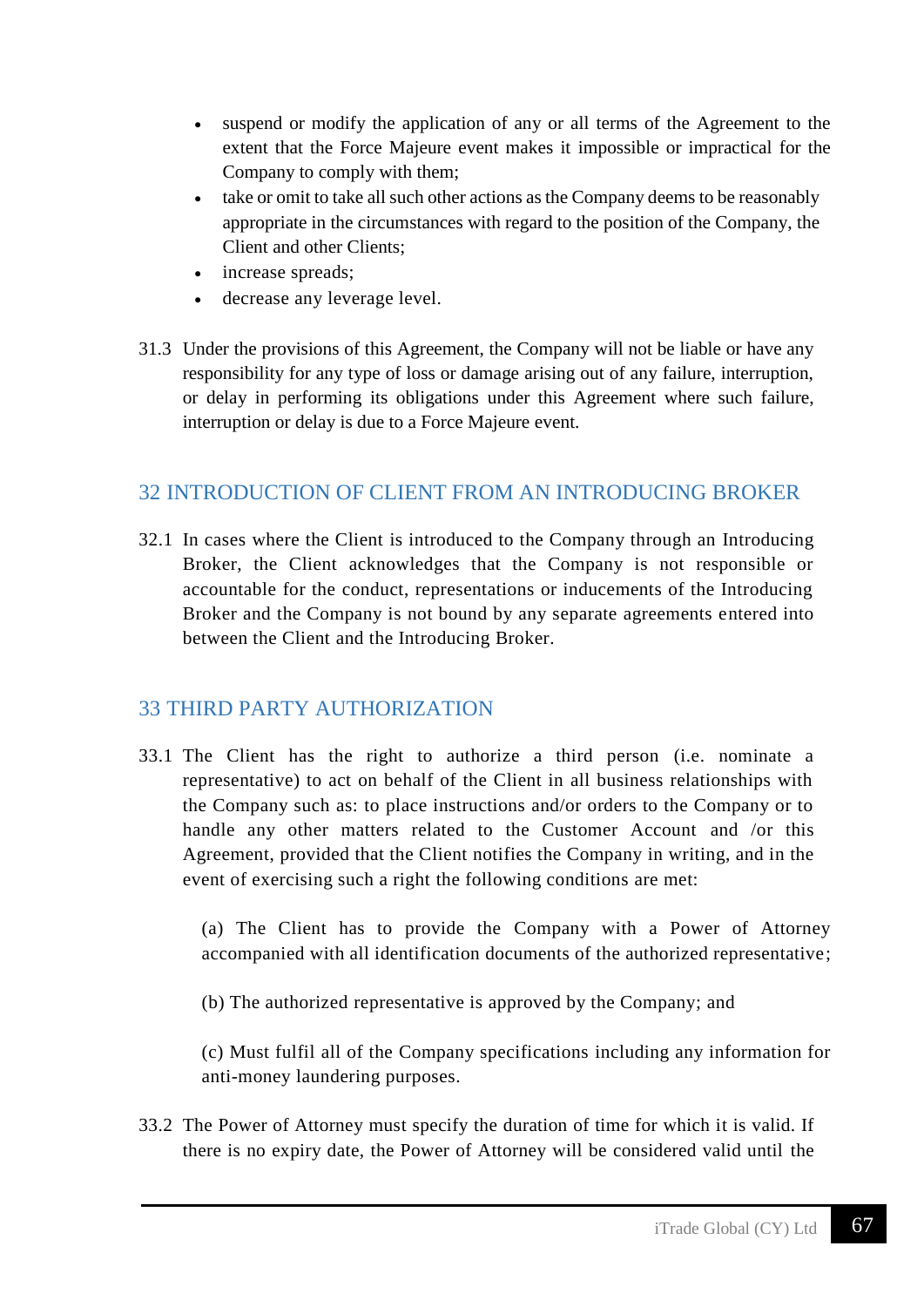- suspend or modify the application of any or all terms of the Agreement to the extent that the Force Majeure event makes it impossible or impractical for the Company to comply with them;
- take or omit to take all such other actions as the Company deems to be reasonably appropriate in the circumstances with regard to the position of the Company, the Client and other Clients;
- increase spreads;
- decrease any leverage level.

31.3 Under the provisions of this Agreement, the Company will not be liable or have any responsibility for any type of loss or damage arising out of any failure, interruption, or delay in performing its obligations under this Agreement where such failure, interruption or delay is due to a Force Majeure event.

## 32 INTRODUCTION OF CLIENT FROM AN INTRODUCING BROKER

32.1 In cases where the Client is introduced to the Company through an Introducing Broker, the Client acknowledges that the Company is not responsible or accountable for the conduct, representations or inducements of the Introducing Broker and the Company is not bound by any separate agreements entered into between the Client and the Introducing Broker.

## 33 THIRD PARTY AUTHORIZATION

33.1 The Client has the right to authorize a third person (i.e. nominate a representative) to act on behalf of the Client in all business relationships with the Company such as: to place instructions and/or orders to the Company or to handle any other matters related to the Customer Account and /or this Agreement, provided that the Client notifies the Company in writing, and in the event of exercising such a right the following conditions are met:

(a) The Client has to provide the Company with a Power of Attorney accompanied with all identification documents of the authorized representative;

(b) The authorized representative is approved by the Company; and

(c) Must fulfil all of the Company specifications including any information for anti-money laundering purposes.

33.2 The Power of Attorney must specify the duration of time for which it is valid. If there is no expiry date, the Power of Attorney will be considered valid until the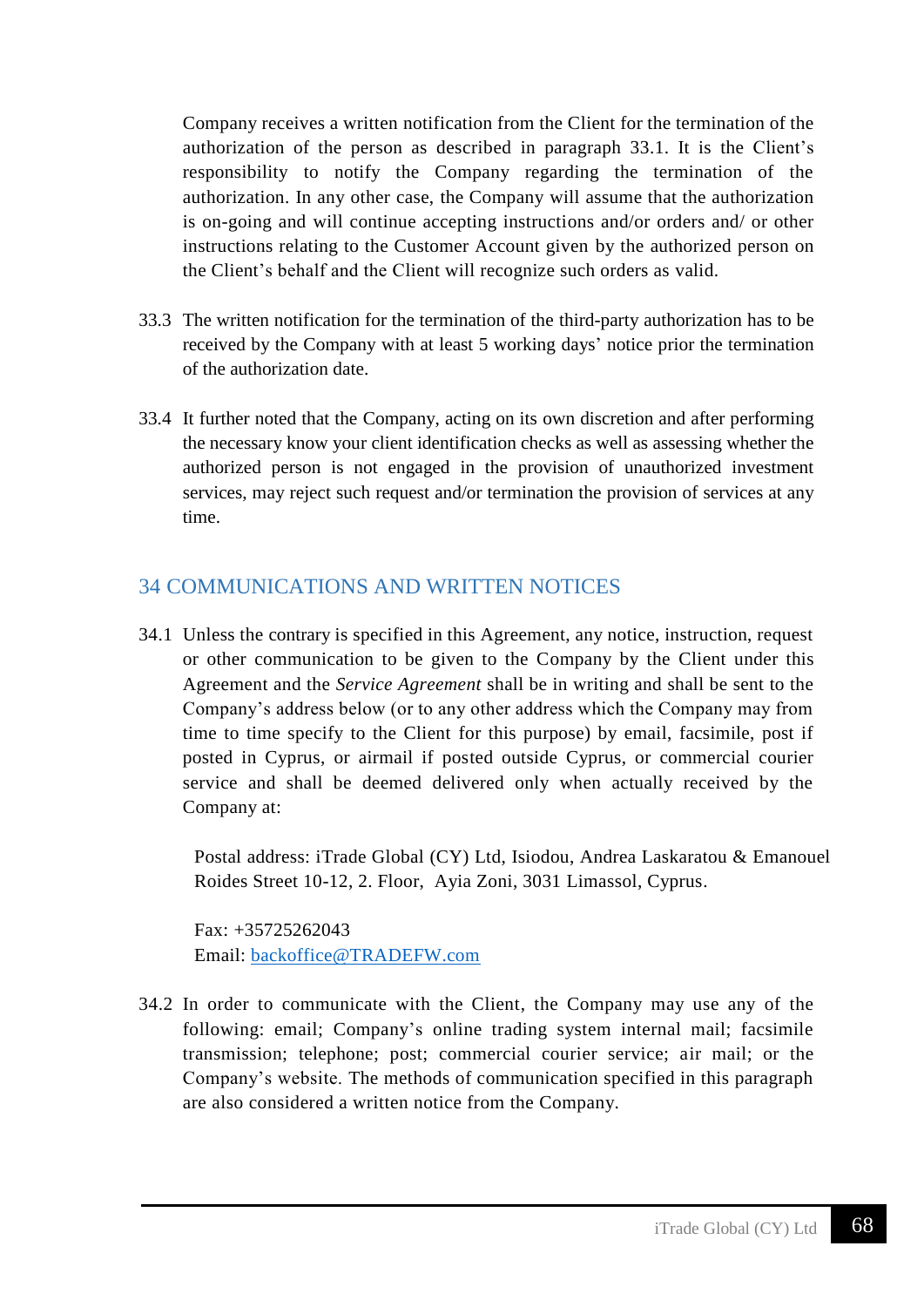Company receives a written notification from the Client for the termination of the authorization of the person as described in paragraph 33.1. It is the Client's responsibility to notify the Company regarding the termination of the authorization. In any other case, the Company will assume that the authorization is on-going and will continue accepting instructions and/or orders and/ or other instructions relating to the Customer Account given by the authorized person on the Client's behalf and the Client will recognize such orders as valid.

33.3 The written notification for the termination of the third-party authorization has to be received by the Company with at least 5 working days' notice prior the termination of the authorization date.

33.4 It further noted that the Company, acting on its own discretion and after performing the necessary know your client identification checks as well as assessing whether the authorized person is not engaged in the provision of unauthorized investment services, may reject such request and/or termination the provision of services at any time.

## 34 COMMUNICATIONS AND WRITTEN NOTICES

34.1 Unless the contrary is specified in this Agreement, any notice, instruction, request or other communication to be given to the Company by the Client under this Agreement and the *Service Agreement* shall be in writing and shall be sent to the Company's address below (or to any other address which the Company may from time to time specify to the Client for this purpose) by email, facsimile, post if posted in Cyprus, or airmail if posted outside Cyprus, or commercial courier service and shall be deemed delivered only when actually received by the Company at:

Postal address: iTrade Global (CY) Ltd, Isiodou, Andrea Laskaratou & Emanouel Roides Street 10-12, 2. Floor, Ayia Zoni, 3031 Limassol, Cyprus.

Fax: +35725262043
Email: backoffice@TRADEFW.com

34.2 In order to communicate with the Client, the Company may use any of the following: email; Company's online trading system internal mail; facsimile transmission; telephone; post; commercial courier service; air mail; or the Company's website. The methods of communication specified in this paragraph are also considered a written notice from the Company.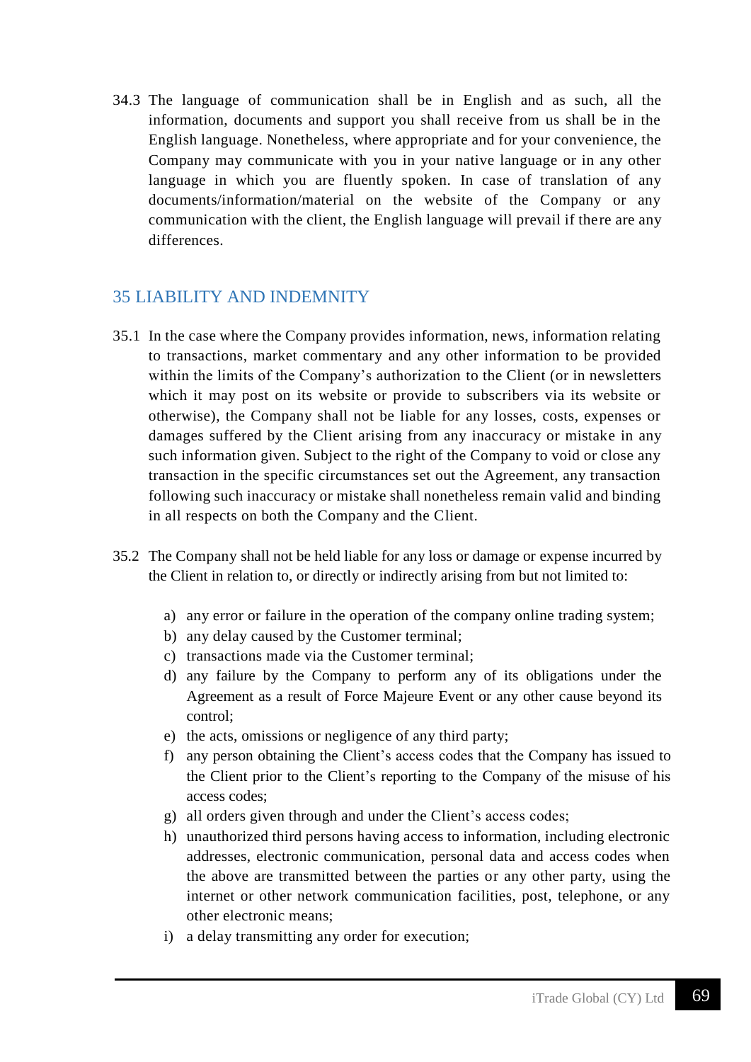34.3 The language of communication shall be in English and as such, all the information, documents and support you shall receive from us shall be in the English language. Nonetheless, where appropriate and for your convenience, the Company may communicate with you in your native language or in any other language in which you are fluently spoken. In case of translation of any documents/information/material on the website of the Company or any communication with the client, the English language will prevail if there are any differences.

## 35 LIABILITY AND INDEMNITY

35.1 In the case where the Company provides information, news, information relating to transactions, market commentary and any other information to be provided within the limits of the Company's authorization to the Client (or in newsletters which it may post on its website or provide to subscribers via its website or otherwise), the Company shall not be liable for any losses, costs, expenses or damages suffered by the Client arising from any inaccuracy or mistake in any such information given. Subject to the right of the Company to void or close any transaction in the specific circumstances set out the Agreement, any transaction following such inaccuracy or mistake shall nonetheless remain valid and binding in all respects on both the Company and the Client.

35.2 The Company shall not be held liable for any loss or damage or expense incurred by the Client in relation to, or directly or indirectly arising from but not limited to:

a) any error or failure in the operation of the company online trading system;
b) any delay caused by the Customer terminal;
c) transactions made via the Customer terminal;
d) any failure by the Company to perform any of its obligations under the Agreement as a result of Force Majeure Event or any other cause beyond its control;
e) the acts, omissions or negligence of any third party;
f) any person obtaining the Client's access codes that the Company has issued to the Client prior to the Client's reporting to the Company of the misuse of his access codes;
g) all orders given through and under the Client's access codes;
h) unauthorized third persons having access to information, including electronic addresses, electronic communication, personal data and access codes when the above are transmitted between the parties or any other party, using the internet or other network communication facilities, post, telephone, or any other electronic means;
i) a delay transmitting any order for execution;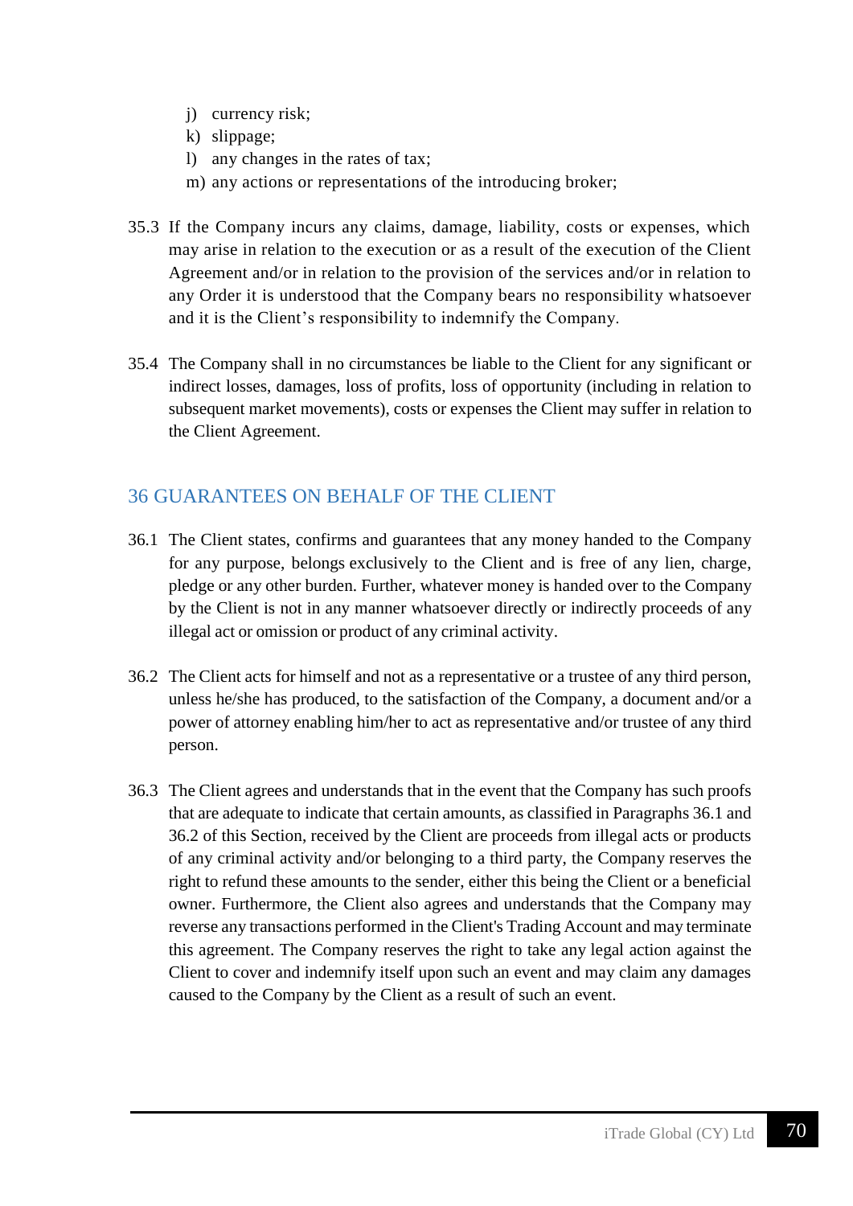j) currency risk;
k) slippage;
l) any changes in the rates of tax;
m) any actions or representations of the introducing broker;

35.3 If the Company incurs any claims, damage, liability, costs or expenses, which may arise in relation to the execution or as a result of the execution of the Client Agreement and/or in relation to the provision of the services and/or in relation to any Order it is understood that the Company bears no responsibility whatsoever and it is the Client's responsibility to indemnify the Company.

35.4 The Company shall in no circumstances be liable to the Client for any significant or indirect losses, damages, loss of profits, loss of opportunity (including in relation to subsequent market movements), costs or expenses the Client may suffer in relation to the Client Agreement.

## 36 GUARANTEES ON BEHALF OF THE CLIENT

36.1 The Client states, confirms and guarantees that any money handed to the Company for any purpose, belongs exclusively to the Client and is free of any lien, charge, pledge or any other burden. Further, whatever money is handed over to the Company by the Client is not in any manner whatsoever directly or indirectly proceeds of any illegal act or omission or product of any criminal activity.

36.2 The Client acts for himself and not as a representative or a trustee of any third person, unless he/she has produced, to the satisfaction of the Company, a document and/or a power of attorney enabling him/her to act as representative and/or trustee of any third person.

36.3 The Client agrees and understands that in the event that the Company has such proofs that are adequate to indicate that certain amounts, as classified in Paragraphs 36.1 and 36.2 of this Section, received by the Client are proceeds from illegal acts or products of any criminal activity and/or belonging to a third party, the Company reserves the right to refund these amounts to the sender, either this being the Client or a beneficial owner. Furthermore, the Client also agrees and understands that the Company may reverse any transactions performed in the Client's Trading Account and may terminate this agreement. The Company reserves the right to take any legal action against the Client to cover and indemnify itself upon such an event and may claim any damages caused to the Company by the Client as a result of such an event.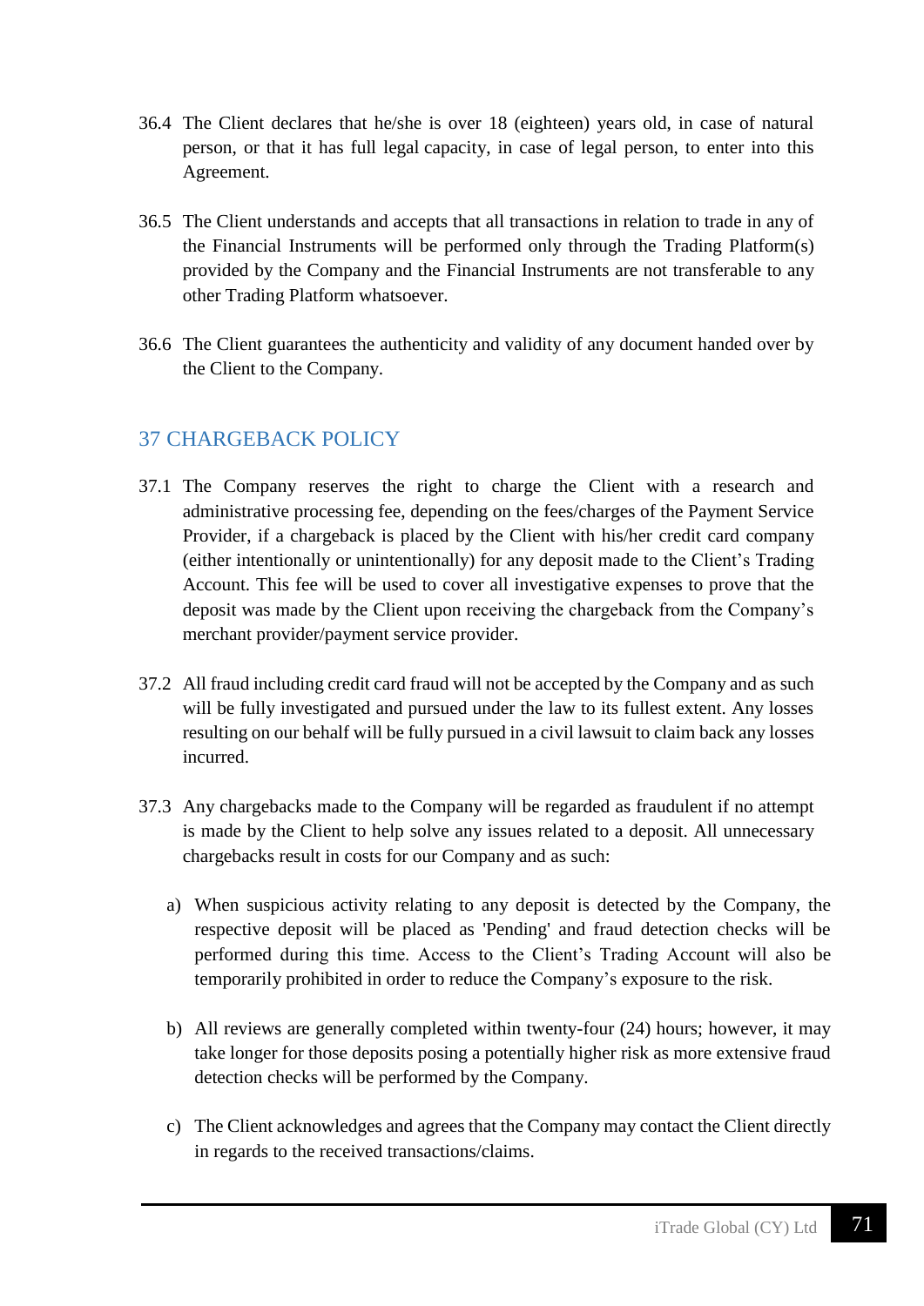36.4 The Client declares that he/she is over 18 (eighteen) years old, in case of natural person, or that it has full legal capacity, in case of legal person, to enter into this Agreement.

36.5 The Client understands and accepts that all transactions in relation to trade in any of the Financial Instruments will be performed only through the Trading Platform(s) provided by the Company and the Financial Instruments are not transferable to any other Trading Platform whatsoever.

36.6 The Client guarantees the authenticity and validity of any document handed over by the Client to the Company.

## 37 CHARGEBACK POLICY

37.1 The Company reserves the right to charge the Client with a research and administrative processing fee, depending on the fees/charges of the Payment Service Provider, if a chargeback is placed by the Client with his/her credit card company (either intentionally or unintentionally) for any deposit made to the Client's Trading Account. This fee will be used to cover all investigative expenses to prove that the deposit was made by the Client upon receiving the chargeback from the Company's merchant provider/payment service provider.

37.2 All fraud including credit card fraud will not be accepted by the Company and as such will be fully investigated and pursued under the law to its fullest extent. Any losses resulting on our behalf will be fully pursued in a civil lawsuit to claim back any losses incurred.

37.3 Any chargebacks made to the Company will be regarded as fraudulent if no attempt is made by the Client to help solve any issues related to a deposit. All unnecessary chargebacks result in costs for our Company and as such:

a) When suspicious activity relating to any deposit is detected by the Company, the respective deposit will be placed as 'Pending' and fraud detection checks will be performed during this time. Access to the Client's Trading Account will also be temporarily prohibited in order to reduce the Company's exposure to the risk.

b) All reviews are generally completed within twenty-four (24) hours; however, it may take longer for those deposits posing a potentially higher risk as more extensive fraud detection checks will be performed by the Company.

c) The Client acknowledges and agrees that the Company may contact the Client directly in regards to the received transactions/claims.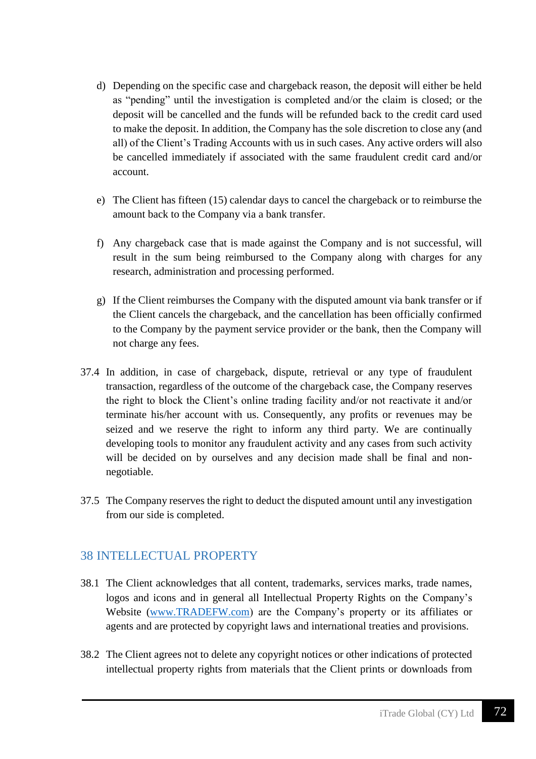d) Depending on the specific case and chargeback reason, the deposit will either be held as "pending" until the investigation is completed and/or the claim is closed; or the deposit will be cancelled and the funds will be refunded back to the credit card used to make the deposit. In addition, the Company has the sole discretion to close any (and all) of the Client's Trading Accounts with us in such cases. Any active orders will also be cancelled immediately if associated with the same fraudulent credit card and/or account.

e) The Client has fifteen (15) calendar days to cancel the chargeback or to reimburse the amount back to the Company via a bank transfer.

f) Any chargeback case that is made against the Company and is not successful, will result in the sum being reimbursed to the Company along with charges for any research, administration and processing performed.

g) If the Client reimburses the Company with the disputed amount via bank transfer or if the Client cancels the chargeback, and the cancellation has been officially confirmed to the Company by the payment service provider or the bank, then the Company will not charge any fees.

37.4 In addition, in case of chargeback, dispute, retrieval or any type of fraudulent transaction, regardless of the outcome of the chargeback case, the Company reserves the right to block the Client's online trading facility and/or not reactivate it and/or terminate his/her account with us. Consequently, any profits or revenues may be seized and we reserve the right to inform any third party. We are continually developing tools to monitor any fraudulent activity and any cases from such activity will be decided on by ourselves and any decision made shall be final and non-negotiable.

37.5 The Company reserves the right to deduct the disputed amount until any investigation from our side is completed.

## 38 INTELLECTUAL PROPERTY

38.1 The Client acknowledges that all content, trademarks, services marks, trade names, logos and icons and in general all Intellectual Property Rights on the Company's Website ([www.TRADEFW.com](http://www.TRADEFW.com)) are the Company's property or its affiliates or agents and are protected by copyright laws and international treaties and provisions.

38.2 The Client agrees not to delete any copyright notices or other indications of protected intellectual property rights from materials that the Client prints or downloads from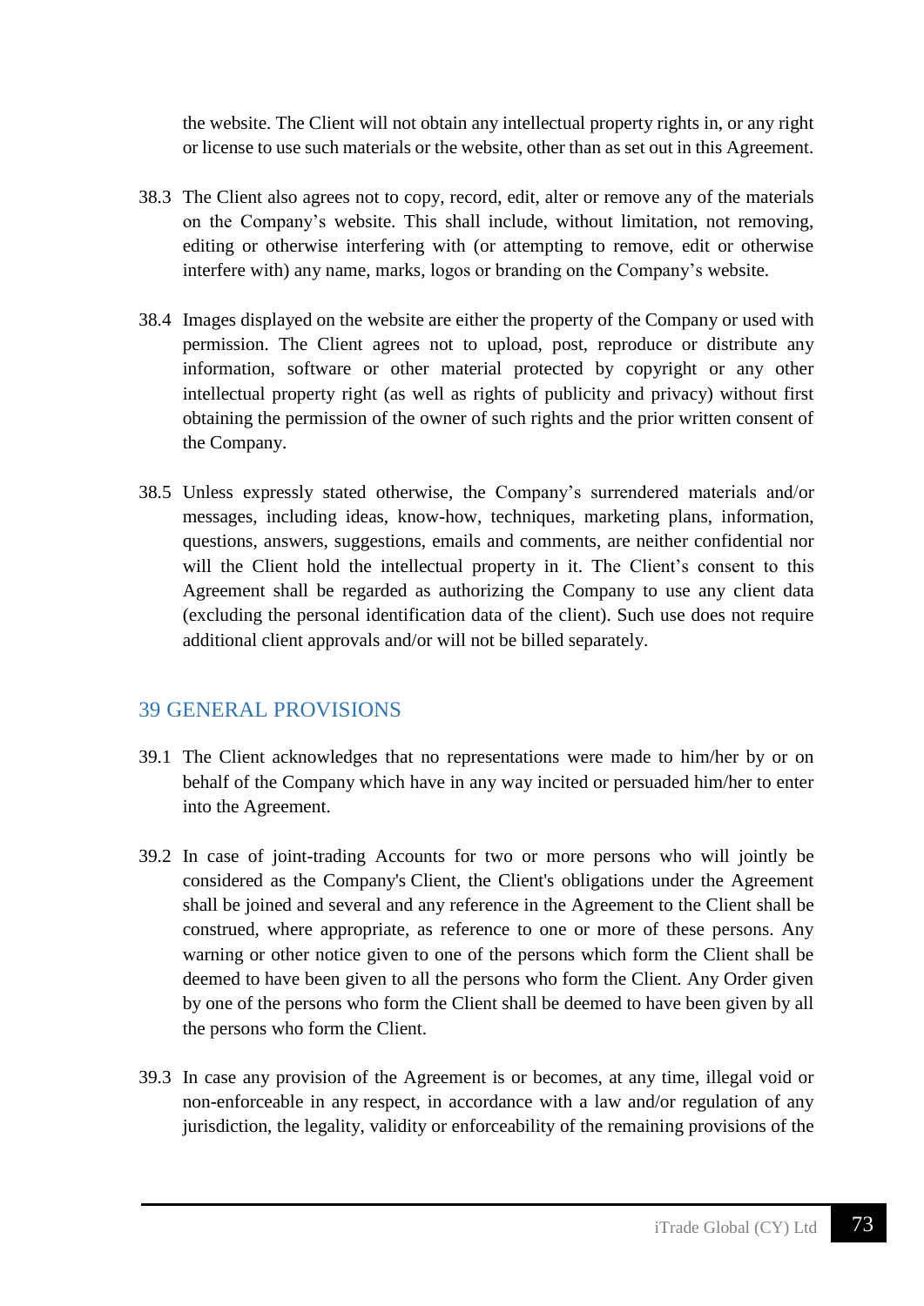the website. The Client will not obtain any intellectual property rights in, or any right or license to use such materials or the website, other than as set out in this Agreement.

38.3 The Client also agrees not to copy, record, edit, alter or remove any of the materials on the Company's website. This shall include, without limitation, not removing, editing or otherwise interfering with (or attempting to remove, edit or otherwise interfere with) any name, marks, logos or branding on the Company's website.

38.4 Images displayed on the website are either the property of the Company or used with permission. The Client agrees not to upload, post, reproduce or distribute any information, software or other material protected by copyright or any other intellectual property right (as well as rights of publicity and privacy) without first obtaining the permission of the owner of such rights and the prior written consent of the Company.

38.5 Unless expressly stated otherwise, the Company's surrendered materials and/or messages, including ideas, know-how, techniques, marketing plans, information, questions, answers, suggestions, emails and comments, are neither confidential nor will the Client hold the intellectual property in it. The Client's consent to this Agreement shall be regarded as authorizing the Company to use any client data (excluding the personal identification data of the client). Such use does not require additional client approvals and/or will not be billed separately.

## 39 GENERAL PROVISIONS

39.1 The Client acknowledges that no representations were made to him/her by or on behalf of the Company which have in any way incited or persuaded him/her to enter into the Agreement.

39.2 In case of joint-trading Accounts for two or more persons who will jointly be considered as the Company's Client, the Client's obligations under the Agreement shall be joined and several and any reference in the Agreement to the Client shall be construed, where appropriate, as reference to one or more of these persons. Any warning or other notice given to one of the persons which form the Client shall be deemed to have been given to all the persons who form the Client. Any Order given by one of the persons who form the Client shall be deemed to have been given by all the persons who form the Client.

39.3 In case any provision of the Agreement is or becomes, at any time, illegal void or non-enforceable in any respect, in accordance with a law and/or regulation of any jurisdiction, the legality, validity or enforceability of the remaining provisions of the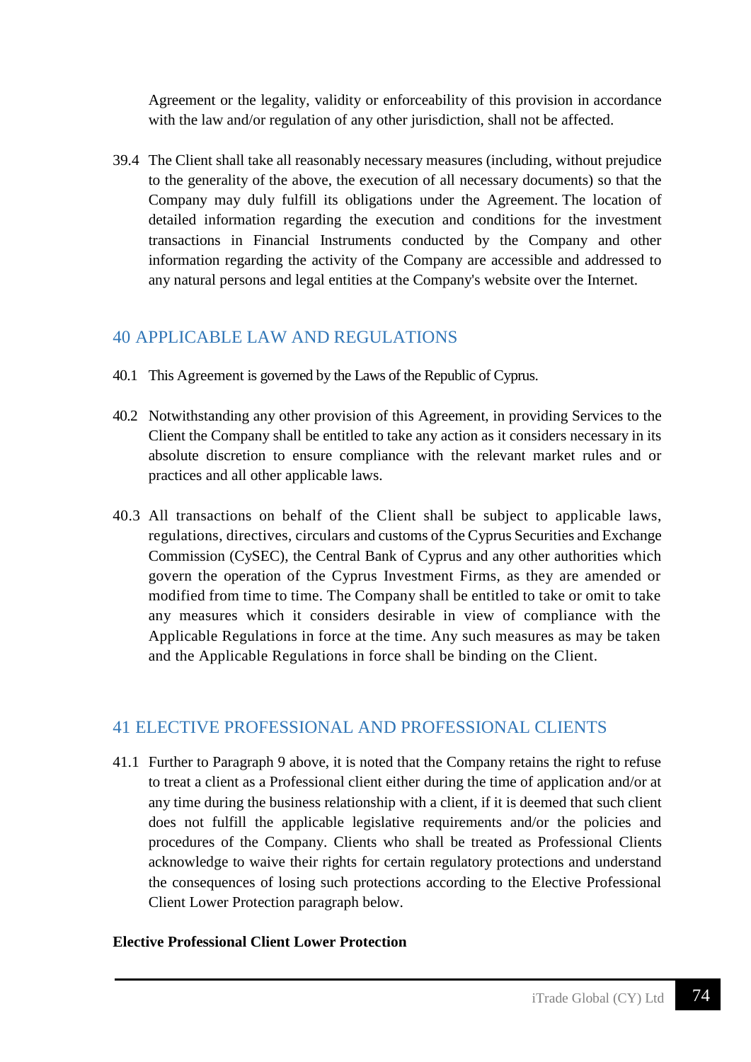Agreement or the legality, validity or enforceability of this provision in accordance with the law and/or regulation of any other jurisdiction, shall not be affected.

39.4 The Client shall take all reasonably necessary measures (including, without prejudice to the generality of the above, the execution of all necessary documents) so that the Company may duly fulfill its obligations under the Agreement. The location of detailed information regarding the execution and conditions for the investment transactions in Financial Instruments conducted by the Company and other information regarding the activity of the Company are accessible and addressed to any natural persons and legal entities at the Company's website over the Internet.

## 40 APPLICABLE LAW AND REGULATIONS

40.1 This Agreement is governed by the Laws of the Republic of Cyprus.

40.2 Notwithstanding any other provision of this Agreement, in providing Services to the Client the Company shall be entitled to take any action as it considers necessary in its absolute discretion to ensure compliance with the relevant market rules and or practices and all other applicable laws.

40.3 All transactions on behalf of the Client shall be subject to applicable laws, regulations, directives, circulars and customs of the Cyprus Securities and Exchange Commission (CySEC), the Central Bank of Cyprus and any other authorities which govern the operation of the Cyprus Investment Firms, as they are amended or modified from time to time. The Company shall be entitled to take or omit to take any measures which it considers desirable in view of compliance with the Applicable Regulations in force at the time. Any such measures as may be taken and the Applicable Regulations in force shall be binding on the Client.

## 41 ELECTIVE PROFESSIONAL AND PROFESSIONAL CLIENTS

41.1 Further to Paragraph 9 above, it is noted that the Company retains the right to refuse to treat a client as a Professional client either during the time of application and/or at any time during the business relationship with a client, if it is deemed that such client does not fulfill the applicable legislative requirements and/or the policies and procedures of the Company. Clients who shall be treated as Professional Clients acknowledge to waive their rights for certain regulatory protections and understand the consequences of losing such protections according to the Elective Professional Client Lower Protection paragraph below.

**Elective Professional Client Lower Protection**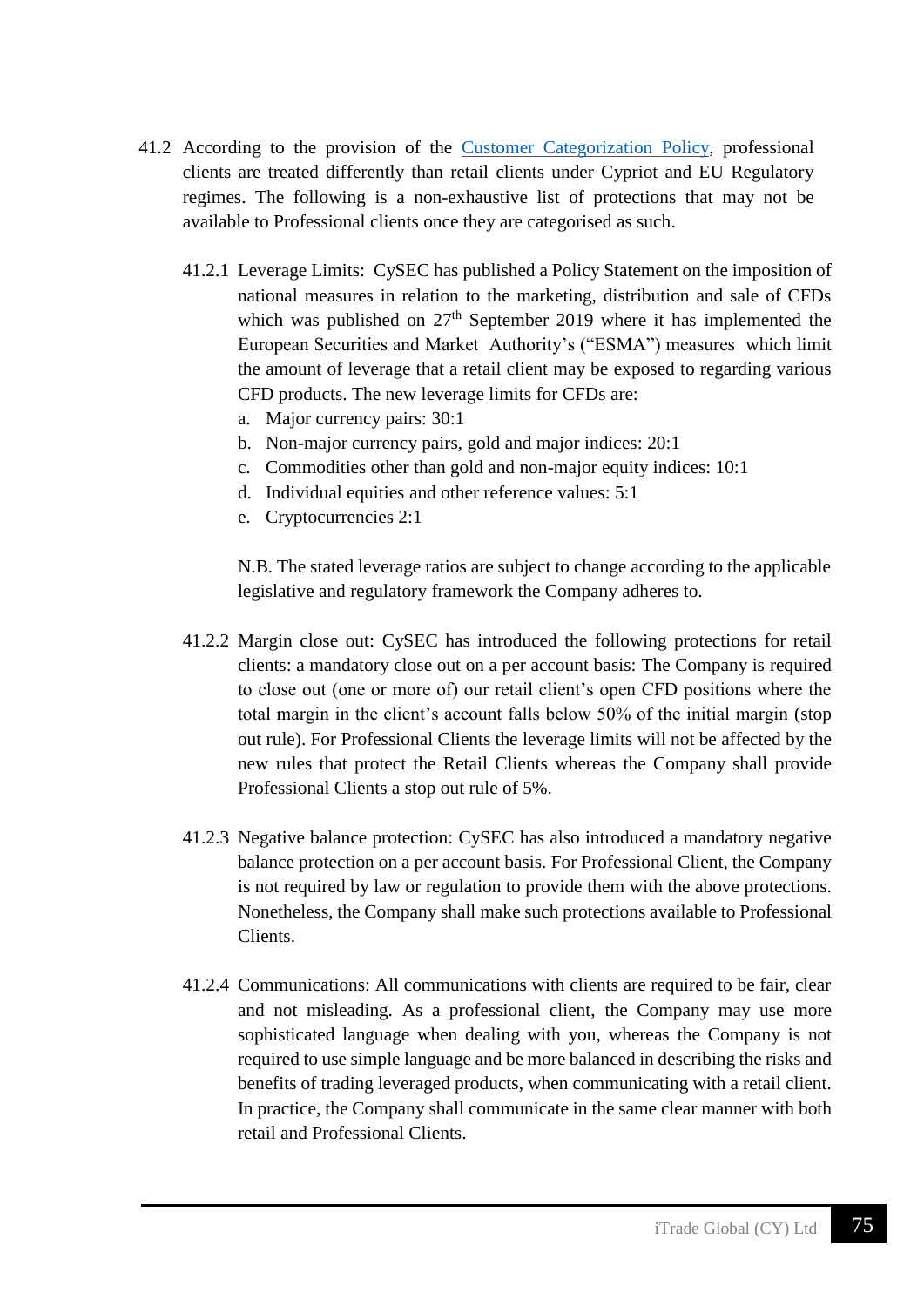41.2 According to the provision of the Customer Categorization Policy, professional clients are treated differently than retail clients under Cypriot and EU Regulatory regimes. The following is a non-exhaustive list of protections that may not be available to Professional clients once they are categorised as such.

41.2.1 Leverage Limits: CySEC has published a Policy Statement on the imposition of national measures in relation to the marketing, distribution and sale of CFDs which was published on 27th September 2019 where it has implemented the European Securities and Market Authority's ("ESMA") measures which limit the amount of leverage that a retail client may be exposed to regarding various CFD products. The new leverage limits for CFDs are:

a. Major currency pairs: 30:1
b. Non-major currency pairs, gold and major indices: 20:1
c. Commodities other than gold and non-major equity indices: 10:1
d. Individual equities and other reference values: 5:1
e. Cryptocurrencies 2:1

N.B. The stated leverage ratios are subject to change according to the applicable legislative and regulatory framework the Company adheres to.

41.2.2 Margin close out: CySEC has introduced the following protections for retail clients: a mandatory close out on a per account basis: The Company is required to close out (one or more of) our retail client's open CFD positions where the total margin in the client's account falls below 50% of the initial margin (stop out rule). For Professional Clients the leverage limits will not be affected by the new rules that protect the Retail Clients whereas the Company shall provide Professional Clients a stop out rule of 5%.

41.2.3 Negative balance protection: CySEC has also introduced a mandatory negative balance protection on a per account basis. For Professional Client, the Company is not required by law or regulation to provide them with the above protections. Nonetheless, the Company shall make such protections available to Professional Clients.

41.2.4 Communications: All communications with clients are required to be fair, clear and not misleading. As a professional client, the Company may use more sophisticated language when dealing with you, whereas the Company is not required to use simple language and be more balanced in describing the risks and benefits of trading leveraged products, when communicating with a retail client. In practice, the Company shall communicate in the same clear manner with both retail and Professional Clients.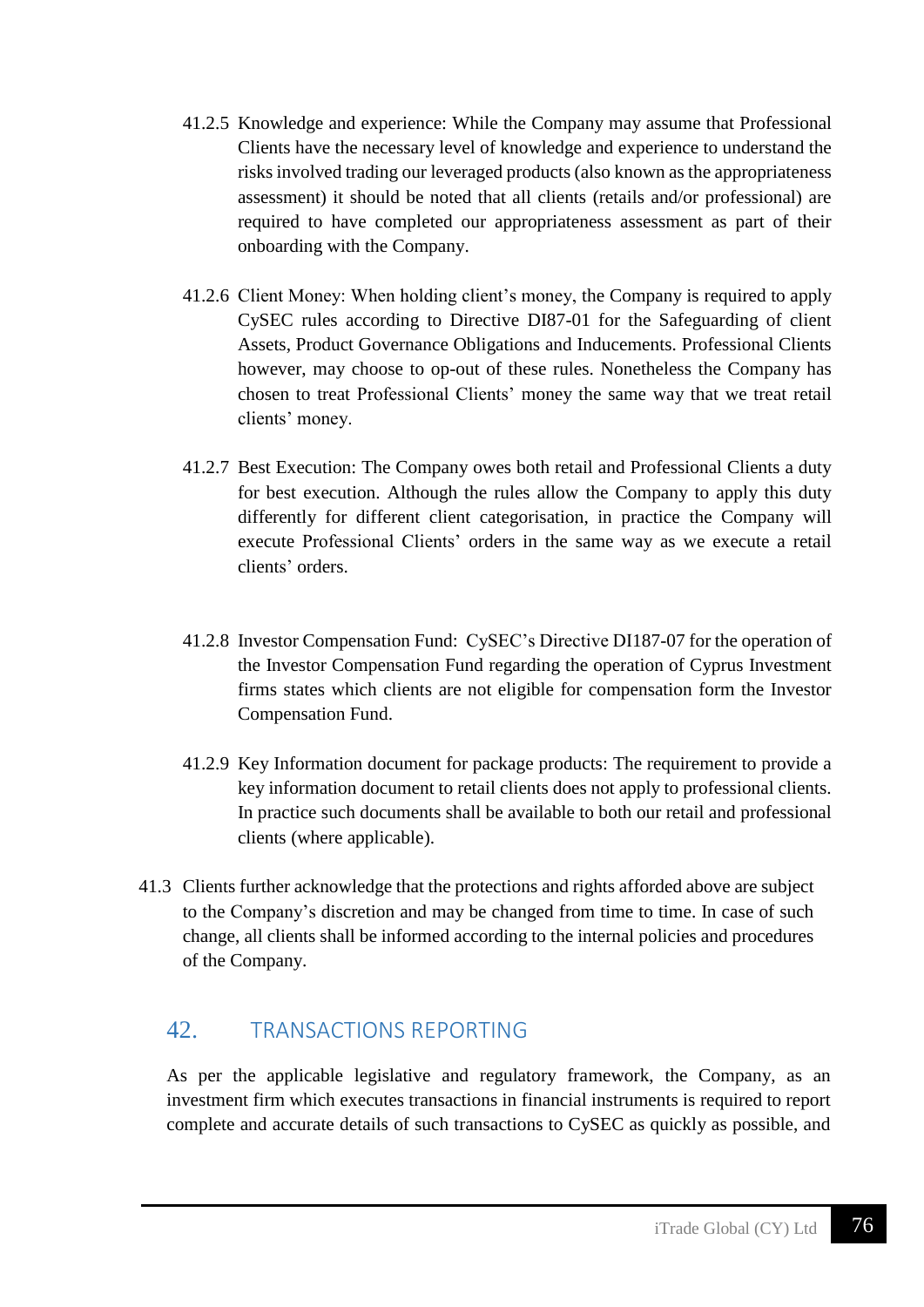41.2.5 Knowledge and experience: While the Company may assume that Professional Clients have the necessary level of knowledge and experience to understand the risks involved trading our leveraged products (also known as the appropriateness assessment) it should be noted that all clients (retails and/or professional) are required to have completed our appropriateness assessment as part of their onboarding with the Company.

41.2.6 Client Money: When holding client's money, the Company is required to apply CySEC rules according to Directive DI87-01 for the Safeguarding of client Assets, Product Governance Obligations and Inducements. Professional Clients however, may choose to op-out of these rules. Nonetheless the Company has chosen to treat Professional Clients' money the same way that we treat retail clients' money.

41.2.7 Best Execution: The Company owes both retail and Professional Clients a duty for best execution. Although the rules allow the Company to apply this duty differently for different client categorisation, in practice the Company will execute Professional Clients' orders in the same way as we execute a retail clients' orders.

41.2.8 Investor Compensation Fund: CySEC's Directive DI187-07 for the operation of the Investor Compensation Fund regarding the operation of Cyprus Investment firms states which clients are not eligible for compensation form the Investor Compensation Fund.

41.2.9 Key Information document for package products: The requirement to provide a key information document to retail clients does not apply to professional clients. In practice such documents shall be available to both our retail and professional clients (where applicable).

41.3 Clients further acknowledge that the protections and rights afforded above are subject to the Company's discretion and may be changed from time to time. In case of such change, all clients shall be informed according to the internal policies and procedures of the Company.

## 42. TRANSACTIONS REPORTING

As per the applicable legislative and regulatory framework, the Company, as an investment firm which executes transactions in financial instruments is required to report complete and accurate details of such transactions to CySEC as quickly as possible, and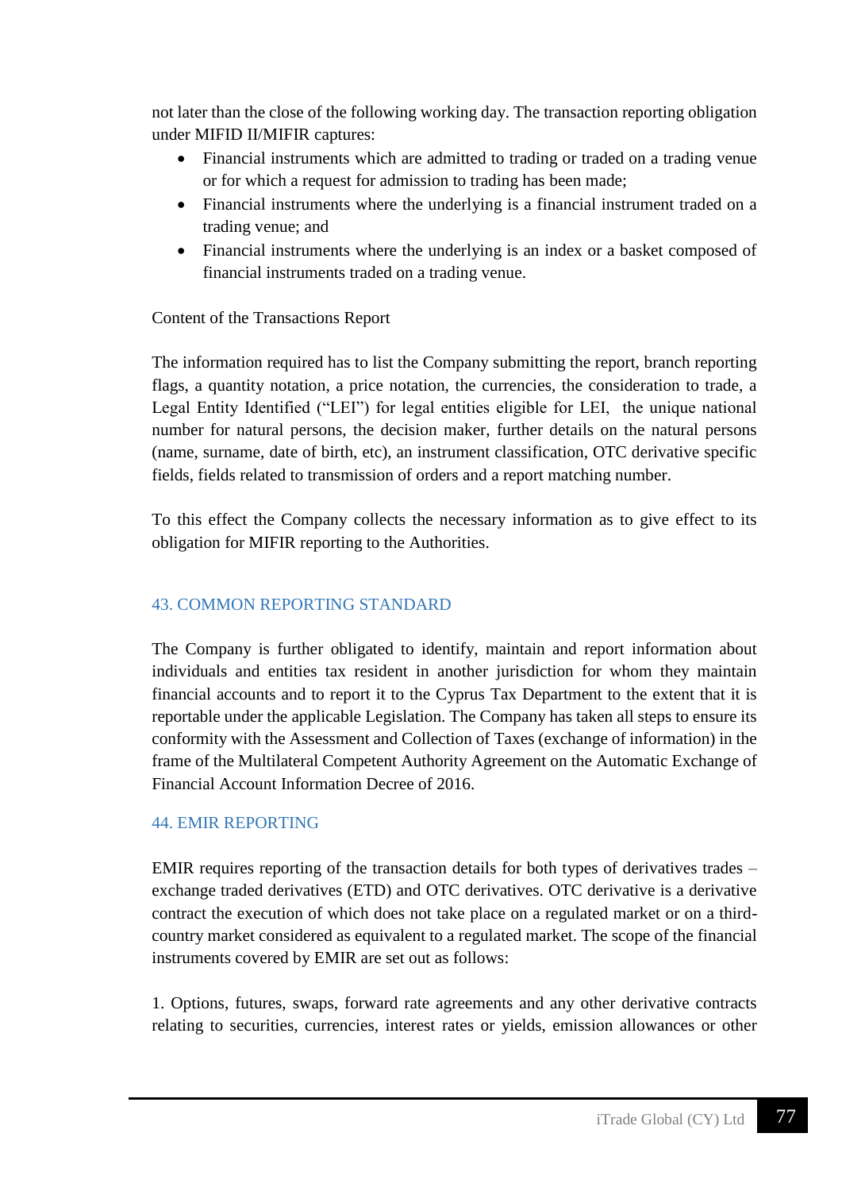not later than the close of the following working day. The transaction reporting obligation under MIFID II/MIFIR captures:

- Financial instruments which are admitted to trading or traded on a trading venue or for which a request for admission to trading has been made;
- Financial instruments where the underlying is a financial instrument traded on a trading venue; and
- Financial instruments where the underlying is an index or a basket composed of financial instruments traded on a trading venue.

Content of the Transactions Report

The information required has to list the Company submitting the report, branch reporting flags, a quantity notation, a price notation, the currencies, the consideration to trade, a Legal Entity Identified ("LEI") for legal entities eligible for LEI, the unique national number for natural persons, the decision maker, further details on the natural persons (name, surname, date of birth, etc), an instrument classification, OTC derivative specific fields, fields related to transmission of orders and a report matching number.

To this effect the Company collects the necessary information as to give effect to its obligation for MIFIR reporting to the Authorities.

## 43. COMMON REPORTING STANDARD

The Company is further obligated to identify, maintain and report information about individuals and entities tax resident in another jurisdiction for whom they maintain financial accounts and to report it to the Cyprus Tax Department to the extent that it is reportable under the applicable Legislation. The Company has taken all steps to ensure its conformity with the Assessment and Collection of Taxes (exchange of information) in the frame of the Multilateral Competent Authority Agreement on the Automatic Exchange of Financial Account Information Decree of 2016.

## 44. EMIR REPORTING

EMIR requires reporting of the transaction details for both types of derivatives trades – exchange traded derivatives (ETD) and OTC derivatives. OTC derivative is a derivative contract the execution of which does not take place on a regulated market or on a third-country market considered as equivalent to a regulated market. The scope of the financial instruments covered by EMIR are set out as follows:

1. Options, futures, swaps, forward rate agreements and any other derivative contracts relating to securities, currencies, interest rates or yields, emission allowances or other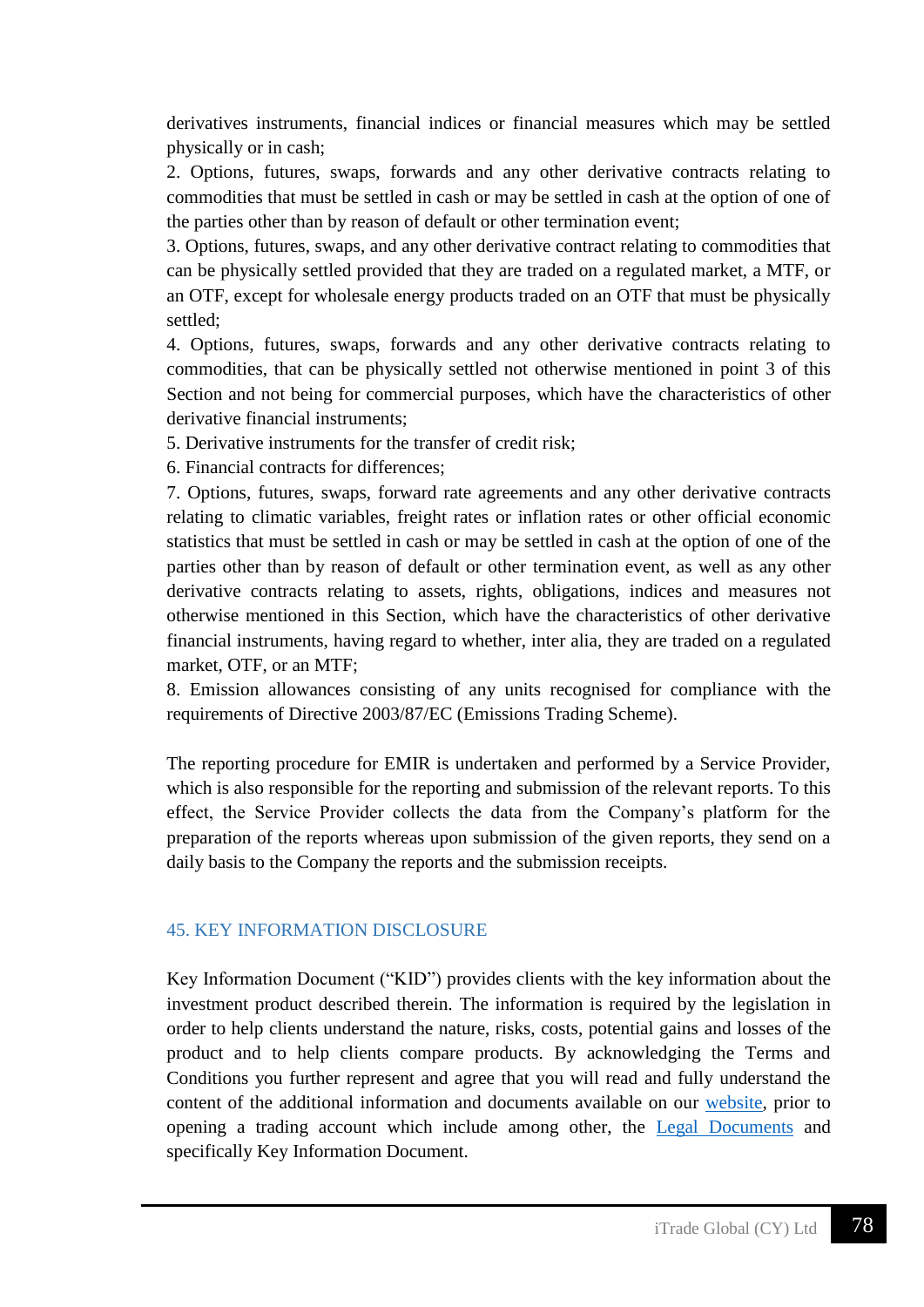derivatives instruments, financial indices or financial measures which may be settled physically or in cash;

2. Options, futures, swaps, forwards and any other derivative contracts relating to commodities that must be settled in cash or may be settled in cash at the option of one of the parties other than by reason of default or other termination event;

3. Options, futures, swaps, and any other derivative contract relating to commodities that can be physically settled provided that they are traded on a regulated market, a MTF, or an OTF, except for wholesale energy products traded on an OTF that must be physically settled;

4. Options, futures, swaps, forwards and any other derivative contracts relating to commodities, that can be physically settled not otherwise mentioned in point 3 of this Section and not being for commercial purposes, which have the characteristics of other derivative financial instruments;

5. Derivative instruments for the transfer of credit risk;

6. Financial contracts for differences;

7. Options, futures, swaps, forward rate agreements and any other derivative contracts relating to climatic variables, freight rates or inflation rates or other official economic statistics that must be settled in cash or may be settled in cash at the option of one of the parties other than by reason of default or other termination event, as well as any other derivative contracts relating to assets, rights, obligations, indices and measures not otherwise mentioned in this Section, which have the characteristics of other derivative financial instruments, having regard to whether, inter alia, they are traded on a regulated market, OTF, or an MTF;

8. Emission allowances consisting of any units recognised for compliance with the requirements of Directive 2003/87/EC (Emissions Trading Scheme).

The reporting procedure for EMIR is undertaken and performed by a Service Provider, which is also responsible for the reporting and submission of the relevant reports. To this effect, the Service Provider collects the data from the Company's platform for the preparation of the reports whereas upon submission of the given reports, they send on a daily basis to the Company the reports and the submission receipts.

## 45. KEY INFORMATION DISCLOSURE

Key Information Document ("KID") provides clients with the key information about the investment product described therein. The information is required by the legislation in order to help clients understand the nature, risks, costs, potential gains and losses of the product and to help clients compare products. By acknowledging the Terms and Conditions you further represent and agree that you will read and fully understand the content of the additional information and documents available on our website, prior to opening a trading account which include among other, the Legal Documents and specifically Key Information Document.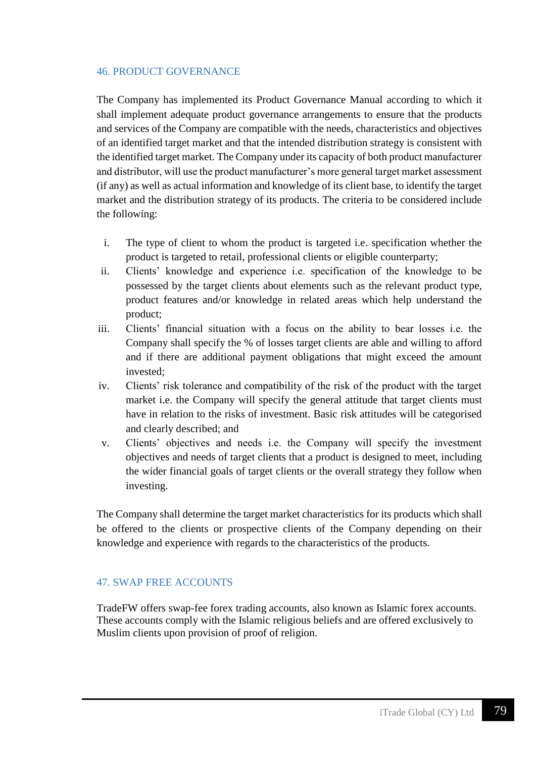## 46. PRODUCT GOVERNANCE

The Company has implemented its Product Governance Manual according to which it shall implement adequate product governance arrangements to ensure that the products and services of the Company are compatible with the needs, characteristics and objectives of an identified target market and that the intended distribution strategy is consistent with the identified target market. The Company under its capacity of both product manufacturer and distributor, will use the product manufacturer's more general target market assessment (if any) as well as actual information and knowledge of its client base, to identify the target market and the distribution strategy of its products. The criteria to be considered include the following:

i. The type of client to whom the product is targeted i.e. specification whether the product is targeted to retail, professional clients or eligible counterparty;
ii. Clients' knowledge and experience i.e. specification of the knowledge to be possessed by the target clients about elements such as the relevant product type, product features and/or knowledge in related areas which help understand the product;
iii. Clients' financial situation with a focus on the ability to bear losses i.e. the Company shall specify the % of losses target clients are able and willing to afford and if there are additional payment obligations that might exceed the amount invested;
iv. Clients' risk tolerance and compatibility of the risk of the product with the target market i.e. the Company will specify the general attitude that target clients must have in relation to the risks of investment. Basic risk attitudes will be categorised and clearly described; and
v. Clients' objectives and needs i.e. the Company will specify the investment objectives and needs of target clients that a product is designed to meet, including the wider financial goals of target clients or the overall strategy they follow when investing.

The Company shall determine the target market characteristics for its products which shall be offered to the clients or prospective clients of the Company depending on their knowledge and experience with regards to the characteristics of the products.

## 47. SWAP FREE ACCOUNTS

TradeFW offers swap-fee forex trading accounts, also known as Islamic forex accounts. These accounts comply with the Islamic religious beliefs and are offered exclusively to Muslim clients upon provision of proof of religion.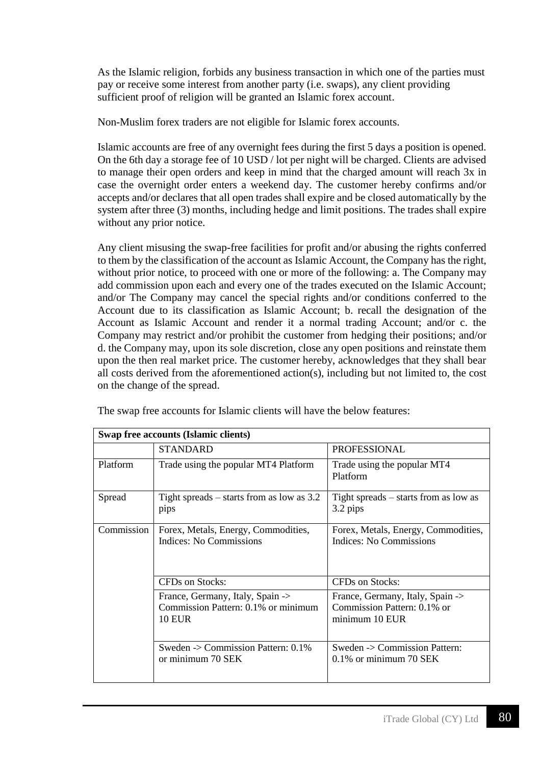As the Islamic religion, forbids any business transaction in which one of the parties must pay or receive some interest from another party (i.e. swaps), any client providing sufficient proof of religion will be granted an Islamic forex account.

Non-Muslim forex traders are not eligible for Islamic forex accounts.

Islamic accounts are free of any overnight fees during the first 5 days a position is opened. On the 6th day a storage fee of 10 USD / lot per night will be charged. Clients are advised to manage their open orders and keep in mind that the charged amount will reach 3x in case the overnight order enters a weekend day. The customer hereby confirms and/or accepts and/or declares that all open trades shall expire and be closed automatically by the system after three (3) months, including hedge and limit positions. The trades shall expire without any prior notice.

Any client misusing the swap-free facilities for profit and/or abusing the rights conferred to them by the classification of the account as Islamic Account, the Company has the right, without prior notice, to proceed with one or more of the following: a. The Company may add commission upon each and every one of the trades executed on the Islamic Account; and/or The Company may cancel the special rights and/or conditions conferred to the Account due to its classification as Islamic Account; b. recall the designation of the Account as Islamic Account and render it a normal trading Account; and/or c. the Company may restrict and/or prohibit the customer from hedging their positions; and/or d. the Company may, upon its sole discretion, close any open positions and reinstate them upon the then real market price. The customer hereby, acknowledges that they shall bear all costs derived from the aforementioned action(s), including but not limited to, the cost on the change of the spread.

The swap free accounts for Islamic clients will have the below features:

| **Swap free accounts (Islamic clients)** | | |
|---|---|---|
| | STANDARD | PROFESSIONAL |
| Platform | Trade using the popular MT4 Platform | Trade using the popular MT4 Platform |
| Spread | Tight spreads – starts from as low as 3.2 pips | Tight spreads – starts from as low as 3.2 pips |
| Commission | Forex, Metals, Energy, Commodities, Indices: No Commissions | Forex, Metals, Energy, Commodities, Indices: No Commissions |
| | CFDs on Stocks: | CFDs on Stocks: |
| | France, Germany, Italy, Spain -> Commission Pattern: 0.1% or minimum 10 EUR | France, Germany, Italy, Spain -> Commission Pattern: 0.1% or minimum 10 EUR |
| | Sweden -> Commission Pattern: 0.1% or minimum 70 SEK | Sweden -> Commission Pattern: 0.1% or minimum 70 SEK |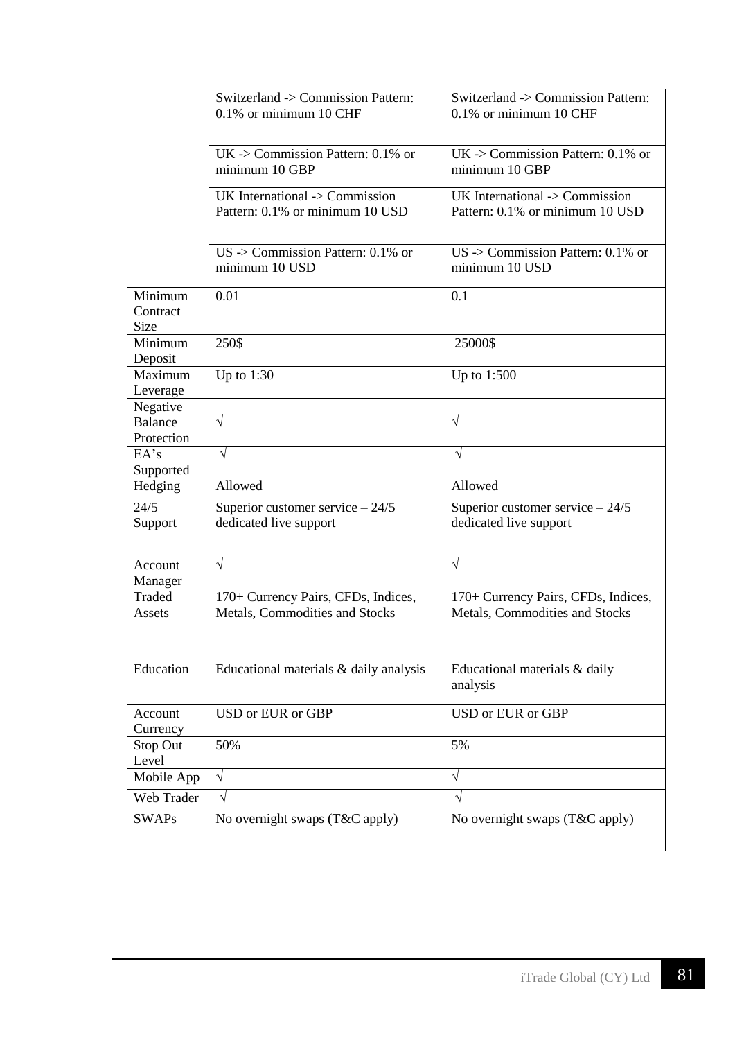| | | |
|---|---|---|
| | Switzerland -> Commission Pattern: 0.1% or minimum 10 CHF | Switzerland -> Commission Pattern: 0.1% or minimum 10 CHF |
| | UK -> Commission Pattern: 0.1% or minimum 10 GBP | UK -> Commission Pattern: 0.1% or minimum 10 GBP |
| | UK International -> Commission Pattern: 0.1% or minimum 10 USD | UK International -> Commission Pattern: 0.1% or minimum 10 USD |
| | US -> Commission Pattern: 0.1% or minimum 10 USD | US -> Commission Pattern: 0.1% or minimum 10 USD |
| Minimum Contract Size | 0.01 | 0.1 |
| Minimum Deposit | 250$ | 25000$ |
| Maximum Leverage | Up to 1:30 | Up to 1:500 |
| Negative Balance Protection | √ | √ |
| EA's Supported | √ | √ |
| Hedging | Allowed | Allowed |
| 24/5 Support | Superior customer service – 24/5 dedicated live support | Superior customer service – 24/5 dedicated live support |
| Account Manager | √ | √ |
| Traded Assets | 170+ Currency Pairs, CFDs, Indices, Metals, Commodities and Stocks | 170+ Currency Pairs, CFDs, Indices, Metals, Commodities and Stocks |
| Education | Educational materials & daily analysis | Educational materials & daily analysis |
| Account Currency | USD or EUR or GBP | USD or EUR or GBP |
| Stop Out Level | 50% | 5% |
| Mobile App | √ | √ |
| Web Trader | √ | √ |
| SWAPs | No overnight swaps (T&C apply) | No overnight swaps (T&C apply) |